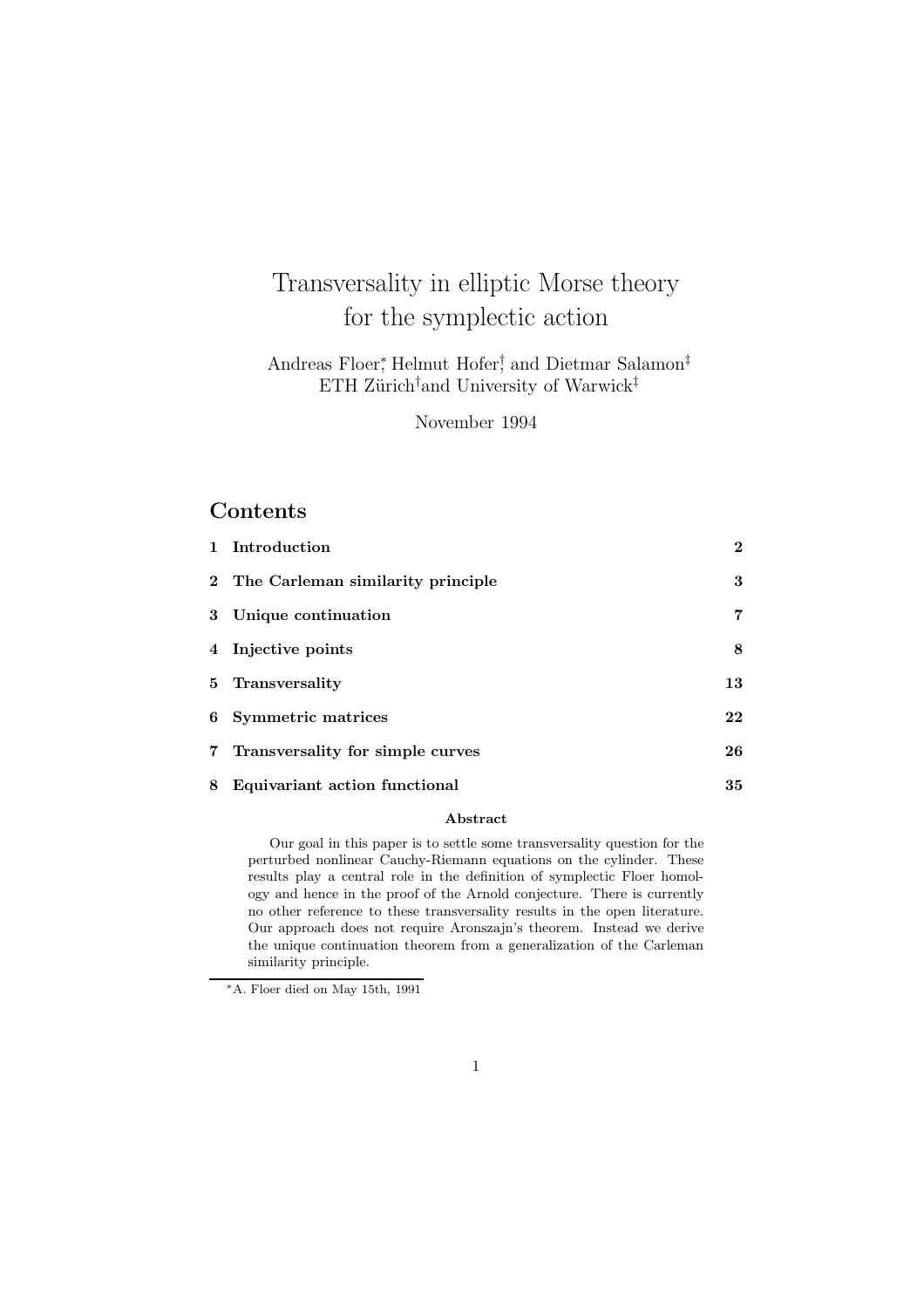# Transversality in elliptic Morse theory for the symplectic action

Andreas Floer[*], Helmut Hofer[†], and Dietmar Salamon[‡]
ETH Zürich[†] and University of Warwick[‡]

November 1994

## Contents

| | | |
|---|---|---|
| **1** | **Introduction** | **2** |
| **2** | **The Carleman similarity principle** | **3** |
| **3** | **Unique continuation** | **7** |
| **4** | **Injective points** | **8** |
| **5** | **Transversality** | **13** |
| **6** | **Symmetric matrices** | **22** |
| **7** | **Transversality for simple curves** | **26** |
| **8** | **Equivariant action functional** | **35** |

### Abstract

Our goal in this paper is to settle some transversality question for the perturbed nonlinear Cauchy-Riemann equations on the cylinder. These results play a central role in the definition of symplectic Floer homology and hence in the proof of the Arnold conjecture. There is currently no other reference to these transversality results in the open literature. Our approach does not require Aronszajn's theorem. Instead we derive the unique continuation theorem from a generalization of the Carleman similarity principle.

---

[*] A. Floer died on May 15th, 1991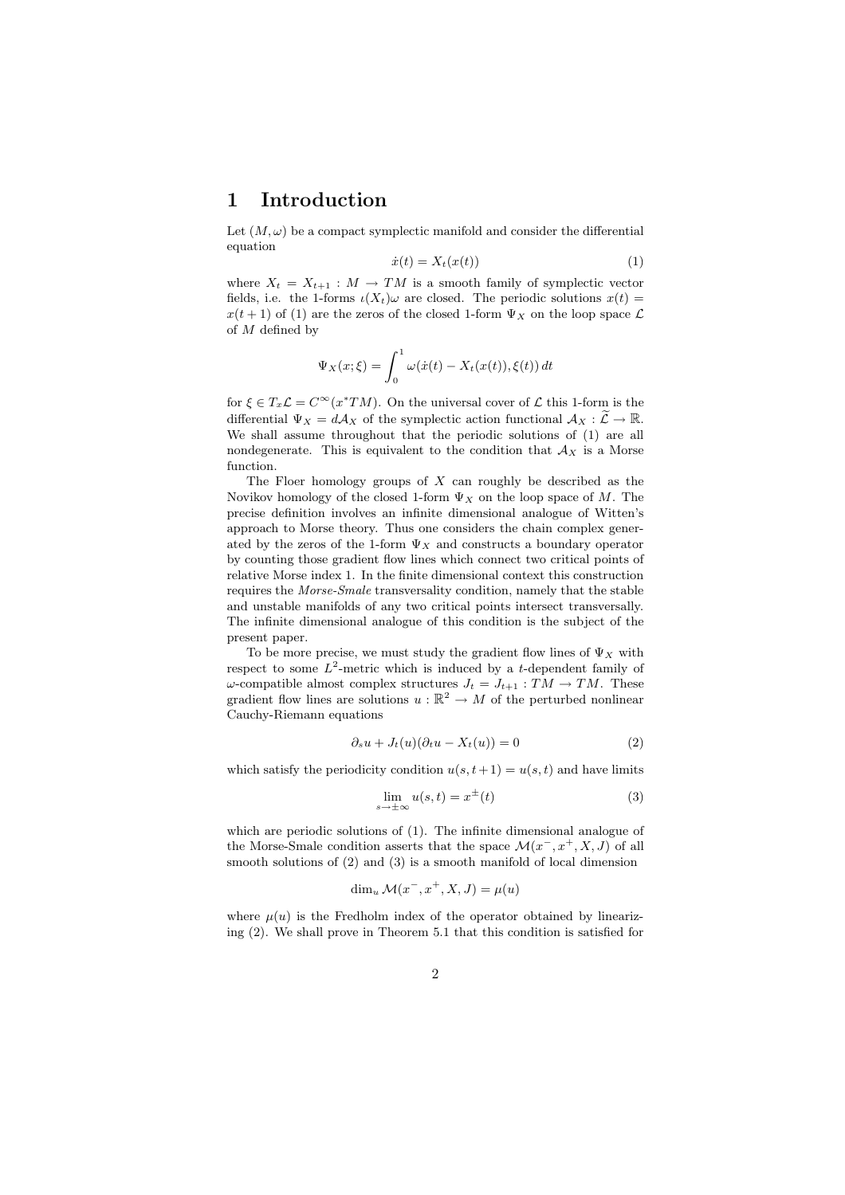# 1 Introduction

Let $(M, \omega)$ be a compact symplectic manifold and consider the differential equation

$$\dot{x}(t) = X_t(x(t)) \tag{1}$$

where $X_t = X_{t+1} : M \to TM$ is a smooth family of symplectic vector fields, i.e. the 1-forms $\iota(X_t)\omega$ are closed. The periodic solutions $x(t) = x(t+1)$ of (1) are the zeros of the closed 1-form $\Psi_X$ on the loop space $\mathcal{L}$ of $M$ defined by

$$\Psi_X(x;\xi) = \int_0^1 \omega(\dot{x}(t) - X_t(x(t)), \xi(t))\, dt$$

for $\xi \in T_x\mathcal{L} = C^\infty(x^*TM)$. On the universal cover of $\mathcal{L}$ this 1-form is the differential $\Psi_X = d\mathcal{A}_X$ of the symplectic action functional $\mathcal{A}_X : \widetilde{\mathcal{L}} \to \mathbb{R}$. We shall assume throughout that the periodic solutions of (1) are all nondegenerate. This is equivalent to the condition that $\mathcal{A}_X$ is a Morse function.

The Floer homology groups of $X$ can roughly be described as the Novikov homology of the closed 1-form $\Psi_X$ on the loop space of $M$. The precise definition involves an infinite dimensional analogue of Witten's approach to Morse theory. Thus one considers the chain complex generated by the zeros of the 1-form $\Psi_X$ and constructs a boundary operator by counting those gradient flow lines which connect two critical points of relative Morse index 1. In the finite dimensional context this construction requires the *Morse-Smale* transversality condition, namely that the stable and unstable manifolds of any two critical points intersect transversally. The infinite dimensional analogue of this condition is the subject of the present paper.

To be more precise, we must study the gradient flow lines of $\Psi_X$ with respect to some $L^2$-metric which is induced by a $t$-dependent family of $\omega$-compatible almost complex structures $J_t = J_{t+1} : TM \to TM$. These gradient flow lines are solutions $u : \mathbb{R}^2 \to M$ of the perturbed nonlinear Cauchy-Riemann equations

$$\partial_s u + J_t(u)(\partial_t u - X_t(u)) = 0 \tag{2}$$

which satisfy the periodicity condition $u(s, t+1) = u(s,t)$ and have limits

$$\lim_{s \to \pm\infty} u(s,t) = x^\pm(t) \tag{3}$$

which are periodic solutions of (1). The infinite dimensional analogue of the Morse-Smale condition asserts that the space $\mathcal{M}(x^-, x^+, X, J)$ of all smooth solutions of (2) and (3) is a smooth manifold of local dimension

$$\dim_u \mathcal{M}(x^-, x^+, X, J) = \mu(u)$$

where $\mu(u)$ is the Fredholm index of the operator obtained by linearizing (2). We shall prove in Theorem 5.1 that this condition is satisfied for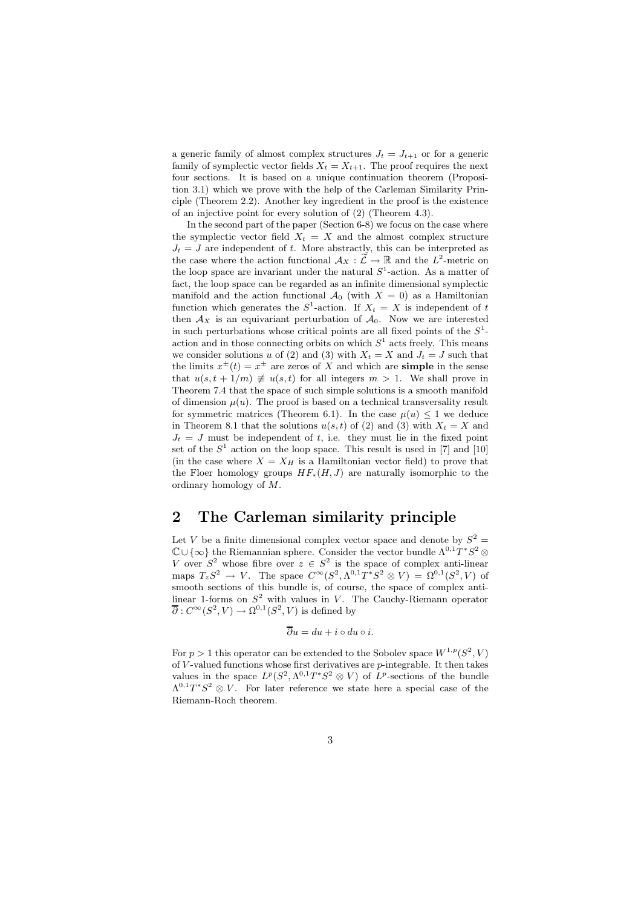a generic family of almost complex structures $J_t = J_{t+1}$ or for a generic family of symplectic vector fields $X_t = X_{t+1}$. The proof requires the next four sections. It is based on a unique continuation theorem (Proposition 3.1) which we prove with the help of the Carleman Similarity Principle (Theorem 2.2). Another key ingredient in the proof is the existence of an injective point for every solution of (2) (Theorem 4.3).

In the second part of the paper (Section 6-8) we focus on the case where the symplectic vector field $X_t = X$ and the almost complex structure $J_t = J$ are independent of $t$. More abstractly, this can be interpreted as the case where the action functional $\mathcal{A}_X : \widetilde{\mathcal{L}} \to \mathbb{R}$ and the $L^2$-metric on the loop space are invariant under the natural $S^1$-action. As a matter of fact, the loop space can be regarded as an infinite dimensional symplectic manifold and the action functional $\mathcal{A}_0$ (with $X = 0$) as a Hamiltonian function which generates the $S^1$-action. If $X_t = X$ is independent of $t$ then $\mathcal{A}_X$ is an equivariant perturbation of $\mathcal{A}_0$. Now we are interested in such perturbations whose critical points are all fixed points of the $S^1$-action and in those connecting orbits on which $S^1$ acts freely. This means we consider solutions $u$ of (2) and (3) with $X_t = X$ and $J_t = J$ such that the limits $x^\pm(t) = x^\pm$ are zeros of $X$ and which are **simple** in the sense that $u(s, t + 1/m) \not\equiv u(s,t)$ for all integers $m > 1$. We shall prove in Theorem 7.4 that the space of such simple solutions is a smooth manifold of dimension $\mu(u)$. The proof is based on a technical transversality result for symmetric matrices (Theorem 6.1). In the case $\mu(u) \leq 1$ we deduce in Theorem 8.1 that the solutions $u(s,t)$ of (2) and (3) with $X_t = X$ and $J_t = J$ must be independent of $t$, i.e. they must lie in the fixed point set of the $S^1$ action on the loop space. This result is used in [7] and [10] (in the case where $X = X_H$ is a Hamiltonian vector field) to prove that the Floer homology groups $HF_*(H,J)$ are naturally isomorphic to the ordinary homology of $M$.

## 2 The Carleman similarity principle

Let $V$ be a finite dimensional complex vector space and denote by $S^2 = \mathbb{C} \cup \{\infty\}$ the Riemannian sphere. Consider the vector bundle $\Lambda^{0,1}T^*S^2 \otimes V$ over $S^2$ whose fibre over $z \in S^2$ is the space of complex anti-linear maps $T_zS^2 \to V$. The space $C^\infty(S^2, \Lambda^{0,1}T^*S^2 \otimes V) = \Omega^{0,1}(S^2, V)$ of smooth sections of this bundle is, of course, the space of complex anti-linear 1-forms on $S^2$ with values in $V$. The Cauchy-Riemann operator $\overline{\partial} : C^\infty(S^2, V) \to \Omega^{0,1}(S^2, V)$ is defined by

$$\overline{\partial} u = du + i \circ du \circ i.$$

For $p > 1$ this operator can be extended to the Sobolev space $W^{1,p}(S^2, V)$ of $V$-valued functions whose first derivatives are $p$-integrable. It then takes values in the space $L^p(S^2, \Lambda^{0,1}T^*S^2 \otimes V)$ of $L^p$-sections of the bundle $\Lambda^{0,1}T^*S^2 \otimes V$. For later reference we state here a special case of the Riemann-Roch theorem.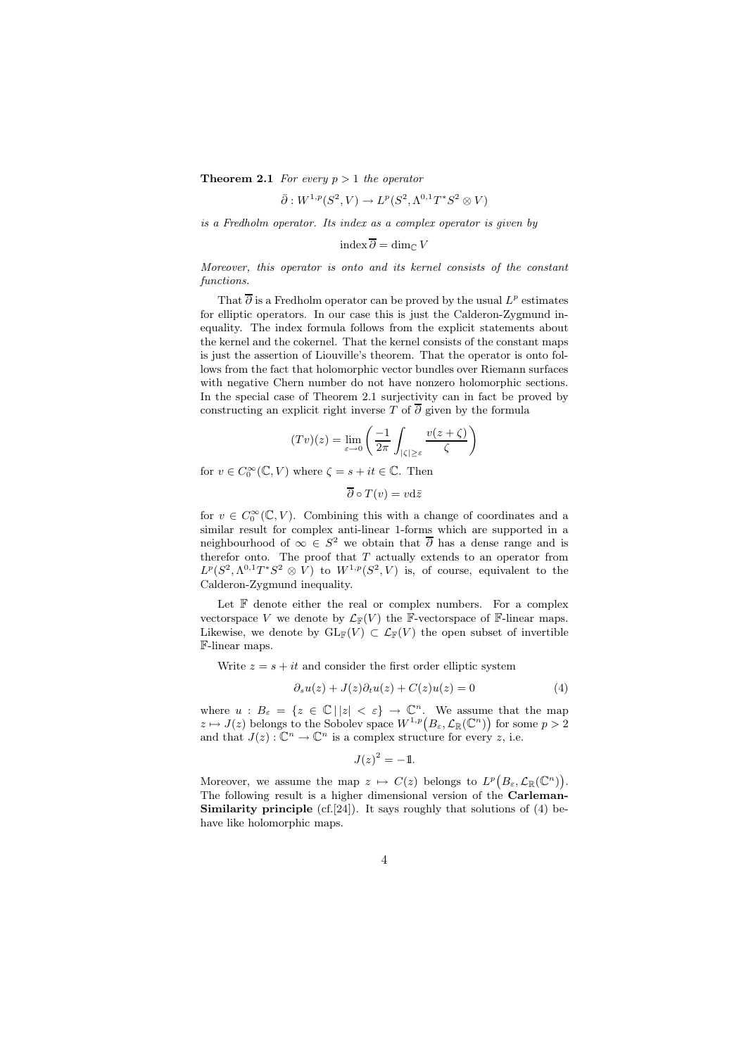**Theorem 2.1** *For every $p > 1$ the operator*

$$\bar{\partial} : W^{1,p}(S^2, V) \to L^p(S^2, \Lambda^{0,1}T^*S^2 \otimes V)$$

*is a Fredholm operator. Its index as a complex operator is given by*

$$\operatorname{index} \overline{\partial} = \dim_{\mathbb{C}} V$$

*Moreover, this operator is onto and its kernel consists of the constant functions.*

That $\overline{\partial}$ is a Fredholm operator can be proved by the usual $L^p$ estimates for elliptic operators. In our case this is just the Calderon-Zygmund inequality. The index formula follows from the explicit statements about the kernel and the cokernel. That the kernel consists of the constant maps is just the assertion of Liouville's theorem. That the operator is onto follows from the fact that holomorphic vector bundles over Riemann surfaces with negative Chern number do not have nonzero holomorphic sections. In the special case of Theorem 2.1 surjectivity can in fact be proved by constructing an explicit right inverse $T$ of $\overline{\partial}$ given by the formula

$$(Tv)(z) = \lim_{\varepsilon \to 0} \left( \frac{-1}{2\pi} \int_{|\zeta| \geq \varepsilon} \frac{v(z + \zeta)}{\zeta} \right)$$

for $v \in C_0^\infty(\mathbb{C}, V)$ where $\zeta = s + it \in \mathbb{C}$. Then

$$\overline{\partial} \circ T(v) = v \mathrm{d}\bar{z}$$

for $v \in C_0^\infty(\mathbb{C}, V)$. Combining this with a change of coordinates and a similar result for complex anti-linear 1-forms which are supported in a neighbourhood of $\infty \in S^2$ we obtain that $\overline{\partial}$ has a dense range and is therefor onto. The proof that $T$ actually extends to an operator from $L^p(S^2, \Lambda^{0,1}T^*S^2 \otimes V)$ to $W^{1,p}(S^2, V)$ is, of course, equivalent to the Calderon-Zygmund inequality.

Let $\mathbb{F}$ denote either the real or complex numbers. For a complex vectorspace $V$ we denote by $\mathcal{L}_{\mathbb{F}}(V)$ the $\mathbb{F}$-vectorspace of $\mathbb{F}$-linear maps. Likewise, we denote by $\mathrm{GL}_{\mathbb{F}}(V) \subset \mathcal{L}_{\mathbb{F}}(V)$ the open subset of invertible $\mathbb{F}$-linear maps.

Write $z = s + it$ and consider the first order elliptic system

$$\partial_s u(z) + J(z)\partial_t u(z) + C(z)u(z) = 0 \tag{4}$$

where $u : B_\varepsilon = \{z \in \mathbb{C} \,|\, |z| < \varepsilon\} \to \mathbb{C}^n$. We assume that the map $z \mapsto J(z)$ belongs to the Sobolev space $W^{1,p}\big(B_\varepsilon, \mathcal{L}_{\mathbb{R}}(\mathbb{C}^n)\big)$ for some $p > 2$ and that $J(z) : \mathbb{C}^n \to \mathbb{C}^n$ is a complex structure for every $z$, i.e.

$$J(z)^2 = -\mathbb{1}.$$

Moreover, we assume the map $z \mapsto C(z)$ belongs to $L^p\big(B_\varepsilon, \mathcal{L}_{\mathbb{R}}(\mathbb{C}^n)\big)$. The following result is a higher dimensional version of the **Carleman-Similarity principle** (cf.[24]). It says roughly that solutions of (4) behave like holomorphic maps.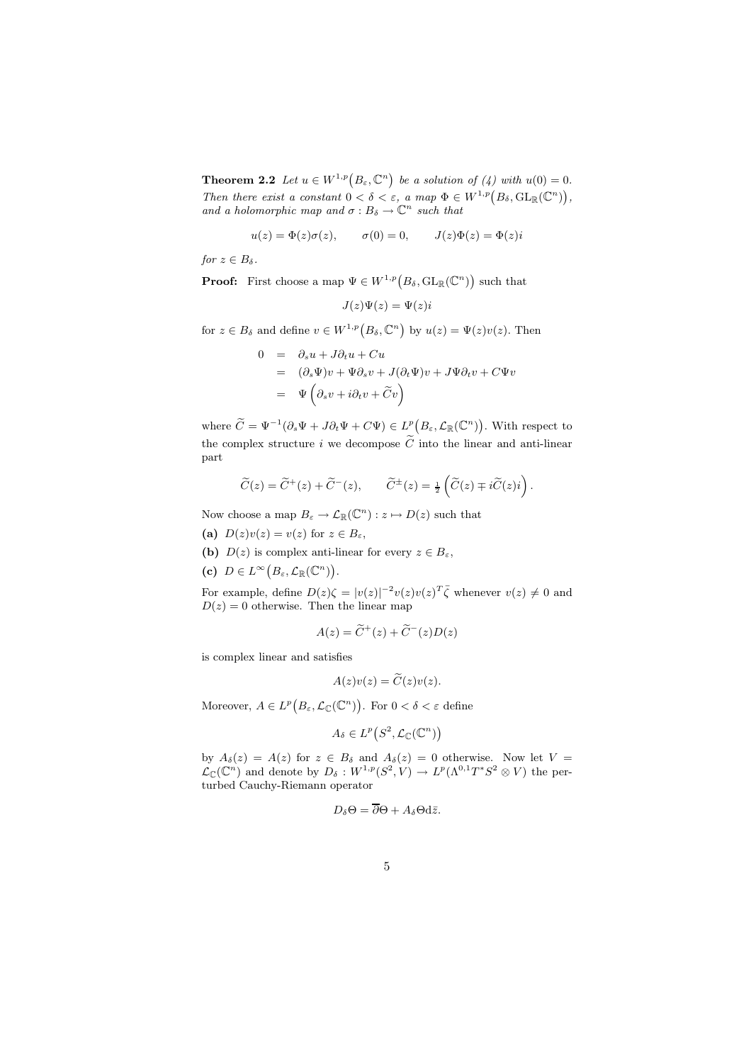**Theorem 2.2** *Let $u \in W^{1,p}\big(B_\varepsilon, \mathbb{C}^n\big)$ be a solution of (4) with $u(0) = 0$. Then there exist a constant $0 < \delta < \varepsilon$, a map $\Phi \in W^{1,p}\big(B_\delta, \mathrm{GL}_\mathbb{R}(\mathbb{C}^n)\big)$, and a holomorphic map and $\sigma : B_\delta \to \mathbb{C}^n$ such that*

$$u(z) = \Phi(z)\sigma(z), \qquad \sigma(0) = 0, \qquad J(z)\Phi(z) = \Phi(z)i$$

*for $z \in B_\delta$.*

**Proof:** First choose a map $\Psi \in W^{1,p}\big(B_\delta, \mathrm{GL}_\mathbb{R}(\mathbb{C}^n)\big)$ such that

$$J(z)\Psi(z) = \Psi(z)i$$

for $z \in B_\delta$ and define $v \in W^{1,p}\big(B_\delta, \mathbb{C}^n\big)$ by $u(z) = \Psi(z)v(z)$. Then

$$\begin{aligned}
0 &= \partial_s u + J\partial_t u + Cu \\
&= (\partial_s \Psi)v + \Psi\partial_s v + J(\partial_t \Psi)v + J\Psi\partial_t v + C\Psi v \\
&= \Psi\left(\partial_s v + i\partial_t v + \widetilde{C}v\right)
\end{aligned}$$

where $\widetilde{C} = \Psi^{-1}(\partial_s\Psi + J\partial_t\Psi + C\Psi) \in L^p\big(B_\varepsilon, \mathcal{L}_\mathbb{R}(\mathbb{C}^n)\big)$. With respect to the complex structure $i$ we decompose $\widetilde{C}$ into the linear and anti-linear part

$$\widetilde{C}(z) = \widetilde{C}^+(z) + \widetilde{C}^-(z), \qquad \widetilde{C}^\pm(z) = \tfrac{1}{2}\left(\widetilde{C}(z) \mp i\widetilde{C}(z)i\right).$$

Now choose a map $B_\varepsilon \to \mathcal{L}_\mathbb{R}(\mathbb{C}^n) : z \mapsto D(z)$ such that

**(a)** $D(z)v(z) = v(z)$ for $z \in B_\varepsilon$,

**(b)** $D(z)$ is complex anti-linear for every $z \in B_\varepsilon$,

**(c)** $D \in L^\infty\big(B_\varepsilon, \mathcal{L}_\mathbb{R}(\mathbb{C}^n)\big)$.

For example, define $D(z)\zeta = |v(z)|^{-2}v(z)v(z)^T\bar{\zeta}$ whenever $v(z) \neq 0$ and $D(z) = 0$ otherwise. Then the linear map

$$A(z) = \widetilde{C}^+(z) + \widetilde{C}^-(z)D(z)$$

is complex linear and satisfies

$$A(z)v(z) = \widetilde{C}(z)v(z).$$

Moreover, $A \in L^p\big(B_\varepsilon, \mathcal{L}_\mathbb{C}(\mathbb{C}^n)\big)$. For $0 < \delta < \varepsilon$ define

$$A_\delta \in L^p\big(S^2, \mathcal{L}_\mathbb{C}(\mathbb{C}^n)\big)$$

by $A_\delta(z) = A(z)$ for $z \in B_\delta$ and $A_\delta(z) = 0$ otherwise. Now let $V = \mathcal{L}_\mathbb{C}(\mathbb{C}^n)$ and denote by $D_\delta : W^{1,p}(S^2, V) \to L^p(\Lambda^{0,1}T^*S^2 \otimes V)$ the perturbed Cauchy-Riemann operator

$$D_\delta\Theta = \overline{\partial}\Theta + A_\delta\Theta d\bar{z}.$$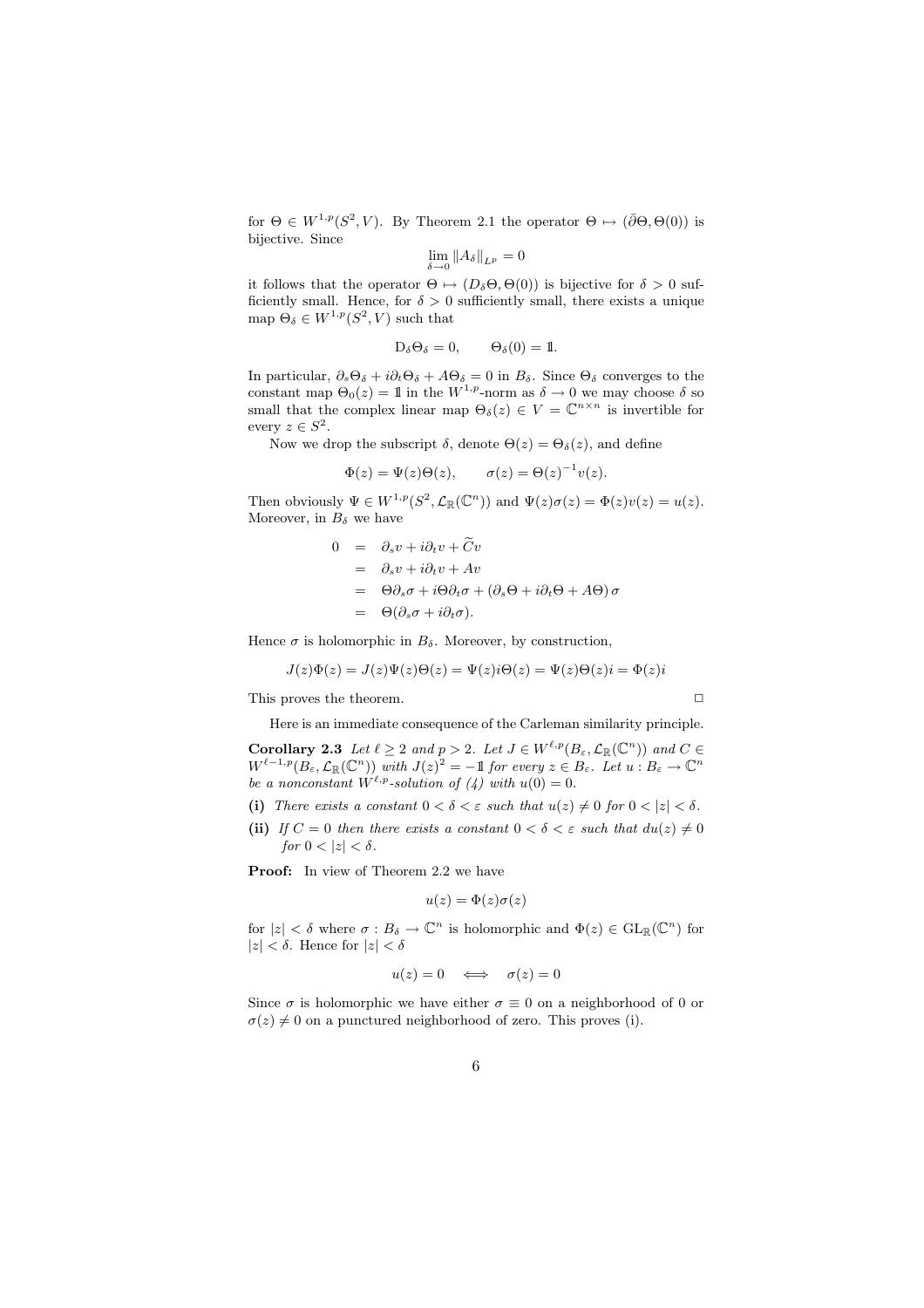for $\Theta \in W^{1,p}(S^2, V)$. By Theorem 2.1 the operator $\Theta \mapsto (\bar{\partial}\Theta, \Theta(0))$ is bijective. Since

$$\lim_{\delta \to 0} \|A_\delta\|_{L^p} = 0$$

it follows that the operator $\Theta \mapsto (D_\delta \Theta, \Theta(0))$ is bijective for $\delta > 0$ sufficiently small. Hence, for $\delta > 0$ sufficiently small, there exists a unique map $\Theta_\delta \in W^{1,p}(S^2, V)$ such that

$$\mathrm{D}_\delta \Theta_\delta = 0, \qquad \Theta_\delta(0) = \mathbb{1}.$$

In particular, $\partial_s \Theta_\delta + i\partial_t \Theta_\delta + A\Theta_\delta = 0$ in $B_\delta$. Since $\Theta_\delta$ converges to the constant map $\Theta_0(z) = \mathbb{1}$ in the $W^{1,p}$-norm as $\delta \to 0$ we may choose $\delta$ so small that the complex linear map $\Theta_\delta(z) \in V = \mathbb{C}^{n \times n}$ is invertible for every $z \in S^2$.

Now we drop the subscript $\delta$, denote $\Theta(z) = \Theta_\delta(z)$, and define

$$\Phi(z) = \Psi(z)\Theta(z), \qquad \sigma(z) = \Theta(z)^{-1} v(z).$$

Then obviously $\Psi \in W^{1,p}(S^2, \mathcal{L}_\mathbb{R}(\mathbb{C}^n))$ and $\Psi(z)\sigma(z) = \Phi(z)v(z) = u(z)$. Moreover, in $B_\delta$ we have

$$\begin{aligned}
0 &= \partial_s v + i\partial_t v + \widetilde{C} v \\
&= \partial_s v + i\partial_t v + Av \\
&= \Theta\partial_s \sigma + i\Theta\partial_t \sigma + (\partial_s \Theta + i\partial_t \Theta + A\Theta)\,\sigma \\
&= \Theta(\partial_s \sigma + i\partial_t \sigma).
\end{aligned}$$

Hence $\sigma$ is holomorphic in $B_\delta$. Moreover, by construction,

$$J(z)\Phi(z) = J(z)\Psi(z)\Theta(z) = \Psi(z)i\Theta(z) = \Psi(z)\Theta(z)i = \Phi(z)i$$

This proves the theorem. □

Here is an immediate consequence of the Carleman similarity principle.

**Corollary 2.3** *Let $\ell \geq 2$ and $p > 2$. Let $J \in W^{\ell,p}(B_\varepsilon, \mathcal{L}_\mathbb{R}(\mathbb{C}^n))$ and $C \in W^{\ell-1,p}(B_\varepsilon, \mathcal{L}_\mathbb{R}(\mathbb{C}^n))$ with $J(z)^2 = -\mathbb{1}$ for every $z \in B_\varepsilon$. Let $u : B_\varepsilon \to \mathbb{C}^n$ be a nonconstant $W^{\ell,p}$-solution of (4) with $u(0) = 0$.*

**(i)** *There exists a constant $0 < \delta < \varepsilon$ such that $u(z) \neq 0$ for $0 < |z| < \delta$.*

**(ii)** *If $C = 0$ then there exists a constant $0 < \delta < \varepsilon$ such that $du(z) \neq 0$ for $0 < |z| < \delta$.*

**Proof:** In view of Theorem 2.2 we have

$$u(z) = \Phi(z)\sigma(z)$$

for $|z| < \delta$ where $\sigma : B_\delta \to \mathbb{C}^n$ is holomorphic and $\Phi(z) \in \mathrm{GL}_\mathbb{R}(\mathbb{C}^n)$ for $|z| < \delta$. Hence for $|z| < \delta$

$$u(z) = 0 \iff \sigma(z) = 0$$

Since $\sigma$ is holomorphic we have either $\sigma \equiv 0$ on a neighborhood of 0 or $\sigma(z) \neq 0$ on a punctured neighborhood of zero. This proves (i).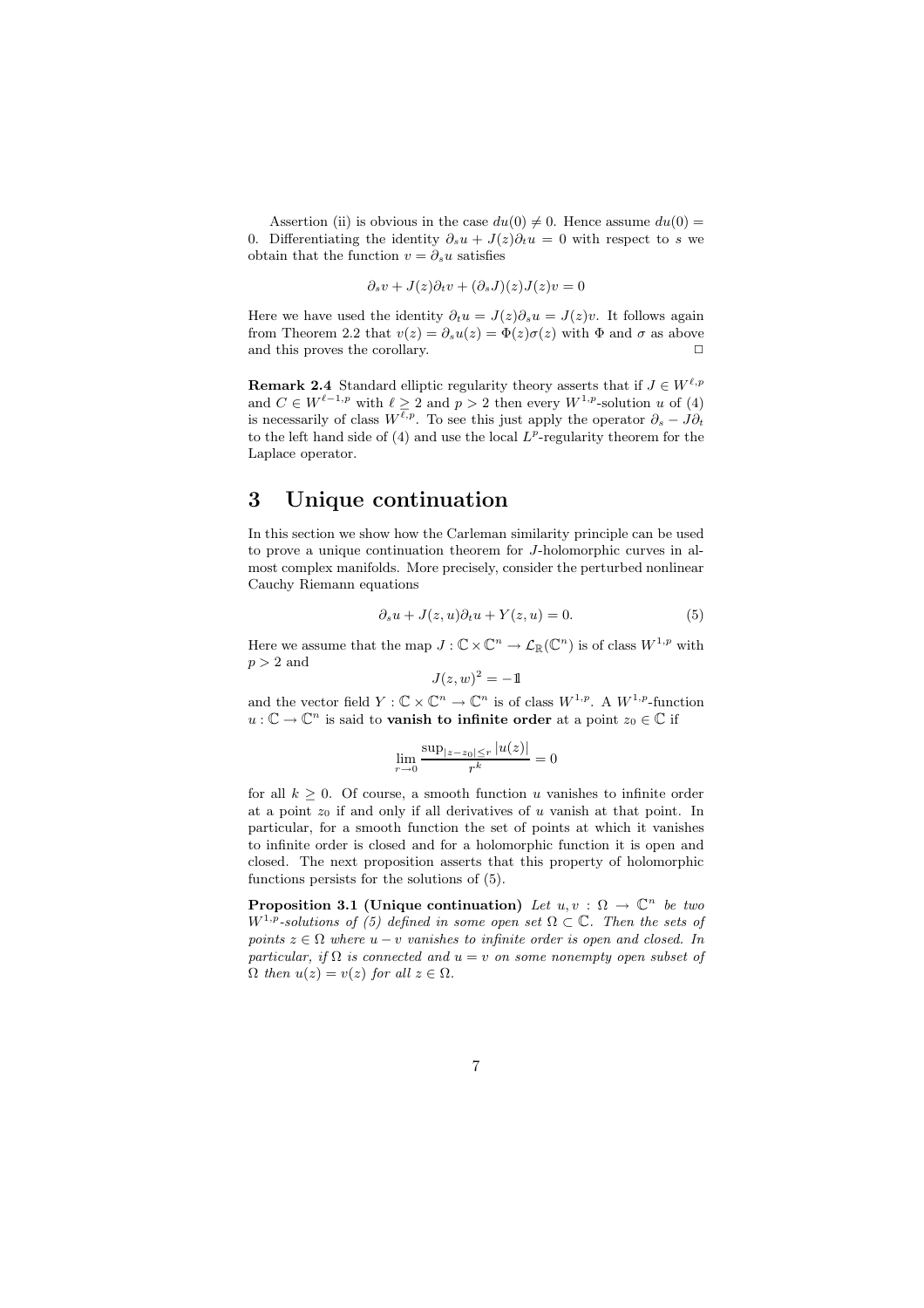Assertion (ii) is obvious in the case $du(0) \neq 0$. Hence assume $du(0) = 0$. Differentiating the identity $\partial_s u + J(z)\partial_t u = 0$ with respect to $s$ we obtain that the function $v = \partial_s u$ satisfies

$$\partial_s v + J(z)\partial_t v + (\partial_s J)(z)J(z)v = 0$$

Here we have used the identity $\partial_t u = J(z)\partial_s u = J(z)v$. It follows again from Theorem 2.2 that $v(z) = \partial_s u(z) = \Phi(z)\sigma(z)$ with $\Phi$ and $\sigma$ as above and this proves the corollary. $\square$

**Remark 2.4** Standard elliptic regularity theory asserts that if $J \in W^{\ell,p}$ and $C \in W^{\ell-1,p}$ with $\ell \geq 2$ and $p > 2$ then every $W^{1,p}$-solution $u$ of (4) is necessarily of class $W^{\ell,p}$. To see this just apply the operator $\partial_s - J\partial_t$ to the left hand side of (4) and use the local $L^p$-regularity theorem for the Laplace operator.

# 3 Unique continuation

In this section we show how the Carleman similarity principle can be used to prove a unique continuation theorem for $J$-holomorphic curves in almost complex manifolds. More precisely, consider the perturbed nonlinear Cauchy Riemann equations

$$\partial_s u + J(z,u)\partial_t u + Y(z,u) = 0. \tag{5}$$

Here we assume that the map $J : \mathbb{C} \times \mathbb{C}^n \to \mathcal{L}_{\mathbb{R}}(\mathbb{C}^n)$ is of class $W^{1,p}$ with $p > 2$ and

$$J(z,w)^2 = -\mathbb{1}$$

and the vector field $Y : \mathbb{C} \times \mathbb{C}^n \to \mathbb{C}^n$ is of class $W^{1,p}$. A $W^{1,p}$-function $u : \mathbb{C} \to \mathbb{C}^n$ is said to **vanish to infinite order** at a point $z_0 \in \mathbb{C}$ if

$$\lim_{r \to 0} \frac{\sup_{|z-z_0| \leq r} |u(z)|}{r^k} = 0$$

for all $k \geq 0$. Of course, a smooth function $u$ vanishes to infinite order at a point $z_0$ if and only if all derivatives of $u$ vanish at that point. In particular, for a smooth function the set of points at which it vanishes to infinite order is closed and for a holomorphic function it is open and closed. The next proposition asserts that this property of holomorphic functions persists for the solutions of (5).

**Proposition 3.1 (Unique continuation)** *Let $u, v : \Omega \to \mathbb{C}^n$ be two $W^{1,p}$-solutions of (5) defined in some open set $\Omega \subset \mathbb{C}$. Then the sets of points $z \in \Omega$ where $u - v$ vanishes to infinite order is open and closed. In particular, if $\Omega$ is connected and $u = v$ on some nonempty open subset of $\Omega$ then $u(z) = v(z)$ for all $z \in \Omega$.*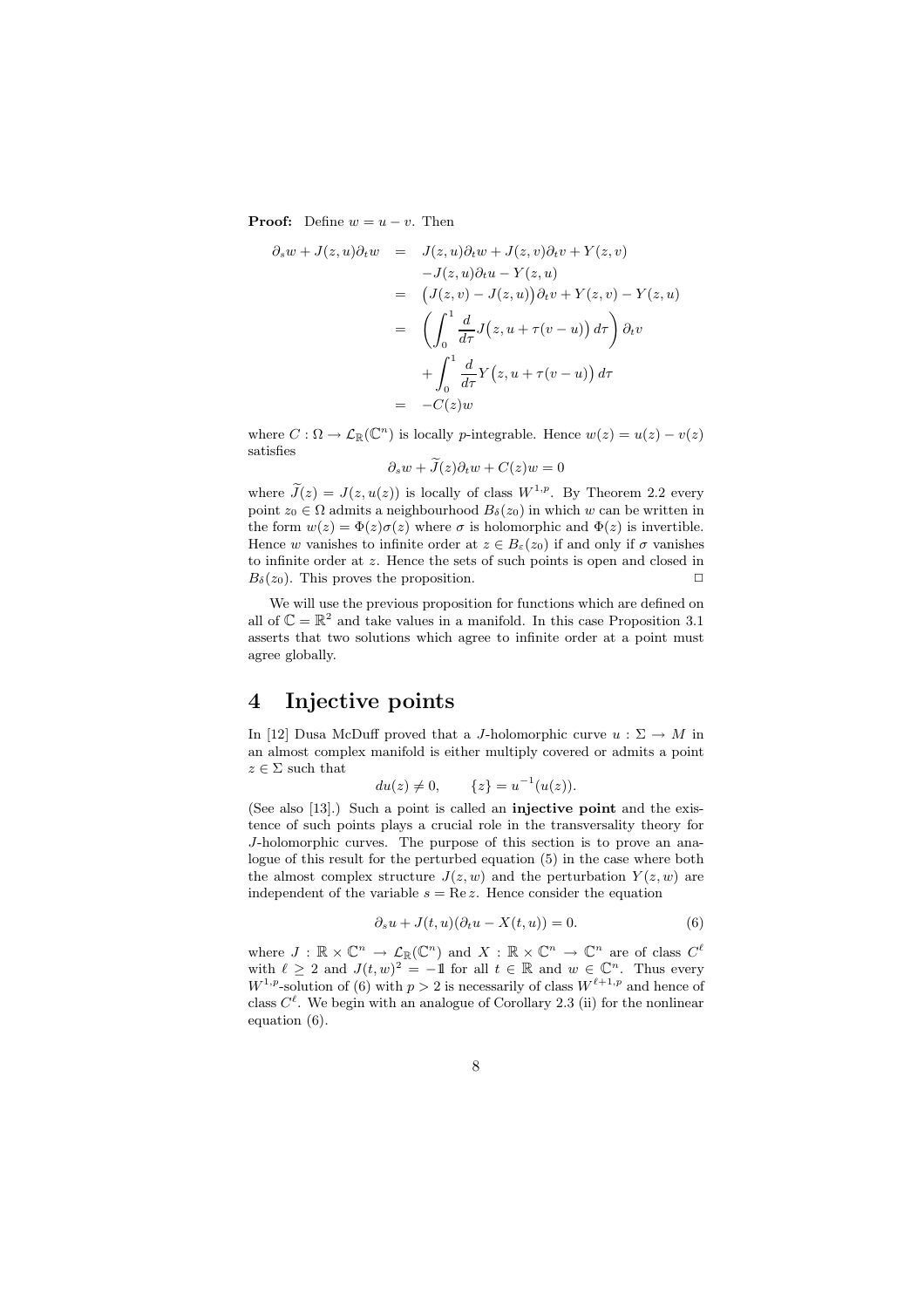**Proof:** Define $w = u - v$. Then

$$
\begin{aligned}
\partial_s w + J(z,u)\partial_t w &= J(z,u)\partial_t w + J(z,v)\partial_t v + Y(z,v) \\
&\quad - J(z,u)\partial_t u - Y(z,u) \\
&= \big(J(z,v) - J(z,u)\big)\partial_t v + Y(z,v) - Y(z,u) \\
&= \left(\int_0^1 \frac{d}{d\tau} J\big(z, u + \tau(v-u)\big)\, d\tau\right)\partial_t v \\
&\quad + \int_0^1 \frac{d}{d\tau} Y\big(z, u + \tau(v-u)\big)\, d\tau \\
&= -C(z) w
\end{aligned}
$$

where $C : \Omega \to \mathcal{L}_{\mathbb{R}}(\mathbb{C}^n)$ is locally $p$-integrable. Hence $w(z) = u(z) - v(z)$ satisfies

$$
\partial_s w + \widetilde{J}(z)\partial_t w + C(z) w = 0
$$

where $\widetilde{J}(z) = J(z, u(z))$ is locally of class $W^{1,p}$. By Theorem 2.2 every point $z_0 \in \Omega$ admits a neighbourhood $B_\delta(z_0)$ in which $w$ can be written in the form $w(z) = \Phi(z)\sigma(z)$ where $\sigma$ is holomorphic and $\Phi(z)$ is invertible. Hence $w$ vanishes to infinite order at $z \in B_\varepsilon(z_0)$ if and only if $\sigma$ vanishes to infinite order at $z$. Hence the sets of such points is open and closed in $B_\delta(z_0)$. This proves the proposition. $\square$

We will use the previous proposition for functions which are defined on all of $\mathbb{C} = \mathbb{R}^2$ and take values in a manifold. In this case Proposition 3.1 asserts that two solutions which agree to infinite order at a point must agree globally.

# 4 Injective points

In [12] Dusa McDuff proved that a $J$-holomorphic curve $u : \Sigma \to M$ in an almost complex manifold is either multiply covered or admits a point $z \in \Sigma$ such that

$$
du(z) \neq 0, \qquad \{z\} = u^{-1}(u(z)).
$$

(See also [13].) Such a point is called an **injective point** and the existence of such points plays a crucial role in the transversality theory for $J$-holomorphic curves. The purpose of this section is to prove an analogue of this result for the perturbed equation (5) in the case where both the almost complex structure $J(z,w)$ and the perturbation $Y(z,w)$ are independent of the variable $s = \operatorname{Re} z$. Hence consider the equation

$$
\partial_s u + J(t,u)(\partial_t u - X(t,u)) = 0. \tag{6}
$$

where $J : \mathbb{R} \times \mathbb{C}^n \to \mathcal{L}_{\mathbb{R}}(\mathbb{C}^n)$ and $X : \mathbb{R} \times \mathbb{C}^n \to \mathbb{C}^n$ are of class $C^\ell$ with $\ell \geq 2$ and $J(t,w)^2 = -\mathbb{1}$ for all $t \in \mathbb{R}$ and $w \in \mathbb{C}^n$. Thus every $W^{1,p}$-solution of (6) with $p > 2$ is necessarily of class $W^{\ell+1,p}$ and hence of class $C^\ell$. We begin with an analogue of Corollary 2.3 (ii) for the nonlinear equation (6).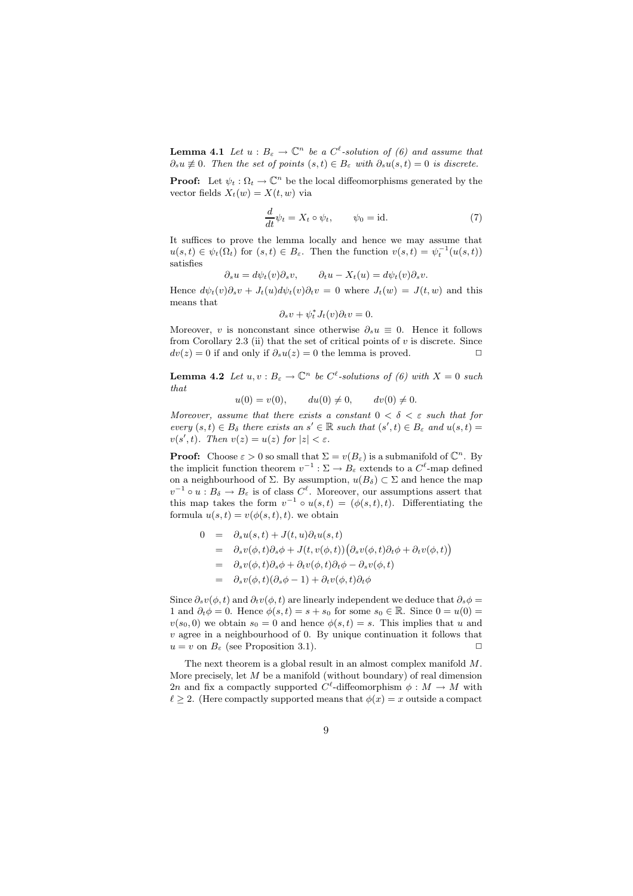**Lemma 4.1** *Let $u : B_\varepsilon \to \mathbb{C}^n$ be a $C^\ell$-solution of (6) and assume that $\partial_s u \not\equiv 0$. Then the set of points $(s,t) \in B_\varepsilon$ with $\partial_s u(s,t) = 0$ is discrete.*

**Proof:** Let $\psi_t : \Omega_t \to \mathbb{C}^n$ be the local diffeomorphisms generated by the vector fields $X_t(w) = X(t,w)$ via

$$\frac{d}{dt}\psi_t = X_t \circ \psi_t, \qquad \psi_0 = \mathrm{id}. \tag{7}$$

It suffices to prove the lemma locally and hence we may assume that $u(s,t) \in \psi_t(\Omega_t)$ for $(s,t) \in B_\varepsilon$. Then the function $v(s,t) = \psi_t^{-1}(u(s,t))$ satisfies

$$\partial_s u = d\psi_t(v)\partial_s v, \qquad \partial_t u - X_t(u) = d\psi_t(v)\partial_t v.$$

Hence $d\psi_t(v)\partial_s v + J_t(u) d\psi_t(v)\partial_t v = 0$ where $J_t(w) = J(t,w)$ and this means that

$$\partial_s v + \psi_t^* J_t(v)\partial_t v = 0.$$

Moreover, $v$ is nonconstant since otherwise $\partial_s u \equiv 0$. Hence it follows from Corollary 2.3 (ii) that the set of critical points of $v$ is discrete. Since $dv(z) = 0$ if and only if $\partial_s u(z) = 0$ the lemma is proved. $\Box$

**Lemma 4.2** *Let $u, v : B_\varepsilon \to \mathbb{C}^n$ be $C^\ell$-solutions of (6) with $X = 0$ such that*

$$u(0) = v(0), \qquad du(0) \neq 0, \qquad dv(0) \neq 0.$$

*Moreover, assume that there exists a constant $0 < \delta < \varepsilon$ such that for every $(s,t) \in B_\delta$ there exists an $s' \in \mathbb{R}$ such that $(s',t) \in B_\varepsilon$ and $u(s,t) = v(s',t)$. Then $v(z) = u(z)$ for $|z| < \varepsilon$.*

**Proof:** Choose $\varepsilon > 0$ so small that $\Sigma = v(B_\varepsilon)$ is a submanifold of $\mathbb{C}^n$. By the implicit function theorem $v^{-1} : \Sigma \to B_\varepsilon$ extends to a $C^\ell$-map defined on a neighbourhood of $\Sigma$. By assumption, $u(B_\delta) \subset \Sigma$ and hence the map $v^{-1} \circ u : B_\delta \to B_\varepsilon$ is of class $C^\ell$. Moreover, our assumptions assert that this map takes the form $v^{-1} \circ u(s,t) = (\phi(s,t),t)$. Differentiating the formula $u(s,t) = v(\phi(s,t),t)$. we obtain

$$\begin{aligned}
0 &= \partial_s u(s,t) + J(t,u)\partial_t u(s,t) \\
&= \partial_s v(\phi,t)\partial_s \phi + J(t, v(\phi,t))\big(\partial_s v(\phi,t)\partial_t \phi + \partial_t v(\phi,t)\big) \\
&= \partial_s v(\phi,t)\partial_s \phi + \partial_t v(\phi,t)\partial_t \phi - \partial_s v(\phi,t) \\
&= \partial_s v(\phi,t)(\partial_s \phi - 1) + \partial_t v(\phi,t)\partial_t \phi
\end{aligned}$$

Since $\partial_s v(\phi,t)$ and $\partial_t v(\phi,t)$ are linearly independent we deduce that $\partial_s \phi = 1$ and $\partial_t \phi = 0$. Hence $\phi(s,t) = s + s_0$ for some $s_0 \in \mathbb{R}$. Since $0 = u(0) = v(s_0, 0)$ we obtain $s_0 = 0$ and hence $\phi(s,t) = s$. This implies that $u$ and $v$ agree in a neighbourhood of 0. By unique continuation it follows that $u = v$ on $B_\varepsilon$ (see Proposition 3.1). $\Box$

The next theorem is a global result in an almost complex manifold $M$. More precisely, let $M$ be a manifold (without boundary) of real dimension $2n$ and fix a compactly supported $C^\ell$-diffeomorphism $\phi : M \to M$ with $\ell \geq 2$. (Here compactly supported means that $\phi(x) = x$ outside a compact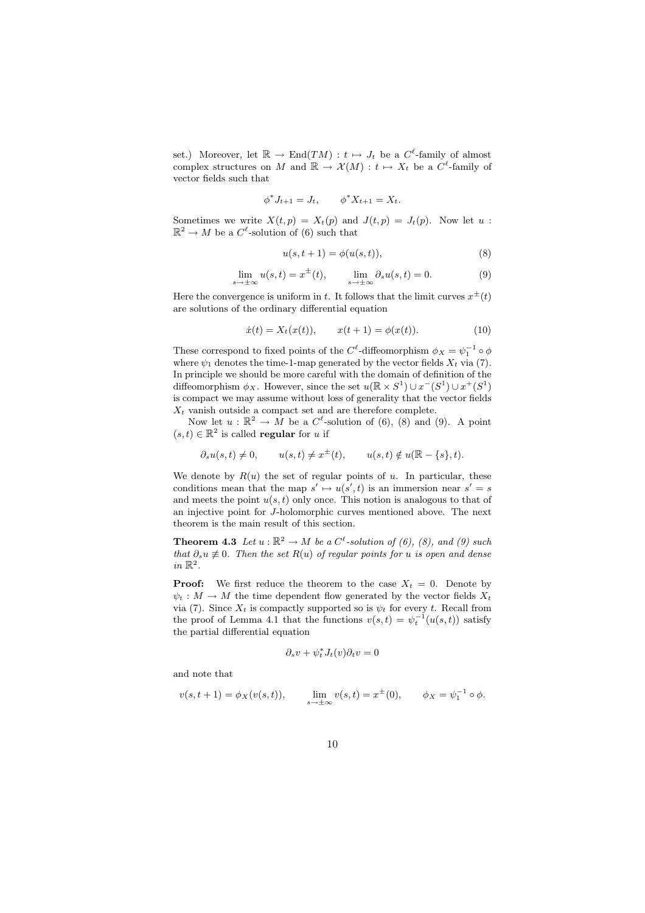set.) Moreover, let $\mathbb{R} \to \mathrm{End}(TM) : t \mapsto J_t$ be a $C^\ell$-family of almost complex structures on $M$ and $\mathbb{R} \to \mathcal{X}(M) : t \mapsto X_t$ be a $C^\ell$-family of vector fields such that

$$\phi^* J_{t+1} = J_t, \qquad \phi^* X_{t+1} = X_t.$$

Sometimes we write $X(t,p) = X_t(p)$ and $J(t,p) = J_t(p)$. Now let $u : \mathbb{R}^2 \to M$ be a $C^\ell$-solution of (6) such that

$$u(s, t+1) = \phi(u(s,t)), \tag{8}$$

$$\lim_{s\to\pm\infty} u(s,t) = x^\pm(t), \qquad \lim_{s\to\pm\infty} \partial_s u(s,t) = 0. \tag{9}$$

Here the convergence is uniform in $t$. It follows that the limit curves $x^\pm(t)$ are solutions of the ordinary differential equation

$$\dot{x}(t) = X_t(x(t)), \qquad x(t+1) = \phi(x(t)). \tag{10}$$

These correspond to fixed points of the $C^\ell$-diffeomorphism $\phi_X = \psi_1^{-1} \circ \phi$ where $\psi_1$ denotes the time-1-map generated by the vector fields $X_t$ via (7). In principle we should be more careful with the domain of definition of the diffeomorphism $\phi_X$. However, since the set $u(\mathbb{R} \times S^1) \cup x^-(S^1) \cup x^+(S^1)$ is compact we may assume without loss of generality that the vector fields $X_t$ vanish outside a compact set and are therefore complete.

Now let $u : \mathbb{R}^2 \to M$ be a $C^\ell$-solution of (6), (8) and (9). A point $(s,t) \in \mathbb{R}^2$ is called **regular** for $u$ if

$$\partial_s u(s,t) \neq 0, \qquad u(s,t) \neq x^\pm(t), \qquad u(s,t) \notin u(\mathbb{R} - \{s\}, t).$$

We denote by $R(u)$ the set of regular points of $u$. In particular, these conditions mean that the map $s' \mapsto u(s',t)$ is an immersion near $s' = s$ and meets the point $u(s,t)$ only once. This notion is analogous to that of an injective point for $J$-holomorphic curves mentioned above. The next theorem is the main result of this section.

**Theorem 4.3** *Let $u : \mathbb{R}^2 \to M$ be a $C^\ell$-solution of (6), (8), and (9) such that $\partial_s u \not\equiv 0$. Then the set $R(u)$ of regular points for $u$ is open and dense in $\mathbb{R}^2$.*

**Proof:** We first reduce the theorem to the case $X_t = 0$. Denote by $\psi_t : M \to M$ the time dependent flow generated by the vector fields $X_t$ via (7). Since $X_t$ is compactly supported so is $\psi_t$ for every $t$. Recall from the proof of Lemma 4.1 that the functions $v(s,t) = \psi_t^{-1}(u(s,t))$ satisfy the partial differential equation

$$\partial_s v + \psi_t^* J_t(v) \partial_t v = 0$$

and note that

$$v(s,t+1) = \phi_X(v(s,t)), \qquad \lim_{s\to\pm\infty} v(s,t) = x^\pm(0), \qquad \phi_X = \psi_1^{-1} \circ \phi.$$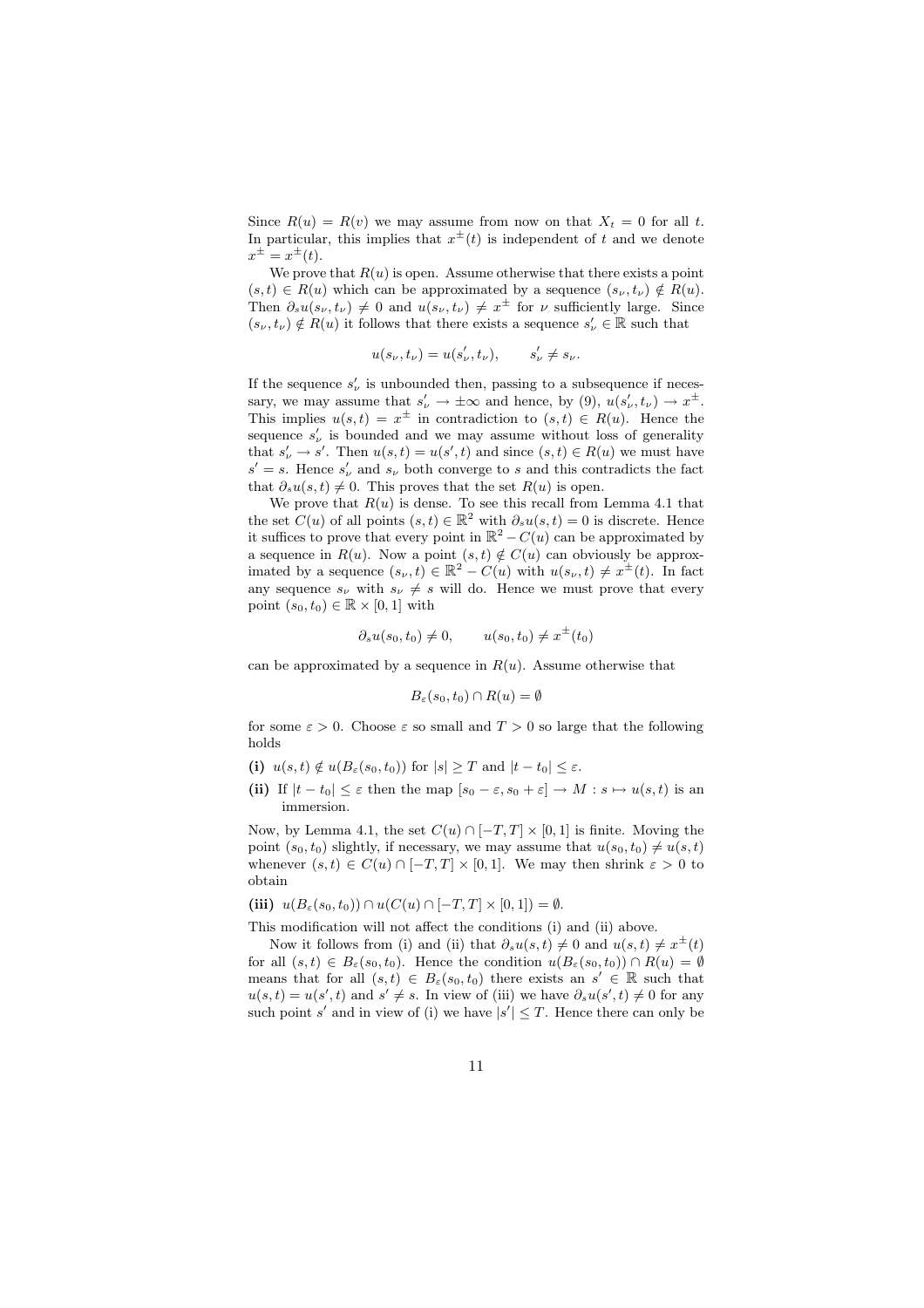Since $R(u) = R(v)$ we may assume from now on that $X_t = 0$ for all $t$. In particular, this implies that $x^\pm(t)$ is independent of $t$ and we denote $x^\pm = x^\pm(t)$.

We prove that $R(u)$ is open. Assume otherwise that there exists a point $(s,t) \in R(u)$ which can be approximated by a sequence $(s_\nu, t_\nu) \notin R(u)$. Then $\partial_s u(s_\nu, t_\nu) \neq 0$ and $u(s_\nu, t_\nu) \neq x^\pm$ for $\nu$ sufficiently large. Since $(s_\nu, t_\nu) \notin R(u)$ it follows that there exists a sequence $s'_\nu \in \mathbb{R}$ such that

$$u(s_\nu, t_\nu) = u(s'_\nu, t_\nu), \qquad s'_\nu \neq s_\nu.$$

If the sequence $s'_\nu$ is unbounded then, passing to a subsequence if necessary, we may assume that $s'_\nu \to \pm\infty$ and hence, by (9), $u(s'_\nu, t_\nu) \to x^\pm$. This implies $u(s,t) = x^\pm$ in contradiction to $(s,t) \in R(u)$. Hence the sequence $s'_\nu$ is bounded and we may assume without loss of generality that $s'_\nu \to s'$. Then $u(s,t) = u(s',t)$ and since $(s,t) \in R(u)$ we must have $s' = s$. Hence $s'_\nu$ and $s_\nu$ both converge to $s$ and this contradicts the fact that $\partial_s u(s,t) \neq 0$. This proves that the set $R(u)$ is open.

We prove that $R(u)$ is dense. To see this recall from Lemma 4.1 that the set $C(u)$ of all points $(s,t) \in \mathbb{R}^2$ with $\partial_s u(s,t) = 0$ is discrete. Hence it suffices to prove that every point in $\mathbb{R}^2 - C(u)$ can be approximated by a sequence in $R(u)$. Now a point $(s,t) \notin C(u)$ can obviously be approximated by a sequence $(s_\nu, t) \in \mathbb{R}^2 - C(u)$ with $u(s_\nu, t) \neq x^\pm(t)$. In fact any sequence $s_\nu$ with $s_\nu \neq s$ will do. Hence we must prove that every point $(s_0, t_0) \in \mathbb{R} \times [0,1]$ with

$$\partial_s u(s_0, t_0) \neq 0, \qquad u(s_0, t_0) \neq x^\pm(t_0)$$

can be approximated by a sequence in $R(u)$. Assume otherwise that

$$B_\varepsilon(s_0, t_0) \cap R(u) = \emptyset$$

for some $\varepsilon > 0$. Choose $\varepsilon$ so small and $T > 0$ so large that the following holds

**(i)** $u(s,t) \notin u(B_\varepsilon(s_0, t_0))$ for $|s| \geq T$ and $|t - t_0| \leq \varepsilon$.

**(ii)** If $|t - t_0| \leq \varepsilon$ then the map $[s_0 - \varepsilon, s_0 + \varepsilon] \to M : s \mapsto u(s,t)$ is an immersion.

Now, by Lemma 4.1, the set $C(u) \cap [-T, T] \times [0,1]$ is finite. Moving the point $(s_0, t_0)$ slightly, if necessary, we may assume that $u(s_0, t_0) \neq u(s,t)$ whenever $(s,t) \in C(u) \cap [-T,T] \times [0,1]$. We may then shrink $\varepsilon > 0$ to obtain

**(iii)** $u(B_\varepsilon(s_0, t_0)) \cap u(C(u) \cap [-T,T] \times [0,1]) = \emptyset$.

This modification will not affect the conditions (i) and (ii) above.

Now it follows from (i) and (ii) that $\partial_s u(s,t) \neq 0$ and $u(s,t) \neq x^\pm(t)$ for all $(s,t) \in B_\varepsilon(s_0, t_0)$. Hence the condition $u(B_\varepsilon(s_0, t_0)) \cap R(u) = \emptyset$ means that for all $(s,t) \in B_\varepsilon(s_0, t_0)$ there exists an $s' \in \mathbb{R}$ such that $u(s,t) = u(s',t)$ and $s' \neq s$. In view of (iii) we have $\partial_s u(s',t) \neq 0$ for any such point $s'$ and in view of (i) we have $|s'| \leq T$. Hence there can only be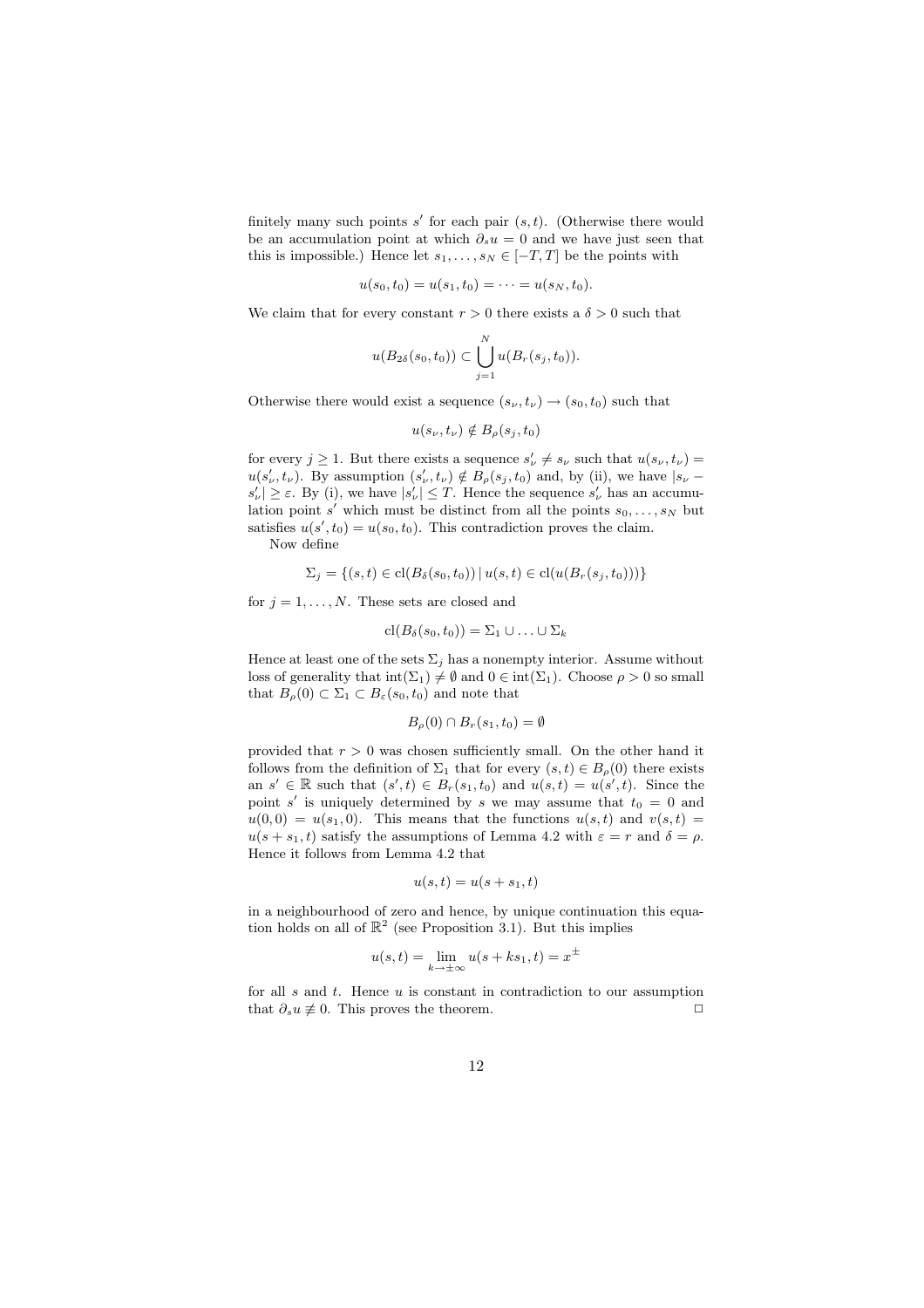finitely many such points $s'$ for each pair $(s,t)$. (Otherwise there would be an accumulation point at which $\partial_s u = 0$ and we have just seen that this is impossible.) Hence let $s_1, \ldots, s_N \in [-T, T]$ be the points with

$$u(s_0, t_0) = u(s_1, t_0) = \cdots = u(s_N, t_0).$$

We claim that for every constant $r > 0$ there exists a $\delta > 0$ such that

$$u(B_{2\delta}(s_0, t_0)) \subset \bigcup_{j=1}^{N} u(B_r(s_j, t_0)).$$

Otherwise there would exist a sequence $(s_\nu, t_\nu) \to (s_0, t_0)$ such that

$$u(s_\nu, t_\nu) \notin B_\rho(s_j, t_0)$$

for every $j \geq 1$. But there exists a sequence $s'_\nu \neq s_\nu$ such that $u(s_\nu, t_\nu) = u(s'_\nu, t_\nu)$. By assumption $(s'_\nu, t_\nu) \notin B_\rho(s_j, t_0)$ and, by (ii), we have $|s_\nu - s'_\nu| \geq \varepsilon$. By (i), we have $|s'_\nu| \leq T$. Hence the sequence $s'_\nu$ has an accumulation point $s'$ which must be distinct from all the points $s_0, \ldots, s_N$ but satisfies $u(s', t_0) = u(s_0, t_0)$. This contradiction proves the claim.

Now define

$$\Sigma_j = \{(s,t) \in \mathrm{cl}(B_\delta(s_0, t_0)) \,|\, u(s,t) \in \mathrm{cl}(u(B_r(s_j, t_0)))\}$$

for $j = 1, \ldots, N$. These sets are closed and

$$\mathrm{cl}(B_\delta(s_0, t_0)) = \Sigma_1 \cup \ldots \cup \Sigma_k$$

Hence at least one of the sets $\Sigma_j$ has a nonempty interior. Assume without loss of generality that $\mathrm{int}(\Sigma_1) \neq \emptyset$ and $0 \in \mathrm{int}(\Sigma_1)$. Choose $\rho > 0$ so small that $B_\rho(0) \subset \Sigma_1 \subset B_\varepsilon(s_0, t_0)$ and note that

$$B_\rho(0) \cap B_r(s_1, t_0) = \emptyset$$

provided that $r > 0$ was chosen sufficiently small. On the other hand it follows from the definition of $\Sigma_1$ that for every $(s,t) \in B_\rho(0)$ there exists an $s' \in \mathbb{R}$ such that $(s', t) \in B_r(s_1, t_0)$ and $u(s,t) = u(s', t)$. Since the point $s'$ is uniquely determined by $s$ we may assume that $t_0 = 0$ and $u(0,0) = u(s_1, 0)$. This means that the functions $u(s,t)$ and $v(s,t) = u(s + s_1, t)$ satisfy the assumptions of Lemma 4.2 with $\varepsilon = r$ and $\delta = \rho$. Hence it follows from Lemma 4.2 that

$$u(s,t) = u(s + s_1, t)$$

in a neighbourhood of zero and hence, by unique continuation this equation holds on all of $\mathbb{R}^2$ (see Proposition 3.1). But this implies

$$u(s,t) = \lim_{k \to \pm\infty} u(s + ks_1, t) = x^\pm$$

for all $s$ and $t$. Hence $u$ is constant in contradiction to our assumption that $\partial_s u \not\equiv 0$. This proves the theorem. $\square$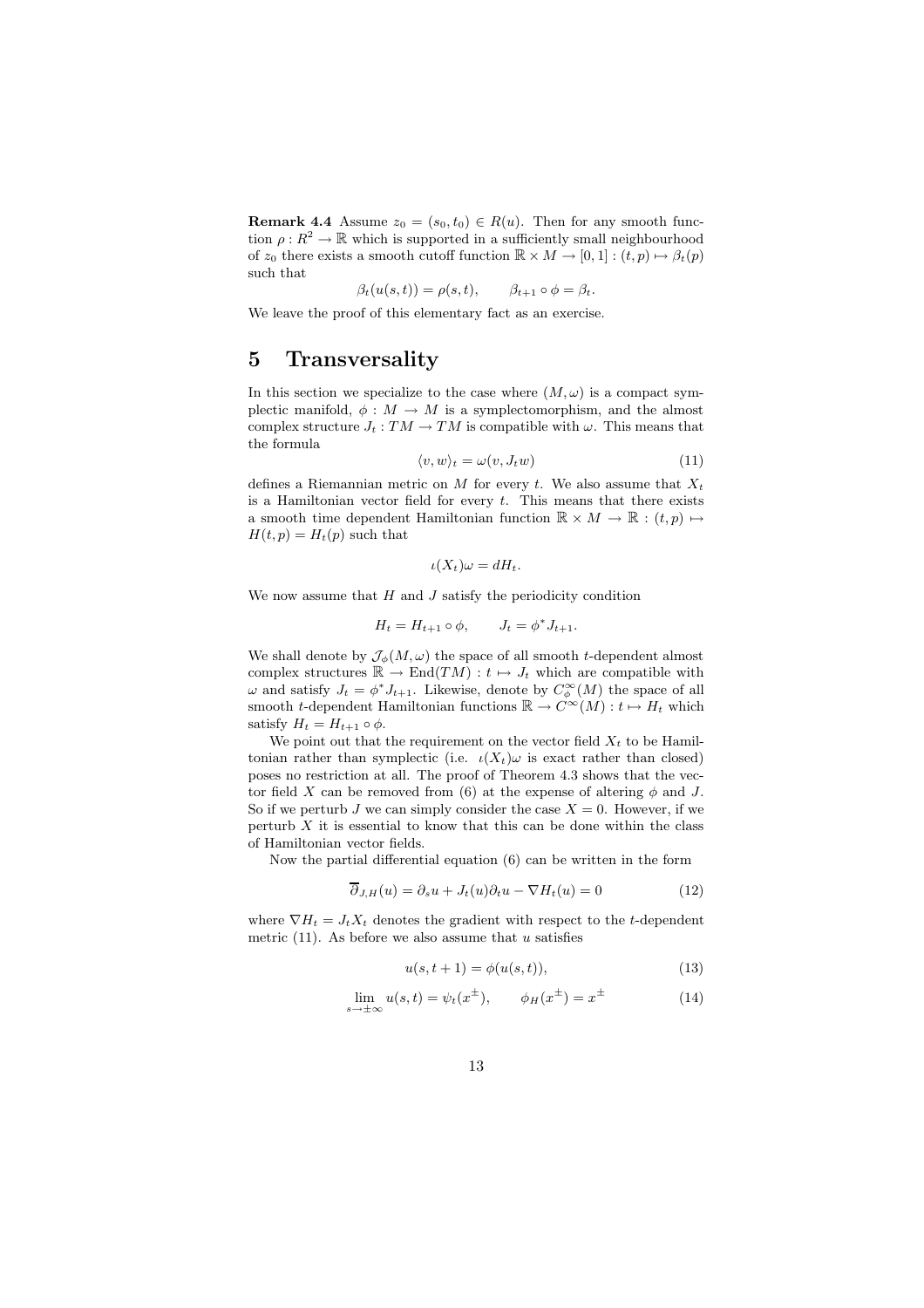**Remark 4.4** Assume $z_0 = (s_0, t_0) \in R(u)$. Then for any smooth function $\rho : R^2 \to \mathbb{R}$ which is supported in a sufficiently small neighbourhood of $z_0$ there exists a smooth cutoff function $\mathbb{R} \times M \to [0,1] : (t,p) \mapsto \beta_t(p)$ such that

$$\beta_t(u(s,t)) = \rho(s,t), \qquad \beta_{t+1} \circ \phi = \beta_t.$$

We leave the proof of this elementary fact as an exercise.

# 5 Transversality

In this section we specialize to the case where $(M, \omega)$ is a compact symplectic manifold, $\phi : M \to M$ is a symplectomorphism, and the almost complex structure $J_t : TM \to TM$ is compatible with $\omega$. This means that the formula

$$\langle v, w \rangle_t = \omega(v, J_t w) \tag{11}$$

defines a Riemannian metric on $M$ for every $t$. We also assume that $X_t$ is a Hamiltonian vector field for every $t$. This means that there exists a smooth time dependent Hamiltonian function $\mathbb{R} \times M \to \mathbb{R} : (t,p) \mapsto H(t,p) = H_t(p)$ such that

$$\iota(X_t)\omega = dH_t.$$

We now assume that $H$ and $J$ satisfy the periodicity condition

$$H_t = H_{t+1} \circ \phi, \qquad J_t = \phi^* J_{t+1}.$$

We shall denote by $\mathcal{J}_\phi(M, \omega)$ the space of all smooth $t$-dependent almost complex structures $\mathbb{R} \to \mathrm{End}(TM) : t \mapsto J_t$ which are compatible with $\omega$ and satisfy $J_t = \phi^* J_{t+1}$. Likewise, denote by $C^\infty_\phi(M)$ the space of all smooth $t$-dependent Hamiltonian functions $\mathbb{R} \to C^\infty(M) : t \mapsto H_t$ which satisfy $H_t = H_{t+1} \circ \phi$.

We point out that the requirement on the vector field $X_t$ to be Hamiltonian rather than symplectic (i.e. $\iota(X_t)\omega$ is exact rather than closed) poses no restriction at all. The proof of Theorem 4.3 shows that the vector field $X$ can be removed from (6) at the expense of altering $\phi$ and $J$. So if we perturb $J$ we can simply consider the case $X = 0$. However, if we perturb $X$ it is essential to know that this can be done within the class of Hamiltonian vector fields.

Now the partial differential equation (6) can be written in the form

$$\overline{\partial}_{J,H}(u) = \partial_s u + J_t(u)\partial_t u - \nabla H_t(u) = 0 \tag{12}$$

where $\nabla H_t = J_t X_t$ denotes the gradient with respect to the $t$-dependent metric (11). As before we also assume that $u$ satisfies

$$u(s, t+1) = \phi(u(s,t)), \tag{13}$$

$$\lim_{s \to \pm\infty} u(s,t) = \psi_t(x^\pm), \qquad \phi_H(x^\pm) = x^\pm \tag{14}$$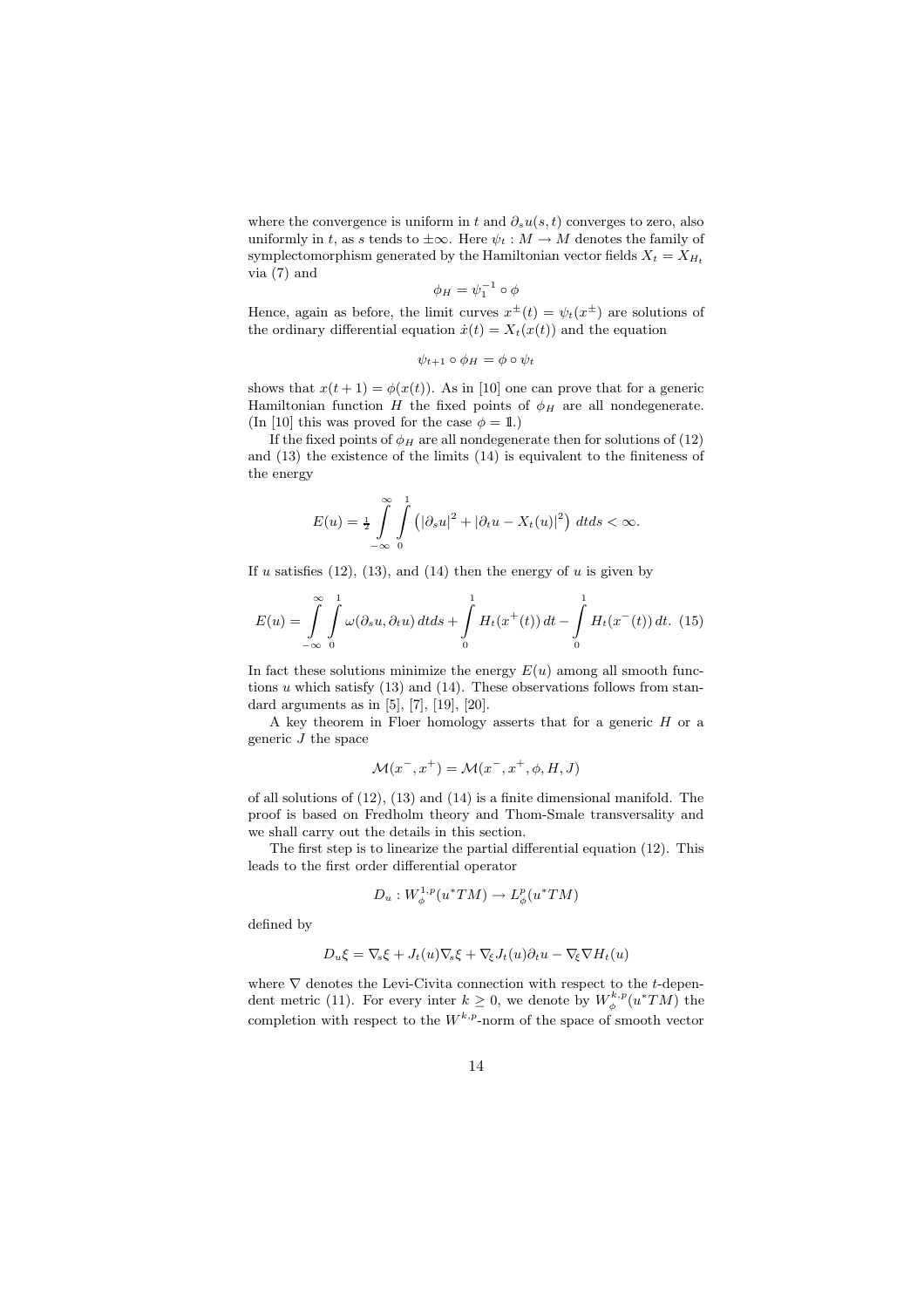where the convergence is uniform in $t$ and $\partial_s u(s,t)$ converges to zero, also uniformly in $t$, as $s$ tends to $\pm\infty$. Here $\psi_t : M \to M$ denotes the family of symplectomorphism generated by the Hamiltonian vector fields $X_t = X_{H_t}$ via (7) and

$$\phi_H = \psi_1^{-1} \circ \phi$$

Hence, again as before, the limit curves $x^\pm(t) = \psi_t(x^\pm)$ are solutions of the ordinary differential equation $\dot{x}(t) = X_t(x(t))$ and the equation

$$\psi_{t+1} \circ \phi_H = \phi \circ \psi_t$$

shows that $x(t+1) = \phi(x(t))$. As in [10] one can prove that for a generic Hamiltonian function $H$ the fixed points of $\phi_H$ are all nondegenerate. (In [10] this was proved for the case $\phi = \mathbb{1}$.)

If the fixed points of $\phi_H$ are all nondegenerate then for solutions of (12) and (13) the existence of the limits (14) is equivalent to the finiteness of the energy

$$E(u) = \tfrac{1}{2} \int_{-\infty}^{\infty} \int_0^1 \left( |\partial_s u|^2 + |\partial_t u - X_t(u)|^2 \right) \, dt ds < \infty.$$

If $u$ satisfies (12), (13), and (14) then the energy of $u$ is given by

$$E(u) = \int_{-\infty}^{\infty} \int_0^1 \omega(\partial_s u, \partial_t u) \, dt ds + \int_0^1 H_t(x^+(t)) \, dt - \int_0^1 H_t(x^-(t)) \, dt. \quad (15)$$

In fact these solutions minimize the energy $E(u)$ among all smooth functions $u$ which satisfy (13) and (14). These observations follows from standard arguments as in [5], [7], [19], [20].

A key theorem in Floer homology asserts that for a generic $H$ or a generic $J$ the space

$$\mathcal{M}(x^-, x^+) = \mathcal{M}(x^-, x^+, \phi, H, J)$$

of all solutions of (12), (13) and (14) is a finite dimensional manifold. The proof is based on Fredholm theory and Thom-Smale transversality and we shall carry out the details in this section.

The first step is to linearize the partial differential equation (12). This leads to the first order differential operator

$$D_u : W_\phi^{1,p}(u^*TM) \to L_\phi^p(u^*TM)$$

defined by

$$D_u \xi = \nabla_s \xi + J_t(u) \nabla_s \xi + \nabla_\xi J_t(u) \partial_t u - \nabla_\xi \nabla H_t(u)$$

where $\nabla$ denotes the Levi-Civita connection with respect to the $t$-dependent metric (11). For every inter $k \geq 0$, we denote by $W_\phi^{k,p}(u^*TM)$ the completion with respect to the $W^{k,p}$-norm of the space of smooth vector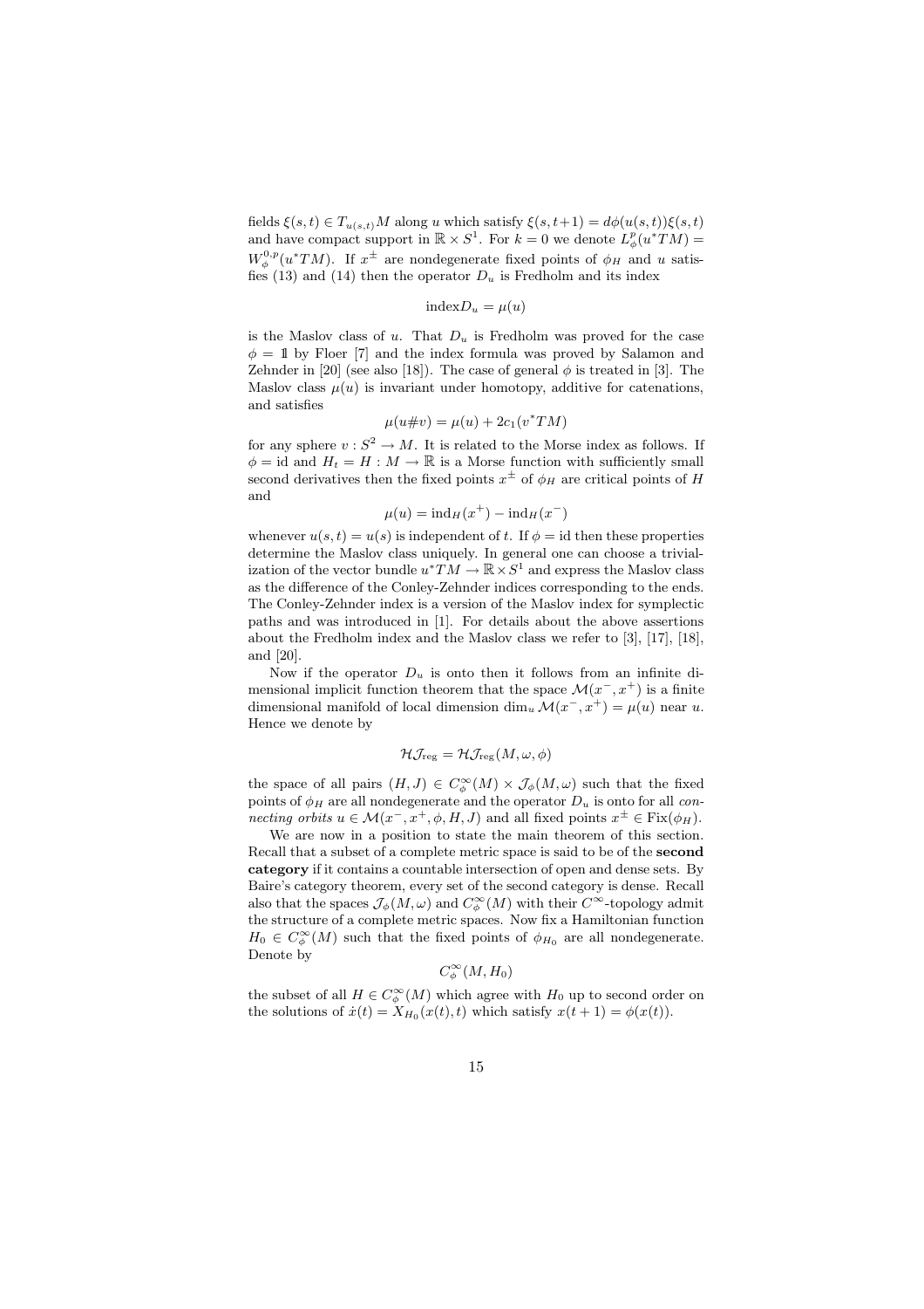fields $\xi(s,t) \in T_{u(s,t)}M$ along $u$ which satisfy $\xi(s,t+1) = d\phi(u(s,t))\xi(s,t)$ and have compact support in $\mathbb{R} \times S^1$. For $k = 0$ we denote $L^p_\phi(u^*TM) = W^{0,p}_\phi(u^*TM)$. If $x^\pm$ are nondegenerate fixed points of $\phi_H$ and $u$ satisfies (13) and (14) then the operator $D_u$ is Fredholm and its index

$$\mathrm{index} D_u = \mu(u)$$

is the Maslov class of $u$. That $D_u$ is Fredholm was proved for the case $\phi = 1\!\!1$ by Floer [7] and the index formula was proved by Salamon and Zehnder in [20] (see also [18]). The case of general $\phi$ is treated in [3]. The Maslov class $\mu(u)$ is invariant under homotopy, additive for catenations, and satisfies

$$\mu(u\# v) = \mu(u) + 2c_1(v^*TM)$$

for any sphere $v : S^2 \to M$. It is related to the Morse index as follows. If $\phi = \mathrm{id}$ and $H_t = H : M \to \mathbb{R}$ is a Morse function with sufficiently small second derivatives then the fixed points $x^\pm$ of $\phi_H$ are critical points of $H$ and

$$\mu(u) = \mathrm{ind}_H(x^+) - \mathrm{ind}_H(x^-)$$

whenever $u(s,t) = u(s)$ is independent of $t$. If $\phi = \mathrm{id}$ then these properties determine the Maslov class uniquely. In general one can choose a trivialization of the vector bundle $u^*TM \to \mathbb{R} \times S^1$ and express the Maslov class as the difference of the Conley-Zehnder indices corresponding to the ends. The Conley-Zehnder index is a version of the Maslov index for symplectic paths and was introduced in [1]. For details about the above assertions about the Fredholm index and the Maslov class we refer to [3], [17], [18], and [20].

Now if the operator $D_u$ is onto then it follows from an infinite dimensional implicit function theorem that the space $\mathcal{M}(x^-, x^+)$ is a finite dimensional manifold of local dimension $\dim_u \mathcal{M}(x^-, x^+) = \mu(u)$ near $u$. Hence we denote by

$$\mathcal{HJ}_{\mathrm{reg}} = \mathcal{HJ}_{\mathrm{reg}}(M, \omega, \phi)$$

the space of all pairs $(H, J) \in C^\infty_\phi(M) \times \mathcal{J}_\phi(M, \omega)$ such that the fixed points of $\phi_H$ are all nondegenerate and the operator $D_u$ is onto for all *connecting orbits* $u \in \mathcal{M}(x^-, x^+, \phi, H, J)$ and all fixed points $x^\pm \in \mathrm{Fix}(\phi_H)$.

We are now in a position to state the main theorem of this section. Recall that a subset of a complete metric space is said to be of the **second category** if it contains a countable intersection of open and dense sets. By Baire's category theorem, every set of the second category is dense. Recall also that the spaces $\mathcal{J}_\phi(M, \omega)$ and $C^\infty_\phi(M)$ with their $C^\infty$-topology admit the structure of a complete metric spaces. Now fix a Hamiltonian function $H_0 \in C^\infty_\phi(M)$ such that the fixed points of $\phi_{H_0}$ are all nondegenerate. Denote by

$$C^\infty_\phi(M, H_0)$$

the subset of all $H \in C^\infty_\phi(M)$ which agree with $H_0$ up to second order on the solutions of $\dot{x}(t) = X_{H_0}(x(t), t)$ which satisfy $x(t+1) = \phi(x(t))$.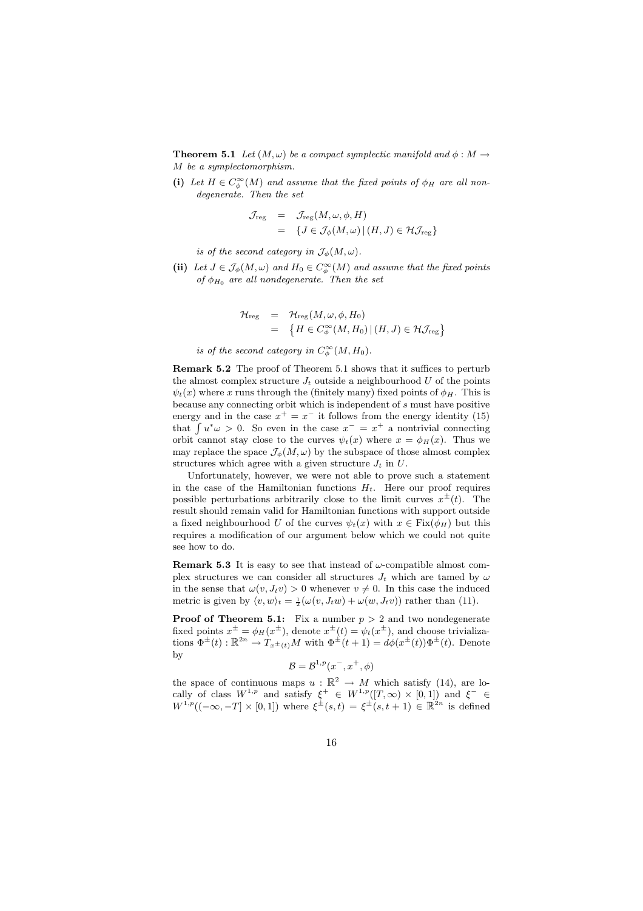**Theorem 5.1** *Let $(M, \omega)$ be a compact symplectic manifold and $\phi : M \to M$ be a symplectomorphism.*

**(i)** *Let $H \in C^\infty_\phi(M)$ and assume that the fixed points of $\phi_H$ are all nondegenerate. Then the set*

$$
\begin{aligned}
\mathcal{J}_{\rm reg} &= \mathcal{J}_{\rm reg}(M, \omega, \phi, H) \\
&= \{ J \in \mathcal{J}_\phi(M, \omega) \,|\, (H, J) \in \mathcal{HJ}_{\rm reg} \}
\end{aligned}
$$

*is of the second category in $\mathcal{J}_\phi(M, \omega)$.*

**(ii)** *Let $J \in \mathcal{J}_\phi(M, \omega)$ and $H_0 \in C^\infty_\phi(M)$ and assume that the fixed points of $\phi_{H_0}$ are all nondegenerate. Then the set*

$$
\begin{aligned}
\mathcal{H}_{\rm reg} &= \mathcal{H}_{\rm reg}(M, \omega, \phi, H_0) \\
&= \left\{ H \in C^\infty_\phi(M, H_0) \,|\, (H, J) \in \mathcal{HJ}_{\rm reg} \right\}
\end{aligned}
$$

*is of the second category in $C^\infty_\phi(M, H_0)$.*

**Remark 5.2** The proof of Theorem 5.1 shows that it suffices to perturb the almost complex structure $J_t$ outside a neighbourhood $U$ of the points $\psi_t(x)$ where $x$ runs through the (finitely many) fixed points of $\phi_H$. This is because any connecting orbit which is independent of $s$ must have positive energy and in the case $x^+ = x^-$ it follows from the energy identity (15) that $\int u^*\omega > 0$. So even in the case $x^- = x^+$ a nontrivial connecting orbit cannot stay close to the curves $\psi_t(x)$ where $x = \phi_H(x)$. Thus we may replace the space $\mathcal{J}_\phi(M, \omega)$ by the subspace of those almost complex structures which agree with a given structure $J_t$ in $U$.

Unfortunately, however, we were not able to prove such a statement in the case of the Hamiltonian functions $H_t$. Here our proof requires possible perturbations arbitrarily close to the limit curves $x^\pm(t)$. The result should remain valid for Hamiltonian functions with support outside a fixed neighbourhood $U$ of the curves $\psi_t(x)$ with $x \in \mathrm{Fix}(\phi_H)$ but this requires a modification of our argument below which we could not quite see how to do.

**Remark 5.3** It is easy to see that instead of $\omega$-compatible almost complex structures we can consider all structures $J_t$ which are tamed by $\omega$ in the sense that $\omega(v, J_t v) > 0$ whenever $v \neq 0$. In this case the induced metric is given by $\langle v, w \rangle_t = \frac{1}{2}(\omega(v, J_t w) + \omega(w, J_t v))$ rather than (11).

**Proof of Theorem 5.1:** Fix a number $p > 2$ and two nondegenerate fixed points $x^\pm = \phi_H(x^\pm)$, denote $x^\pm(t) = \psi_t(x^\pm)$, and choose trivializations $\Phi^\pm(t) : \mathbb{R}^{2n} \to T_{x^\pm(t)}M$ with $\Phi^\pm(t+1) = d\phi(x^\pm(t))\Phi^\pm(t)$. Denote by

$$
\mathcal{B} = \mathcal{B}^{1,p}(x^-, x^+, \phi)
$$

the space of continuous maps $u : \mathbb{R}^2 \to M$ which satisfy (14), are locally of class $W^{1,p}$ and satisfy $\xi^+ \in W^{1,p}([T, \infty) \times [0,1])$ and $\xi^- \in W^{1,p}((-\infty, -T] \times [0,1])$ where $\xi^\pm(s,t) = \xi^\pm(s, t+1) \in \mathbb{R}^{2n}$ is defined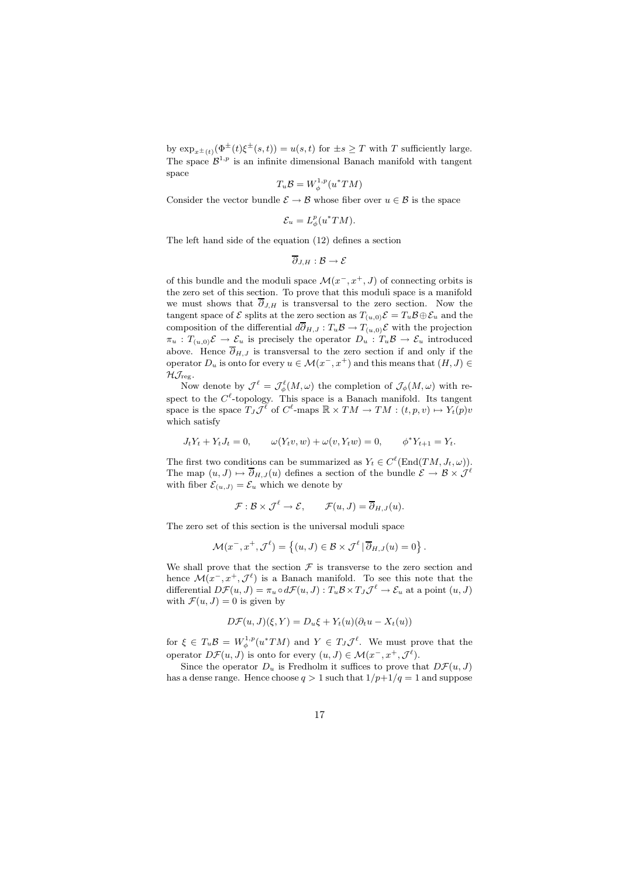by $\exp_{x^\pm(t)}(\Phi^\pm(t)\xi^\pm(s,t)) = u(s,t)$ for $\pm s \geq T$ with $T$ sufficiently large. The space $\mathcal{B}^{1,p}$ is an infinite dimensional Banach manifold with tangent space

$$T_u\mathcal{B} = W^{1,p}_\phi(u^*TM)$$

Consider the vector bundle $\mathcal{E} \to \mathcal{B}$ whose fiber over $u \in \mathcal{B}$ is the space

$$\mathcal{E}_u = L^p_\phi(u^*TM).$$

The left hand side of the equation (12) defines a section

$$\overline{\partial}_{J,H} : \mathcal{B} \to \mathcal{E}$$

of this bundle and the moduli space $\mathcal{M}(x^-, x^+, J)$ of connecting orbits is the zero set of this section. To prove that this moduli space is a manifold we must shows that $\overline{\partial}_{J,H}$ is transversal to the zero section. Now the tangent space of $\mathcal{E}$ splits at the zero section as $T_{(u,0)}\mathcal{E} = T_u\mathcal{B} \oplus \mathcal{E}_u$ and the composition of the differential $d\overline{\partial}_{H,J} : T_u\mathcal{B} \to T_{(u,0)}\mathcal{E}$ with the projection $\pi_u : T_{(u,0)}\mathcal{E} \to \mathcal{E}_u$ is precisely the operator $D_u : T_u\mathcal{B} \to \mathcal{E}_u$ introduced above. Hence $\overline{\partial}_{H,J}$ is transversal to the zero section if and only if the operator $D_u$ is onto for every $u \in \mathcal{M}(x^-, x^+)$ and this means that $(H, J) \in \mathcal{HJ}_{\mathrm{reg}}$.

Now denote by $\mathcal{J}^\ell = \mathcal{J}^\ell_\phi(M, \omega)$ the completion of $\mathcal{J}_\phi(M, \omega)$ with respect to the $C^\ell$-topology. This space is a Banach manifold. Its tangent space is the space $T_J\mathcal{J}^\ell$ of $C^\ell$-maps $\mathbb{R} \times TM \to TM : (t, p, v) \mapsto Y_t(p)v$ which satisfy

$$J_tY_t + Y_tJ_t = 0, \qquad \omega(Y_tv, w) + \omega(v, Y_tw) = 0, \qquad \phi^*Y_{t+1} = Y_t.$$

The first two conditions can be summarized as $Y_t \in C^\ell(\mathrm{End}(TM, J_t, \omega))$. The map $(u, J) \mapsto \overline{\partial}_{H,J}(u)$ defines a section of the bundle $\mathcal{E} \to \mathcal{B} \times \mathcal{J}^\ell$ with fiber $\mathcal{E}_{(u,J)} = \mathcal{E}_u$ which we denote by

$$\mathcal{F} : \mathcal{B} \times \mathcal{J}^\ell \to \mathcal{E}, \qquad \mathcal{F}(u, J) = \overline{\partial}_{H,J}(u).$$

The zero set of this section is the universal moduli space

$$\mathcal{M}(x^-, x^+, \mathcal{J}^\ell) = \left\{(u, J) \in \mathcal{B} \times \mathcal{J}^\ell \,|\, \overline{\partial}_{H,J}(u) = 0\right\}.$$

We shall prove that the section $\mathcal{F}$ is transverse to the zero section and hence $\mathcal{M}(x^-, x^+, \mathcal{J}^\ell)$ is a Banach manifold. To see this note that the differential $D\mathcal{F}(u, J) = \pi_u \circ d\mathcal{F}(u, J) : T_u\mathcal{B} \times T_J\mathcal{J}^\ell \to \mathcal{E}_u$ at a point $(u, J)$ with $\mathcal{F}(u, J) = 0$ is given by

$$D\mathcal{F}(u, J)(\xi, Y) = D_u\xi + Y_t(u)(\partial_t u - X_t(u))$$

for $\xi \in T_u\mathcal{B} = W^{1,p}_\phi(u^*TM)$ and $Y \in T_J\mathcal{J}^\ell$. We must prove that the operator $D\mathcal{F}(u, J)$ is onto for every $(u, J) \in \mathcal{M}(x^-, x^+, \mathcal{J}^\ell)$.

Since the operator $D_u$ is Fredholm it suffices to prove that $D\mathcal{F}(u, J)$ has a dense range. Hence choose $q > 1$ such that $1/p + 1/q = 1$ and suppose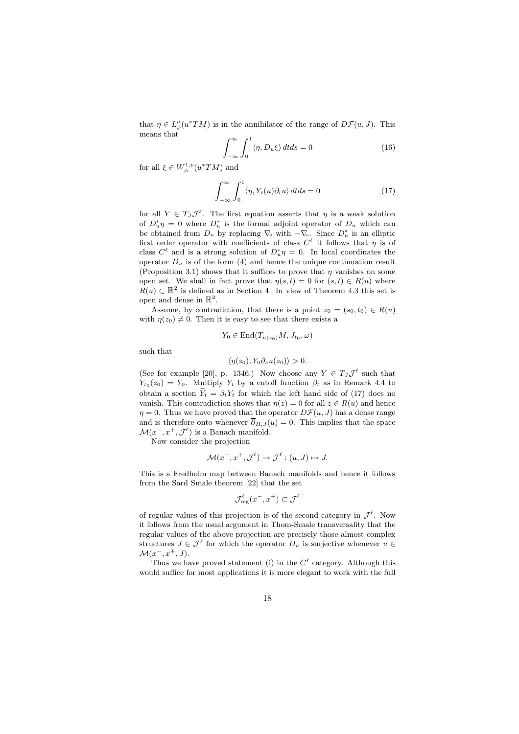that $\eta \in L^q_\phi(u^*TM)$ is in the annihilator of the range of $D\mathcal{F}(u, J)$. This means that

$$\int_{-\infty}^{\infty}\int_0^1 \langle \eta, D_u\xi\rangle \, dtds = 0 \tag{16}$$

for all $\xi \in W^{1,p}_\phi(u^*TM)$ and

$$\int_{-\infty}^{\infty}\int_0^1 \langle \eta, Y_t(u)\partial_t u\rangle \, dtds = 0 \tag{17}$$

for all $Y \in T_J\mathcal{J}^\ell$. The first equation asserts that $\eta$ is a weak solution of $D_u^*\eta = 0$ where $D_u^*$ is the formal adjoint operator of $D_u$ which can be obtained from $D_u$ by replacing $\nabla_s$ with $-\nabla_s$. Since $D_u^*$ is an elliptic first order operator with coefficients of class $C^\ell$ it follows that $\eta$ is of class $C^\ell$ and is a strong solution of $D_u^*\eta = 0$. In local coordinates the operator $D_u$ is of the form (4) and hence the unique continuation result (Proposition 3.1) shows that it suffices to prove that $\eta$ vanishes on some open set. We shall in fact prove that $\eta(s,t) = 0$ for $(s,t) \in R(u)$ where $R(u) \subset \mathbb{R}^2$ is defined as in Section 4. In view of Theorem 4.3 this set is open and dense in $\mathbb{R}^2$.

Assume, by contradiction, that there is a point $z_0 = (s_0, t_0) \in R(u)$ with $\eta(z_0) \neq 0$. Then it is easy to see that there exists a

$$Y_0 \in \mathrm{End}(T_{u(z_0)}M, J_{t_0}, \omega)$$

such that

$$\langle \eta(z_0), Y_0\partial_s u(z_0)\rangle > 0.$$

(See for example [20], p. 1346.) Now choose any $Y \in T_J\mathcal{J}^\ell$ such that $Y_{t_0}(z_0) = Y_0$. Multiply $Y_t$ by a cutoff function $\beta_t$ as in Remark 4.4 to obtain a section $\widetilde{Y}_t = \beta_t Y_t$ for which the left hand side of (17) does no vanish. This contradiction shows that $\eta(z) = 0$ for all $z \in R(u)$ and hence $\eta = 0$. Thus we have proved that the operator $D\mathcal{F}(u, J)$ has a dense range and is therefore onto whenever $\overline{\partial}_{H,J}(u) = 0$. This implies that the space $\mathcal{M}(x^-, x^+, \mathcal{J}^\ell)$ is a Banach manifold.

Now consider the projection

$$\mathcal{M}(x^-, x^+, \mathcal{J}^\ell) \to \mathcal{J}^\ell : (u, J) \mapsto J.$$

This is a Fredholm map between Banach manifolds and hence it follows from the Sard Smale theorem [22] that the set

$$\mathcal{J}^\ell_{\mathrm{reg}}(x^-, x^+) \subset \mathcal{J}^\ell$$

of regular values of this projection is of the second category in $\mathcal{J}^\ell$. Now it follows from the usual argument in Thom-Smale transversality that the regular values of the above projection are precisely those almost complex structures $J \in \mathcal{J}^\ell$ for which the operator $D_u$ is surjective whenever $u \in \mathcal{M}(x^-, x^+, J)$.

Thus we have proved statement (i) in the $C^\ell$ category. Although this would suffice for most applications it is more elegant to work with the full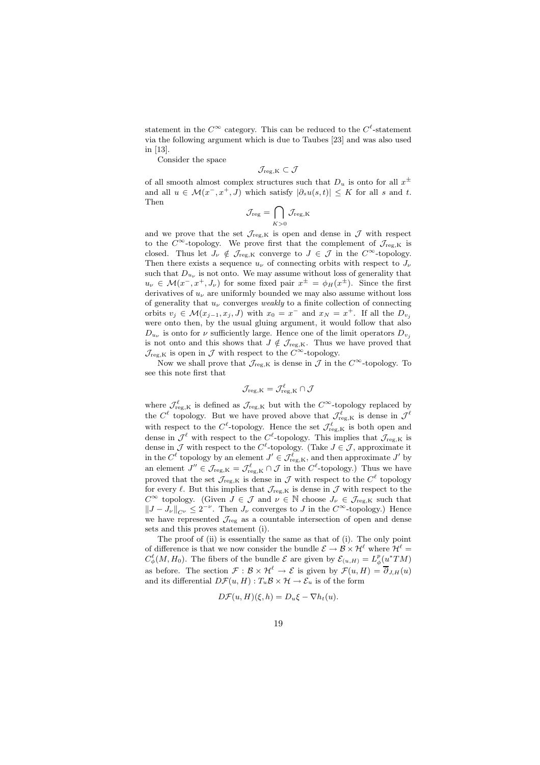statement in the $C^\infty$ category. This can be reduced to the $C^\ell$-statement via the following argument which is due to Taubes [23] and was also used in [13].

Consider the space

$$\mathcal{J}_{\mathrm{reg,K}} \subset \mathcal{J}$$

of all smooth almost complex structures such that $D_u$ is onto for all $x^\pm$ and all $u \in \mathcal{M}(x^-, x^+, J)$ which satisfy $|\partial_s u(s,t)| \le K$ for all $s$ and $t$. Then

$$\mathcal{J}_{\mathrm{reg}} = \bigcap_{K>0} \mathcal{J}_{\mathrm{reg,K}}$$

and we prove that the set $\mathcal{J}_{\mathrm{reg,K}}$ is open and dense in $\mathcal{J}$ with respect to the $C^\infty$-topology. We prove first that the complement of $\mathcal{J}_{\mathrm{reg,K}}$ is closed. Thus let $J_\nu \notin \mathcal{J}_{\mathrm{reg,K}}$ converge to $J \in \mathcal{J}$ in the $C^\infty$-topology. Then there exists a sequence $u_\nu$ of connecting orbits with respect to $J_\nu$ such that $D_{u_\nu}$ is not onto. We may assume without loss of generality that $u_\nu \in \mathcal{M}(x^-, x^+, J_\nu)$ for some fixed pair $x^\pm = \phi_H(x^\pm)$. Since the first derivatives of $u_\nu$ are uniformly bounded we may also assume without loss of generality that $u_\nu$ converges *weakly* to a finite collection of connecting orbits $v_j \in \mathcal{M}(x_{j-1}, x_j, J)$ with $x_0 = x^-$ and $x_N = x^+$. If all the $D_{v_j}$ were onto then, by the usual gluing argument, it would follow that also $D_{u_\nu}$ is onto for $\nu$ sufficiently large. Hence one of the limit operators $D_{v_j}$ is not onto and this shows that $J \notin \mathcal{J}_{\mathrm{reg,K}}$. Thus we have proved that $\mathcal{J}_{\mathrm{reg,K}}$ is open in $\mathcal{J}$ with respect to the $C^\infty$-topology.

Now we shall prove that $\mathcal{J}_{\mathrm{reg,K}}$ is dense in $\mathcal{J}$ in the $C^\infty$-topology. To see this note first that

$$\mathcal{J}_{\mathrm{reg,K}} = \mathcal{J}^\ell_{\mathrm{reg,K}} \cap \mathcal{J}$$

where $\mathcal{J}^\ell_{\mathrm{reg,K}}$ is defined as $\mathcal{J}_{\mathrm{reg,K}}$ but with the $C^\infty$-topology replaced by the $C^\ell$ topology. But we have proved above that $\mathcal{J}^\ell_{\mathrm{reg,K}}$ is dense in $\mathcal{J}^\ell$ with respect to the $C^\ell$-topology. Hence the set $\mathcal{J}^\ell_{\mathrm{reg,K}}$ is both open and dense in $\mathcal{J}^\ell$ with respect to the $C^\ell$-topology. This implies that $\mathcal{J}_{\mathrm{reg,K}}$ is dense in $\mathcal{J}$ with respect to the $C^\ell$-topology. (Take $J \in \mathcal{J}$, approximate it in the $C^\ell$ topology by an element $J' \in \mathcal{J}^\ell_{\mathrm{reg,K}}$, and then approximate $J'$ by an element $J'' \in \mathcal{J}_{\mathrm{reg,K}} = \mathcal{J}^\ell_{\mathrm{reg,K}} \cap \mathcal{J}$ in the $C^\ell$-topology.) Thus we have proved that the set $\mathcal{J}_{\mathrm{reg,K}}$ is dense in $\mathcal{J}$ with respect to the $C^\ell$ topology for every $\ell$. But this implies that $\mathcal{J}_{\mathrm{reg,K}}$ is dense in $\mathcal{J}$ with respect to the $C^\infty$ topology. (Given $J \in \mathcal{J}$ and $\nu \in \mathbb{N}$ choose $J_\nu \in \mathcal{J}_{\mathrm{reg,K}}$ such that $\|J - J_\nu\|_{C^\nu} \le 2^{-\nu}$. Then $J_\nu$ converges to $J$ in the $C^\infty$-topology.) Hence we have represented $\mathcal{J}_{\mathrm{reg}}$ as a countable intersection of open and dense sets and this proves statement (i).

The proof of (ii) is essentially the same as that of (i). The only point of difference is that we now consider the bundle $\mathcal{E} \to \mathcal{B} \times \mathcal{H}^\ell$ where $\mathcal{H}^\ell = C^\ell_\phi(M, H_0)$. The fibers of the bundle $\mathcal{E}$ are given by $\mathcal{E}_{(u,H)} = L^p_\phi(u^*TM)$ as before. The section $\mathcal{F} : \mathcal{B} \times \mathcal{H}^\ell \to \mathcal{E}$ is given by $\mathcal{F}(u,H) = \overline{\partial}_{J,H}(u)$ and its differential $D\mathcal{F}(u,H) : T_u\mathcal{B} \times \mathcal{H} \to \mathcal{E}_u$ is of the form

$$D\mathcal{F}(u,H)(\xi,h) = D_u\xi - \nabla h_t(u).$$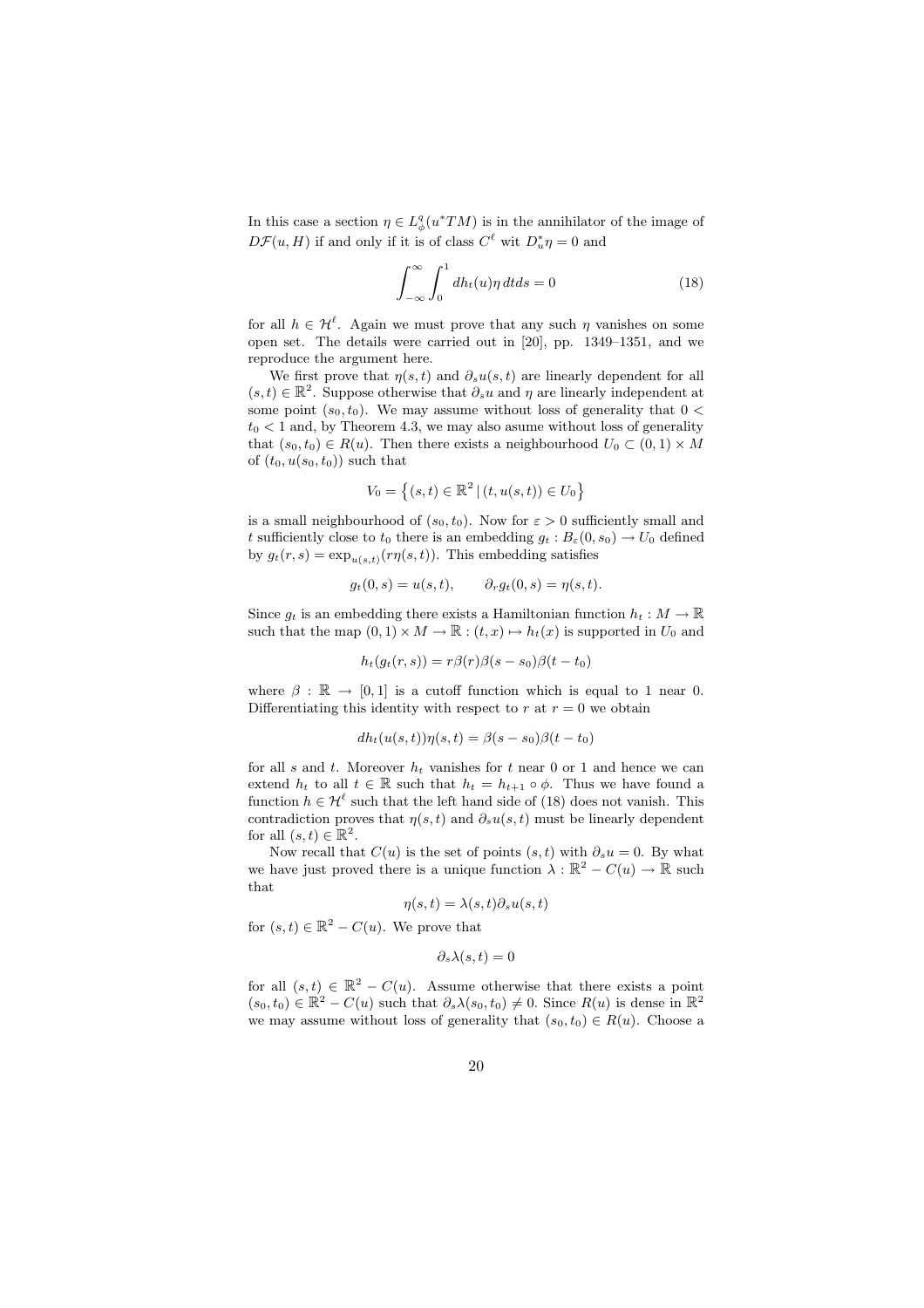In this case a section $\eta \in L^q_\phi(u^*TM)$ is in the annihilator of the image of $D\mathcal{F}(u,H)$ if and only if it is of class $C^\ell$ wit $D_u^*\eta = 0$ and

$$\int_{-\infty}^{\infty}\int_0^1 dh_t(u)\eta\,dtds = 0 \tag{18}$$

for all $h \in \mathcal{H}^\ell$. Again we must prove that any such $\eta$ vanishes on some open set. The details were carried out in [20], pp. 1349–1351, and we reproduce the argument here.

We first prove that $\eta(s,t)$ and $\partial_s u(s,t)$ are linearly dependent for all $(s,t) \in \mathbb{R}^2$. Suppose otherwise that $\partial_s u$ and $\eta$ are linearly independent at some point $(s_0,t_0)$. We may assume without loss of generality that $0 < t_0 < 1$ and, by Theorem 4.3, we may also asume without loss of generality that $(s_0,t_0) \in R(u)$. Then there exists a neighbourhood $U_0 \subset (0,1)\times M$ of $(t_0, u(s_0,t_0))$ such that

$$V_0 = \left\{(s,t)\in\mathbb{R}^2 \,|\, (t,u(s,t)) \in U_0\right\}$$

is a small neighbourhood of $(s_0,t_0)$. Now for $\varepsilon > 0$ sufficiently small and $t$ sufficiently close to $t_0$ there is an embedding $g_t : B_\varepsilon(0,s_0) \to U_0$ defined by $g_t(r,s) = \exp_{u(s,t)}(r\eta(s,t))$. This embedding satisfies

$$g_t(0,s) = u(s,t), \qquad \partial_r g_t(0,s) = \eta(s,t).$$

Since $g_t$ is an embedding there exists a Hamiltonian function $h_t : M \to \mathbb{R}$ such that the map $(0,1)\times M \to \mathbb{R} : (t,x) \mapsto h_t(x)$ is supported in $U_0$ and

$$h_t(g_t(r,s)) = r\beta(r)\beta(s-s_0)\beta(t-t_0)$$

where $\beta : \mathbb{R} \to [0,1]$ is a cutoff function which is equal to 1 near 0. Differentiating this identity with respect to $r$ at $r=0$ we obtain

$$dh_t(u(s,t))\eta(s,t) = \beta(s-s_0)\beta(t-t_0)$$

for all $s$ and $t$. Moreover $h_t$ vanishes for $t$ near 0 or 1 and hence we can extend $h_t$ to all $t \in \mathbb{R}$ such that $h_t = h_{t+1}\circ\phi$. Thus we have found a function $h \in \mathcal{H}^\ell$ such that the left hand side of (18) does not vanish. This contradiction proves that $\eta(s,t)$ and $\partial_s u(s,t)$ must be linearly dependent for all $(s,t) \in \mathbb{R}^2$.

Now recall that $C(u)$ is the set of points $(s,t)$ with $\partial_s u = 0$. By what we have just proved there is a unique function $\lambda : \mathbb{R}^2 - C(u) \to \mathbb{R}$ such that

$$\eta(s,t) = \lambda(s,t)\partial_s u(s,t)$$

for $(s,t) \in \mathbb{R}^2 - C(u)$. We prove that

$$\partial_s \lambda(s,t) = 0$$

for all $(s,t) \in \mathbb{R}^2 - C(u)$. Assume otherwise that there exists a point $(s_0,t_0) \in \mathbb{R}^2 - C(u)$ such that $\partial_s\lambda(s_0,t_0) \neq 0$. Since $R(u)$ is dense in $\mathbb{R}^2$ we may assume without loss of generality that $(s_0,t_0) \in R(u)$. Choose a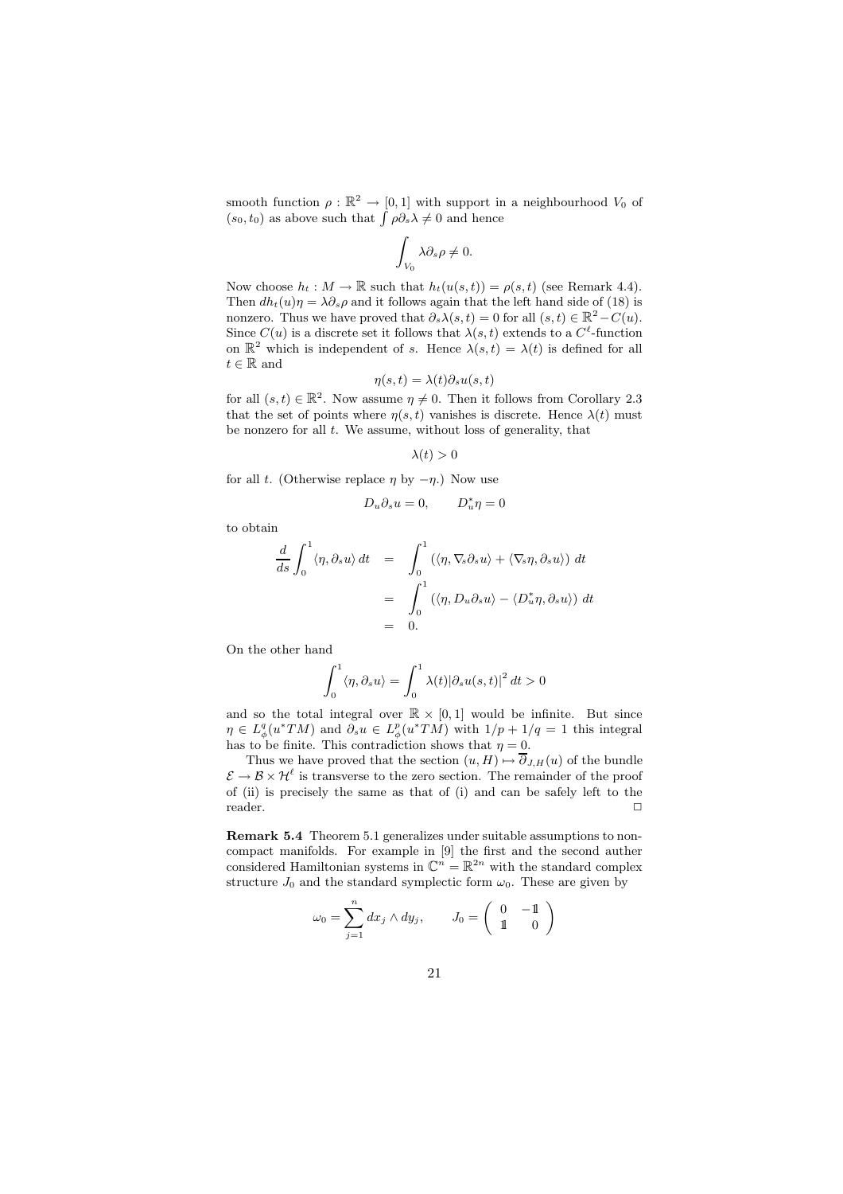smooth function $\rho : \mathbb{R}^2 \to [0,1]$ with support in a neighbourhood $V_0$ of $(s_0, t_0)$ as above such that $\int \rho \partial_s \lambda \neq 0$ and hence

$$\int_{V_0} \lambda \partial_s \rho \neq 0.$$

Now choose $h_t : M \to \mathbb{R}$ such that $h_t(u(s,t)) = \rho(s,t)$ (see Remark 4.4). Then $dh_t(u)\eta = \lambda \partial_s \rho$ and it follows again that the left hand side of (18) is nonzero. Thus we have proved that $\partial_s \lambda(s,t) = 0$ for all $(s,t) \in \mathbb{R}^2 - C(u)$. Since $C(u)$ is a discrete set it follows that $\lambda(s,t)$ extends to a $C^\ell$-function on $\mathbb{R}^2$ which is independent of $s$. Hence $\lambda(s,t) = \lambda(t)$ is defined for all $t \in \mathbb{R}$ and

$$\eta(s,t) = \lambda(t) \partial_s u(s,t)$$

for all $(s,t) \in \mathbb{R}^2$. Now assume $\eta \neq 0$. Then it follows from Corollary 2.3 that the set of points where $\eta(s,t)$ vanishes is discrete. Hence $\lambda(t)$ must be nonzero for all $t$. We assume, without loss of generality, that

$$\lambda(t) > 0$$

for all $t$. (Otherwise replace $\eta$ by $-\eta$.) Now use

$$D_u \partial_s u = 0, \qquad D_u^* \eta = 0$$

to obtain

$$\begin{aligned}
\frac{d}{ds} \int_0^1 \langle \eta, \partial_s u \rangle \, dt &= \int_0^1 \left( \langle \eta, \nabla_s \partial_s u \rangle + \langle \nabla_s \eta, \partial_s u \rangle \right) dt \\
&= \int_0^1 \left( \langle \eta, D_u \partial_s u \rangle - \langle D_u^* \eta, \partial_s u \rangle \right) dt \\
&= 0.
\end{aligned}$$

On the other hand

$$\int_0^1 \langle \eta, \partial_s u \rangle = \int_0^1 \lambda(t) |\partial_s u(s,t)|^2 \, dt > 0$$

and so the total integral over $\mathbb{R} \times [0,1]$ would be infinite. But since $\eta \in L^q_\phi(u^*TM)$ and $\partial_s u \in L^p_\phi(u^*TM)$ with $1/p + 1/q = 1$ this integral has to be finite. This contradiction shows that $\eta = 0$.

Thus we have proved that the section $(u, H) \mapsto \overline{\partial}_{J,H}(u)$ of the bundle $\mathcal{E} \to \mathcal{B} \times \mathcal{H}^\ell$ is transverse to the zero section. The remainder of the proof of (ii) is precisely the same as that of (i) and can be safely left to the reader. □

**Remark 5.4** Theorem 5.1 generalizes under suitable assumptions to noncompact manifolds. For example in [9] the first and the second auther considered Hamiltonian systems in $\mathbb{C}^n = \mathbb{R}^{2n}$ with the standard complex structure $J_0$ and the standard symplectic form $\omega_0$. These are given by

$$\omega_0 = \sum_{j=1}^n dx_j \wedge dy_j, \qquad J_0 = \begin{pmatrix} 0 & -\mathbb{1} \\ \mathbb{1} & 0 \end{pmatrix}$$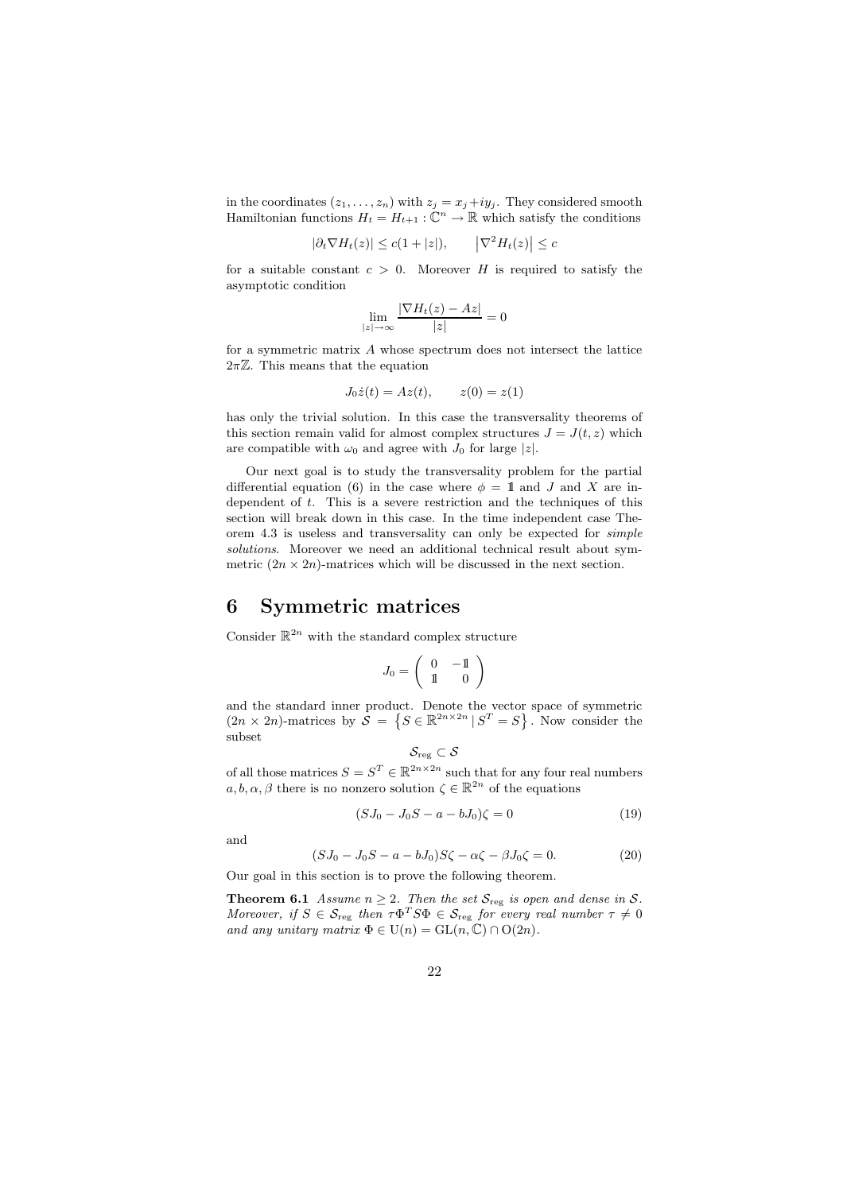in the coordinates $(z_1, \ldots, z_n)$ with $z_j = x_j + iy_j$. They considered smooth Hamiltonian functions $H_t = H_{t+1} : \mathbb{C}^n \to \mathbb{R}$ which satisfy the conditions

$$|\partial_t \nabla H_t(z)| \le c(1 + |z|), \qquad \left|\nabla^2 H_t(z)\right| \le c$$

for a suitable constant $c > 0$. Moreover $H$ is required to satisfy the asymptotic condition

$$\lim_{|z|\to\infty} \frac{|\nabla H_t(z) - Az|}{|z|} = 0$$

for a symmetric matrix $A$ whose spectrum does not intersect the lattice $2\pi\mathbb{Z}$. This means that the equation

$$J_0 \dot{z}(t) = Az(t), \qquad z(0) = z(1)$$

has only the trivial solution. In this case the transversality theorems of this section remain valid for almost complex structures $J = J(t, z)$ which are compatible with $\omega_0$ and agree with $J_0$ for large $|z|$.

Our next goal is to study the transversality problem for the partial differential equation (6) in the case where $\phi = \mathbb{1}$ and $J$ and $X$ are independent of $t$. This is a severe restriction and the techniques of this section will break down in this case. In the time independent case Theorem 4.3 is useless and transversality can only be expected for *simple solutions*. Moreover we need an additional technical result about symmetric $(2n \times 2n)$-matrices which will be discussed in the next section.

# 6 Symmetric matrices

Consider $\mathbb{R}^{2n}$ with the standard complex structure

$$J_0 = \begin{pmatrix} 0 & -\mathbb{1} \\ \mathbb{1} & 0 \end{pmatrix}$$

and the standard inner product. Denote the vector space of symmetric $(2n \times 2n)$-matrices by $\mathcal{S} = \left\{ S \in \mathbb{R}^{2n\times 2n} \mid S^T = S \right\}$. Now consider the subset

$$\mathcal{S}_{\mathrm{reg}} \subset \mathcal{S}$$

of all those matrices $S = S^T \in \mathbb{R}^{2n\times 2n}$ such that for any four real numbers $a, b, \alpha, \beta$ there is no nonzero solution $\zeta \in \mathbb{R}^{2n}$ of the equations

$$(SJ_0 - J_0 S - a - bJ_0)\zeta = 0 \tag{19}$$

and

$$(SJ_0 - J_0 S - a - bJ_0)S\zeta - \alpha\zeta - \beta J_0 \zeta = 0. \tag{20}$$

Our goal in this section is to prove the following theorem.

**Theorem 6.1** *Assume $n \ge 2$. Then the set $\mathcal{S}_{\mathrm{reg}}$ is open and dense in $\mathcal{S}$. Moreover, if $S \in \mathcal{S}_{\mathrm{reg}}$ then $\tau \Phi^T S \Phi \in \mathcal{S}_{\mathrm{reg}}$ for every real number $\tau \neq 0$ and any unitary matrix $\Phi \in \mathrm{U}(n) = \mathrm{GL}(n, \mathbb{C}) \cap \mathrm{O}(2n)$.*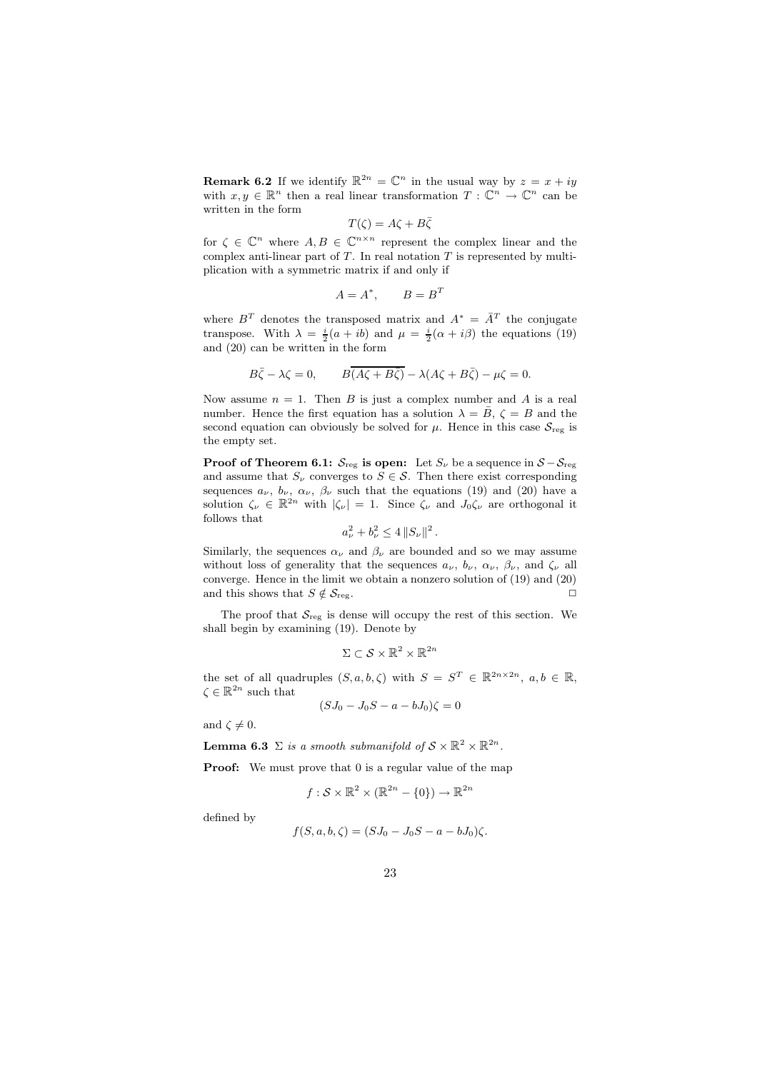**Remark 6.2** If we identify $\mathbb{R}^{2n} = \mathbb{C}^n$ in the usual way by $z = x + iy$ with $x, y \in \mathbb{R}^n$ then a real linear transformation $T : \mathbb{C}^n \to \mathbb{C}^n$ can be written in the form

$$T(\zeta) = A\zeta + B\bar{\zeta}$$

for $\zeta \in \mathbb{C}^n$ where $A, B \in \mathbb{C}^{n\times n}$ represent the complex linear and the complex anti-linear part of $T$. In real notation $T$ is represented by multiplication with a symmetric matrix if and only if

$$A = A^*, \qquad B = B^T$$

where $B^T$ denotes the transposed matrix and $A^* = \bar{A}^T$ the conjugate transpose. With $\lambda = \frac{i}{2}(a + ib)$ and $\mu = \frac{i}{2}(\alpha + i\beta)$ the equations (19) and (20) can be written in the form

$$B\bar{\zeta} - \lambda\zeta = 0, \qquad B\overline{(A\zeta + B\bar{\zeta})} - \lambda(A\zeta + B\bar{\zeta}) - \mu\zeta = 0.$$

Now assume $n = 1$. Then $B$ is just a complex number and $A$ is a real number. Hence the first equation has a solution $\lambda = \bar{B}$, $\zeta = B$ and the second equation can obviously be solved for $\mu$. Hence in this case $\mathcal{S}_{\mathrm{reg}}$ is the empty set.

**Proof of Theorem 6.1: $\mathcal{S}_{\mathrm{reg}}$ is open:** Let $S_\nu$ be a sequence in $\mathcal{S} - \mathcal{S}_{\mathrm{reg}}$ and assume that $S_\nu$ converges to $S \in \mathcal{S}$. Then there exist corresponding sequences $a_\nu$, $b_\nu$, $\alpha_\nu$, $\beta_\nu$ such that the equations (19) and (20) have a solution $\zeta_\nu \in \mathbb{R}^{2n}$ with $|\zeta_\nu| = 1$. Since $\zeta_\nu$ and $J_0\zeta_\nu$ are orthogonal it follows that

$$a_\nu^2 + b_\nu^2 \leq 4\left\|S_\nu\right\|^2.$$

Similarly, the sequences $\alpha_\nu$ and $\beta_\nu$ are bounded and so we may assume without loss of generality that the sequences $a_\nu$, $b_\nu$, $\alpha_\nu$, $\beta_\nu$, and $\zeta_\nu$ all converge. Hence in the limit we obtain a nonzero solution of (19) and (20) and this shows that $S \notin \mathcal{S}_{\mathrm{reg}}$. □

The proof that $\mathcal{S}_{\mathrm{reg}}$ is dense will occupy the rest of this section. We shall begin by examining (19). Denote by

$$\Sigma \subset \mathcal{S} \times \mathbb{R}^2 \times \mathbb{R}^{2n}$$

the set of all quadruples $(S, a, b, \zeta)$ with $S = S^T \in \mathbb{R}^{2n\times 2n}$, $a, b \in \mathbb{R}$, $\zeta \in \mathbb{R}^{2n}$ such that

$$(SJ_0 - J_0S - a - bJ_0)\zeta = 0$$

and $\zeta \neq 0$.

**Lemma 6.3** *$\Sigma$ is a smooth submanifold of $\mathcal{S} \times \mathbb{R}^2 \times \mathbb{R}^{2n}$.*

**Proof:** We must prove that 0 is a regular value of the map

$$f : \mathcal{S} \times \mathbb{R}^2 \times (\mathbb{R}^{2n} - \{0\}) \to \mathbb{R}^{2n}$$

defined by

$$f(S, a, b, \zeta) = (SJ_0 - J_0S - a - bJ_0)\zeta.$$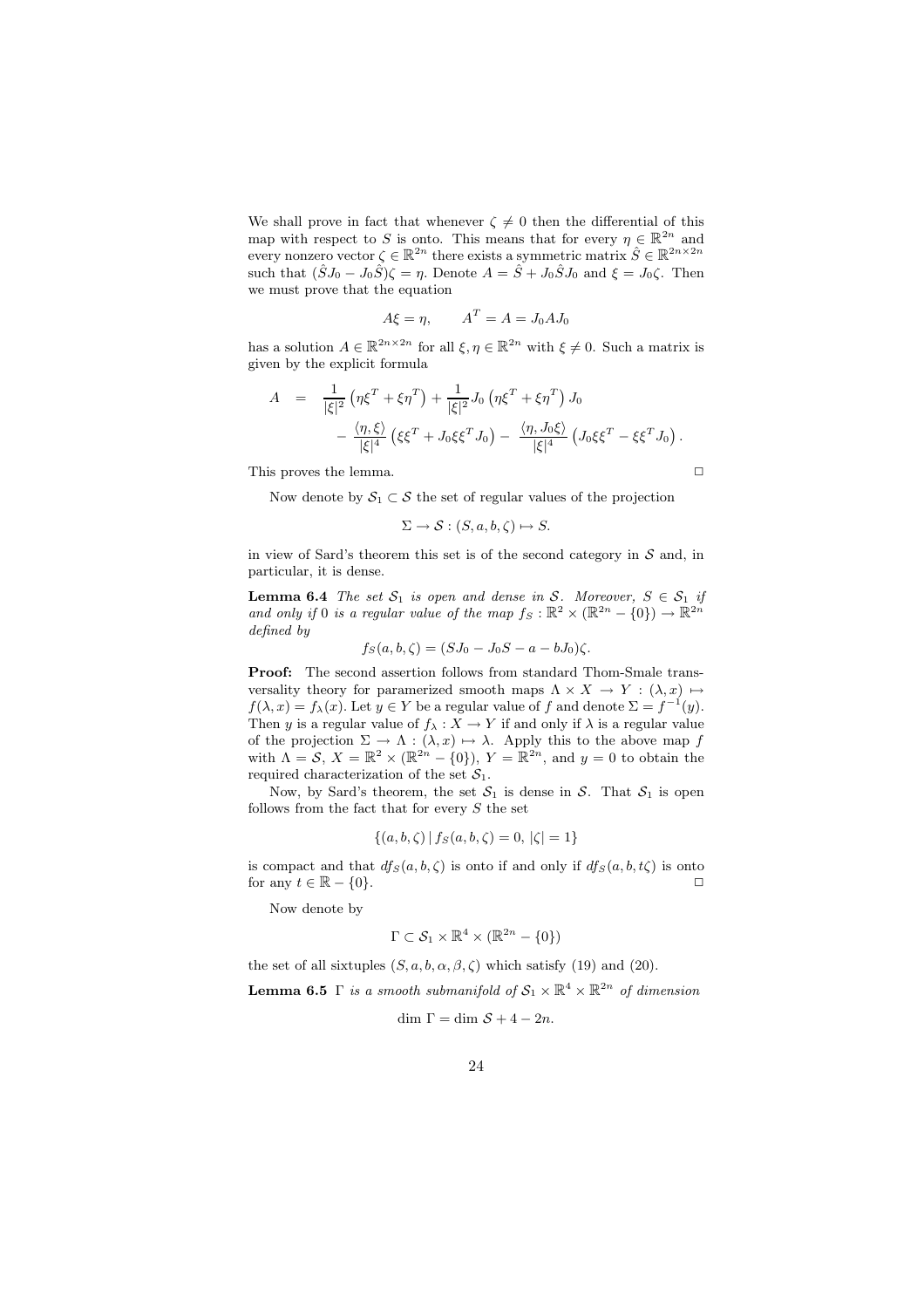We shall prove in fact that whenever $\zeta \neq 0$ then the differential of this map with respect to $S$ is onto. This means that for every $\eta \in \mathbb{R}^{2n}$ and every nonzero vector $\zeta \in \mathbb{R}^{2n}$ there exists a symmetric matrix $\hat{S} \in \mathbb{R}^{2n \times 2n}$ such that $(\hat{S}J_0 - J_0\hat{S})\zeta = \eta$. Denote $A = \hat{S} + J_0\hat{S}J_0$ and $\xi = J_0\zeta$. Then we must prove that the equation

$$A\xi = \eta, \qquad A^T = A = J_0 A J_0$$

has a solution $A \in \mathbb{R}^{2n \times 2n}$ for all $\xi, \eta \in \mathbb{R}^{2n}$ with $\xi \neq 0$. Such a matrix is given by the explicit formula

$$
\begin{aligned}
A &= \frac{1}{|\xi|^2}\left(\eta\xi^T + \xi\eta^T\right) + \frac{1}{|\xi|^2} J_0 \left(\eta\xi^T + \xi\eta^T\right) J_0 \\
&\quad - \frac{\langle \eta, \xi \rangle}{|\xi|^4}\left(\xi\xi^T + J_0\xi\xi^T J_0\right) - \frac{\langle \eta, J_0\xi \rangle}{|\xi|^4}\left(J_0\xi\xi^T - \xi\xi^T J_0\right).
\end{aligned}
$$

This proves the lemma. □

Now denote by $\mathcal{S}_1 \subset \mathcal{S}$ the set of regular values of the projection

$$\Sigma \to \mathcal{S} : (S, a, b, \zeta) \mapsto S.$$

in view of Sard's theorem this set is of the second category in $\mathcal{S}$ and, in particular, it is dense.

**Lemma 6.4** *The set $\mathcal{S}_1$ is open and dense in $\mathcal{S}$. Moreover, $S \in \mathcal{S}_1$ if and only if 0 is a regular value of the map $f_S : \mathbb{R}^2 \times (\mathbb{R}^{2n} - \{0\}) \to \mathbb{R}^{2n}$ defined by*

$$f_S(a, b, \zeta) = (SJ_0 - J_0S - a - bJ_0)\zeta.$$

**Proof:** The second assertion follows from standard Thom-Smale transversality theory for paramerized smooth maps $\Lambda \times X \to Y : (\lambda, x) \mapsto f(\lambda, x) = f_\lambda(x)$. Let $y \in Y$ be a regular value of $f$ and denote $\Sigma = f^{-1}(y)$. Then $y$ is a regular value of $f_\lambda : X \to Y$ if and only if $\lambda$ is a regular value of the projection $\Sigma \to \Lambda : (\lambda, x) \mapsto \lambda$. Apply this to the above map $f$ with $\Lambda = \mathcal{S}$, $X = \mathbb{R}^2 \times (\mathbb{R}^{2n} - \{0\})$, $Y = \mathbb{R}^{2n}$, and $y = 0$ to obtain the required characterization of the set $\mathcal{S}_1$.

Now, by Sard's theorem, the set $\mathcal{S}_1$ is dense in $\mathcal{S}$. That $\mathcal{S}_1$ is open follows from the fact that for every $S$ the set

$$\{(a, b, \zeta) \,|\, f_S(a, b, \zeta) = 0,\ |\zeta| = 1\}$$

is compact and that $df_S(a, b, \zeta)$ is onto if and only if $df_S(a, b, t\zeta)$ is onto for any $t \in \mathbb{R} - \{0\}$. □

Now denote by

$$\Gamma \subset \mathcal{S}_1 \times \mathbb{R}^4 \times (\mathbb{R}^{2n} - \{0\})$$

the set of all sixtuples $(S, a, b, \alpha, \beta, \zeta)$ which satisfy (19) and (20).

**Lemma 6.5** *$\Gamma$ is a smooth submanifold of $\mathcal{S}_1 \times \mathbb{R}^4 \times \mathbb{R}^{2n}$ of dimension*

$$\dim\, \Gamma = \dim\, \mathcal{S} + 4 - 2n.$$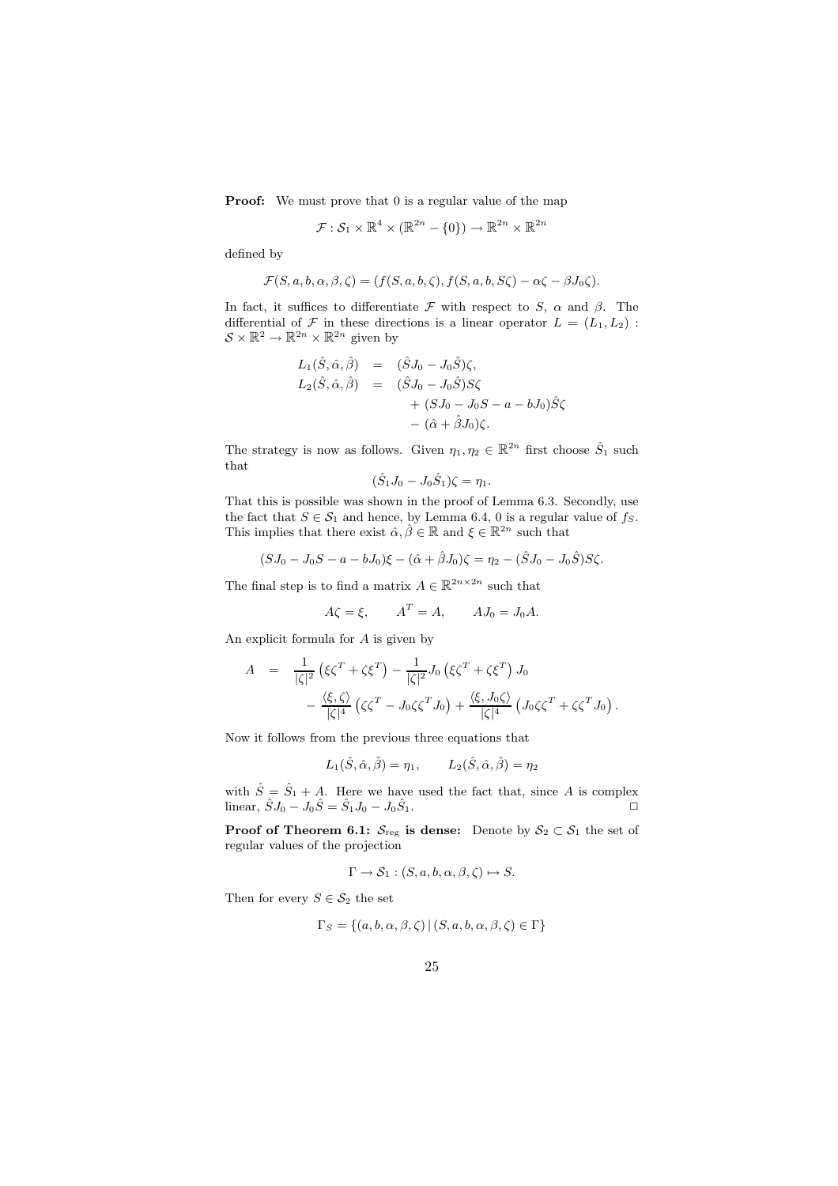**Proof:** We must prove that 0 is a regular value of the map

$$\mathcal{F} : \mathcal{S}_1 \times \mathbb{R}^4 \times (\mathbb{R}^{2n} - \{0\}) \to \mathbb{R}^{2n} \times \mathbb{R}^{2n}$$

defined by

$$\mathcal{F}(S, a, b, \alpha, \beta, \zeta) = (f(S, a, b, \zeta), f(S, a, b, S\zeta) - \alpha\zeta - \beta J_0 \zeta).$$

In fact, it suffices to differentiate $\mathcal{F}$ with respect to $S$, $\alpha$ and $\beta$. The differential of $\mathcal{F}$ in these directions is a linear operator $L = (L_1, L_2) : \mathcal{S} \times \mathbb{R}^2 \to \mathbb{R}^{2n} \times \mathbb{R}^{2n}$ given by

$$\begin{aligned}
L_1(\hat{S}, \hat{\alpha}, \hat{\beta}) &= (\hat{S}J_0 - J_0\hat{S})\zeta, \\
L_2(\hat{S}, \hat{\alpha}, \hat{\beta}) &= (\hat{S}J_0 - J_0\hat{S})S\zeta \\
&\quad + (SJ_0 - J_0 S - a - bJ_0)\hat{S}\zeta \\
&\quad - (\hat{\alpha} + \hat{\beta}J_0)\zeta.
\end{aligned}$$

The strategy is now as follows. Given $\eta_1, \eta_2 \in \mathbb{R}^{2n}$ first choose $\hat{S}_1$ such that

$$(\hat{S}_1 J_0 - J_0 \hat{S}_1)\zeta = \eta_1.$$

That this is possible was shown in the proof of Lemma 6.3. Secondly, use the fact that $S \in \mathcal{S}_1$ and hence, by Lemma 6.4, 0 is a regular value of $f_S$. This implies that there exist $\hat{\alpha}, \hat{\beta} \in \mathbb{R}$ and $\xi \in \mathbb{R}^{2n}$ such that

$$(SJ_0 - J_0 S - a - bJ_0)\xi - (\hat{\alpha} + \hat{\beta}J_0)\zeta = \eta_2 - (\hat{S}J_0 - J_0\hat{S})S\zeta.$$

The final step is to find a matrix $A \in \mathbb{R}^{2n \times 2n}$ such that

$$A\zeta = \xi, \qquad A^T = A, \qquad AJ_0 = J_0 A.$$

An explicit formula for $A$ is given by

$$\begin{aligned}
A &= \frac{1}{|\zeta|^2}\left(\xi\zeta^T + \zeta\xi^T\right) - \frac{1}{|\zeta|^2} J_0 \left(\xi\zeta^T + \zeta\xi^T\right) J_0 \\
&\quad - \frac{\langle \xi, \zeta \rangle}{|\zeta|^4}\left(\zeta\zeta^T - J_0\zeta\zeta^T J_0\right) + \frac{\langle \xi, J_0\zeta \rangle}{|\zeta|^4}\left(J_0\zeta\zeta^T + \zeta\zeta^T J_0\right).
\end{aligned}$$

Now it follows from the previous three equations that

$$L_1(\hat{S}, \hat{\alpha}, \hat{\beta}) = \eta_1, \qquad L_2(\hat{S}, \hat{\alpha}, \hat{\beta}) = \eta_2$$

with $\hat{S} = \hat{S}_1 + A$. Here we have used the fact that, since $A$ is complex linear, $\hat{S}J_0 - J_0\hat{S} = \hat{S}_1 J_0 - J_0 \hat{S}_1$. □

**Proof of Theorem 6.1: $\mathcal{S}_{\mathrm{reg}}$ is dense:** Denote by $\mathcal{S}_2 \subset \mathcal{S}_1$ the set of regular values of the projection

$$\Gamma \to \mathcal{S}_1 : (S, a, b, \alpha, \beta, \zeta) \mapsto S.$$

Then for every $S \in \mathcal{S}_2$ the set

$$\Gamma_S = \{(a, b, \alpha, \beta, \zeta) \,|\, (S, a, b, \alpha, \beta, \zeta) \in \Gamma\}$$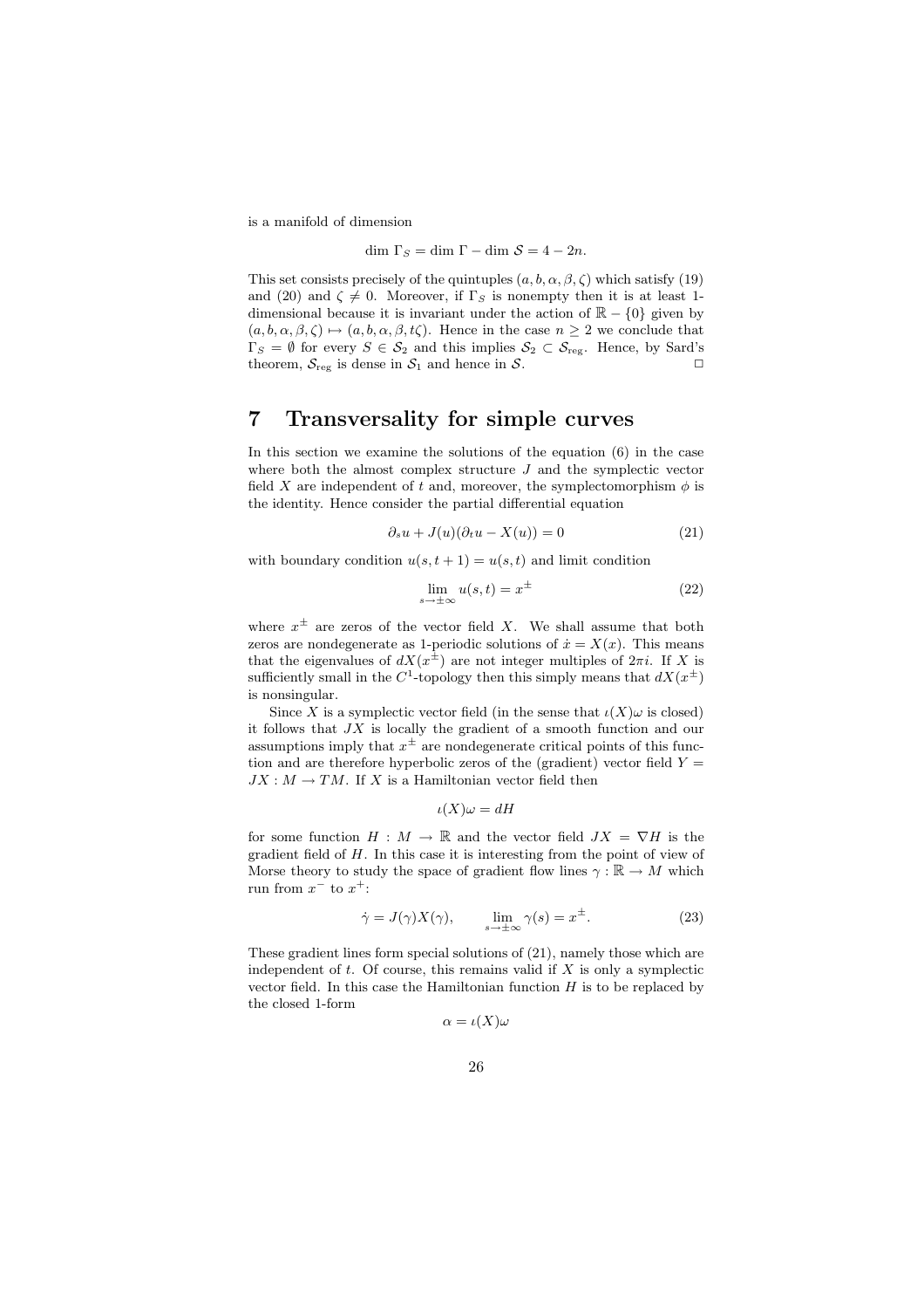is a manifold of dimension

$$\dim \Gamma_S = \dim \Gamma - \dim \mathcal{S} = 4 - 2n.$$

This set consists precisely of the quintuples $(a, b, \alpha, \beta, \zeta)$ which satisfy (19) and (20) and $\zeta \neq 0$. Moreover, if $\Gamma_S$ is nonempty then it is at least 1-dimensional because it is invariant under the action of $\mathbb{R} - \{0\}$ given by $(a, b, \alpha, \beta, \zeta) \mapsto (a, b, \alpha, \beta, t\zeta)$. Hence in the case $n \geq 2$ we conclude that $\Gamma_S = \emptyset$ for every $S \in \mathcal{S}_2$ and this implies $\mathcal{S}_2 \subset \mathcal{S}_{\mathrm{reg}}$. Hence, by Sard's theorem, $\mathcal{S}_{\mathrm{reg}}$ is dense in $\mathcal{S}_1$ and hence in $\mathcal{S}$. □

# 7 Transversality for simple curves

In this section we examine the solutions of the equation (6) in the case where both the almost complex structure $J$ and the symplectic vector field $X$ are independent of $t$ and, moreover, the symplectomorphism $\phi$ is the identity. Hence consider the partial differential equation

$$\partial_s u + J(u)(\partial_t u - X(u)) = 0 \tag{21}$$

with boundary condition $u(s, t + 1) = u(s, t)$ and limit condition

$$\lim_{s \to \pm\infty} u(s, t) = x^{\pm} \tag{22}$$

where $x^{\pm}$ are zeros of the vector field $X$. We shall assume that both zeros are nondegenerate as 1-periodic solutions of $\dot{x} = X(x)$. This means that the eigenvalues of $dX(x^{\pm})$ are not integer multiples of $2\pi i$. If $X$ is sufficiently small in the $C^1$-topology then this simply means that $dX(x^{\pm})$ is nonsingular.

Since $X$ is a symplectic vector field (in the sense that $\iota(X)\omega$ is closed) it follows that $JX$ is locally the gradient of a smooth function and our assumptions imply that $x^{\pm}$ are nondegenerate critical points of this function and are therefore hyperbolic zeros of the (gradient) vector field $Y = JX : M \to TM$. If $X$ is a Hamiltonian vector field then

$$\iota(X)\omega = dH$$

for some function $H : M \to \mathbb{R}$ and the vector field $JX = \nabla H$ is the gradient field of $H$. In this case it is interesting from the point of view of Morse theory to study the space of gradient flow lines $\gamma : \mathbb{R} \to M$ which run from $x^-$ to $x^+$:

$$\dot{\gamma} = J(\gamma)X(\gamma), \qquad \lim_{s \to \pm\infty} \gamma(s) = x^{\pm}. \tag{23}$$

These gradient lines form special solutions of (21), namely those which are independent of $t$. Of course, this remains valid if $X$ is only a symplectic vector field. In this case the Hamiltonian function $H$ is to be replaced by the closed 1-form

$$\alpha = \iota(X)\omega$$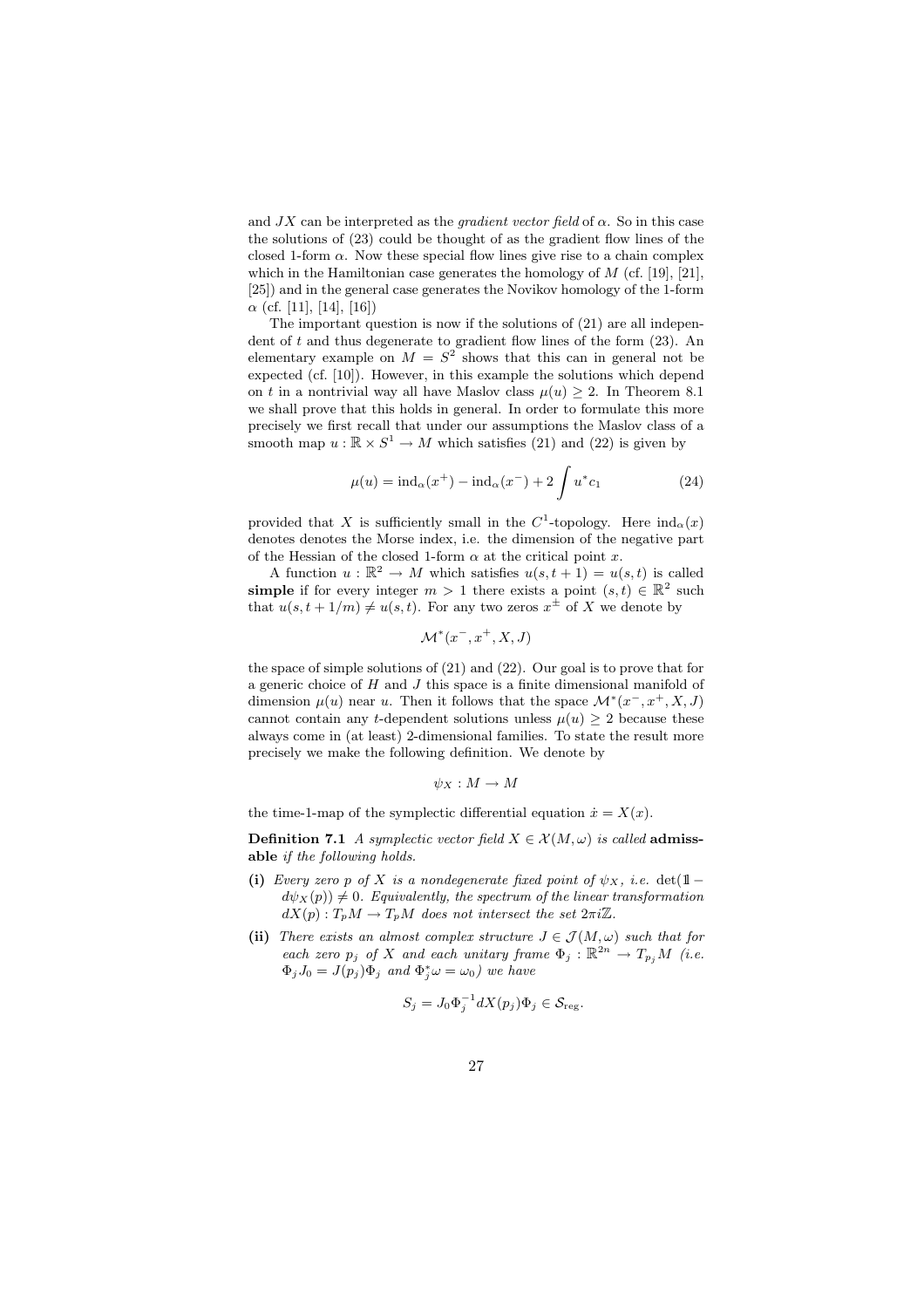and $JX$ can be interpreted as the *gradient vector field* of $\alpha$. So in this case the solutions of (23) could be thought of as the gradient flow lines of the closed 1-form $\alpha$. Now these special flow lines give rise to a chain complex which in the Hamiltonian case generates the homology of $M$ (cf. [19], [21], [25]) and in the general case generates the Novikov homology of the 1-form $\alpha$ (cf. [11], [14], [16])

The important question is now if the solutions of (21) are all independent of $t$ and thus degenerate to gradient flow lines of the form (23). An elementary example on $M = S^2$ shows that this can in general not be expected (cf. [10]). However, in this example the solutions which depend on $t$ in a nontrivial way all have Maslov class $\mu(u) \geq 2$. In Theorem 8.1 we shall prove that this holds in general. In order to formulate this more precisely we first recall that under our assumptions the Maslov class of a smooth map $u : \mathbb{R} \times S^1 \to M$ which satisfies (21) and (22) is given by

$$\mu(u) = \mathrm{ind}_\alpha(x^+) - \mathrm{ind}_\alpha(x^-) + 2 \int u^* c_1 \tag{24}$$

provided that $X$ is sufficiently small in the $C^1$-topology. Here $\mathrm{ind}_\alpha(x)$ denotes denotes the Morse index, i.e. the dimension of the negative part of the Hessian of the closed 1-form $\alpha$ at the critical point $x$.

A function $u : \mathbb{R}^2 \to M$ which satisfies $u(s, t+1) = u(s,t)$ is called **simple** if for every integer $m > 1$ there exists a point $(s,t) \in \mathbb{R}^2$ such that $u(s, t + 1/m) \neq u(s,t)$. For any two zeros $x^\pm$ of $X$ we denote by

$$\mathcal{M}^*(x^-, x^+, X, J)$$

the space of simple solutions of (21) and (22). Our goal is to prove that for a generic choice of $H$ and $J$ this space is a finite dimensional manifold of dimension $\mu(u)$ near $u$. Then it follows that the space $\mathcal{M}^*(x^-, x^+, X, J)$ cannot contain any $t$-dependent solutions unless $\mu(u) \geq 2$ because these always come in (at least) 2-dimensional families. To state the result more precisely we make the following definition. We denote by

$$\psi_X : M \to M$$

the time-1-map of the symplectic differential equation $\dot{x} = X(x)$.

**Definition 7.1** *A symplectic vector field $X \in \mathcal{X}(M, \omega)$ is called* **admissable** *if the following holds.*

**(i)** *Every zero $p$ of $X$ is a nondegenerate fixed point of $\psi_X$, i.e.* $\det(\mathbb{1} - d\psi_X(p)) \neq 0$. *Equivalently, the spectrum of the linear transformation $dX(p) : T_pM \to T_pM$ does not intersect the set $2\pi i\mathbb{Z}$.*

**(ii)** *There exists an almost complex structure $J \in \mathcal{J}(M, \omega)$ such that for each zero $p_j$ of $X$ and each unitary frame $\Phi_j : \mathbb{R}^{2n} \to T_{p_j}M$ (i.e. $\Phi_j J_0 = J(p_j)\Phi_j$ and $\Phi_j^*\omega = \omega_0$) we have*

$$S_j = J_0 \Phi_j^{-1} dX(p_j) \Phi_j \in \mathcal{S}_{\mathrm{reg}}.$$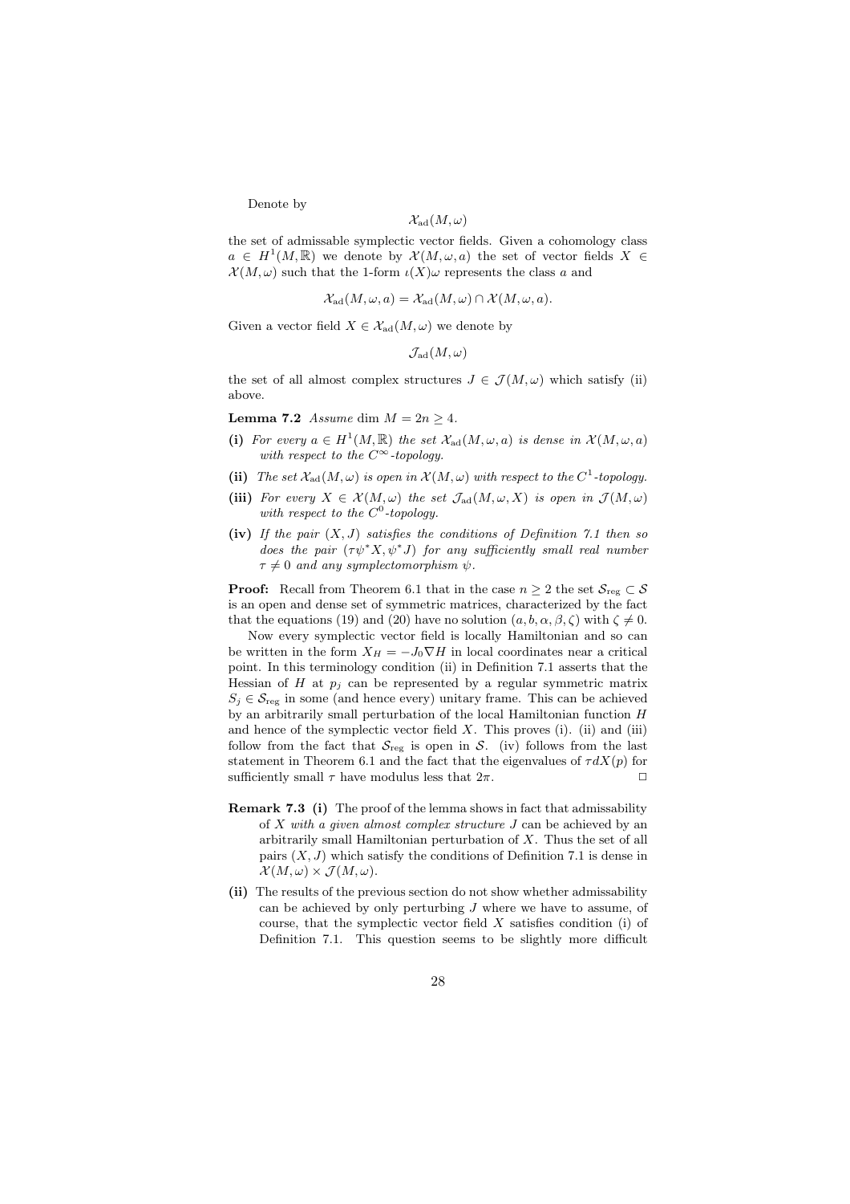Denote by

$$\mathcal{X}_{\mathrm{ad}}(M,\omega)$$

the set of admissable symplectic vector fields. Given a cohomology class $a \in H^1(M,\mathbb{R})$ we denote by $\mathcal{X}(M,\omega,a)$ the set of vector fields $X \in \mathcal{X}(M,\omega)$ such that the 1-form $\iota(X)\omega$ represents the class $a$ and

$$\mathcal{X}_{\mathrm{ad}}(M,\omega,a) = \mathcal{X}_{\mathrm{ad}}(M,\omega) \cap \mathcal{X}(M,\omega,a).$$

Given a vector field $X \in \mathcal{X}_{\mathrm{ad}}(M,\omega)$ we denote by

$$\mathcal{J}_{\mathrm{ad}}(M,\omega)$$

the set of all almost complex structures $J \in \mathcal{J}(M,\omega)$ which satisfy (ii) above.

**Lemma 7.2** *Assume* $\dim M = 2n \geq 4$.

**(i)** *For every* $a \in H^1(M,\mathbb{R})$ *the set* $\mathcal{X}_{\mathrm{ad}}(M,\omega,a)$ *is dense in* $\mathcal{X}(M,\omega,a)$ *with respect to the* $C^\infty$*-topology.*

**(ii)** *The set* $\mathcal{X}_{\mathrm{ad}}(M,\omega)$ *is open in* $\mathcal{X}(M,\omega)$ *with respect to the* $C^1$*-topology.*

**(iii)** *For every* $X \in \mathcal{X}(M,\omega)$ *the set* $\mathcal{J}_{\mathrm{ad}}(M,\omega,X)$ *is open in* $\mathcal{J}(M,\omega)$ *with respect to the* $C^0$*-topology.*

**(iv)** *If the pair* $(X,J)$ *satisfies the conditions of Definition 7.1 then so does the pair* $(\tau\psi^*X, \psi^*J)$ *for any sufficiently small real number* $\tau \neq 0$ *and any symplectomorphism* $\psi$.

**Proof:** Recall from Theorem 6.1 that in the case $n \geq 2$ the set $\mathcal{S}_{\mathrm{reg}} \subset \mathcal{S}$ is an open and dense set of symmetric matrices, characterized by the fact that the equations (19) and (20) have no solution $(a,b,\alpha,\beta,\zeta)$ with $\zeta \neq 0$.

Now every symplectic vector field is locally Hamiltonian and so can be written in the form $X_H = -J_0\nabla H$ in local coordinates near a critical point. In this terminology condition (ii) in Definition 7.1 asserts that the Hessian of $H$ at $p_j$ can be represented by a regular symmetric matrix $S_j \in \mathcal{S}_{\mathrm{reg}}$ in some (and hence every) unitary frame. This can be achieved by an arbitrarily small perturbation of the local Hamiltonian function $H$ and hence of the symplectic vector field $X$. This proves (i). (ii) and (iii) follow from the fact that $\mathcal{S}_{\mathrm{reg}}$ is open in $\mathcal{S}$. (iv) follows from the last statement in Theorem 6.1 and the fact that the eigenvalues of $\tau dX(p)$ for sufficiently small $\tau$ have modulus less that $2\pi$. $\Box$

**Remark 7.3** **(i)** The proof of the lemma shows in fact that admissability of $X$ *with a given almost complex structure* $J$ can be achieved by an arbitrarily small Hamiltonian perturbation of $X$. Thus the set of all pairs $(X,J)$ which satisfy the conditions of Definition 7.1 is dense in $\mathcal{X}(M,\omega) \times \mathcal{J}(M,\omega)$.

**(ii)** The results of the previous section do not show whether admissability can be achieved by only perturbing $J$ where we have to assume, of course, that the symplectic vector field $X$ satisfies condition (i) of Definition 7.1. This question seems to be slightly more difficult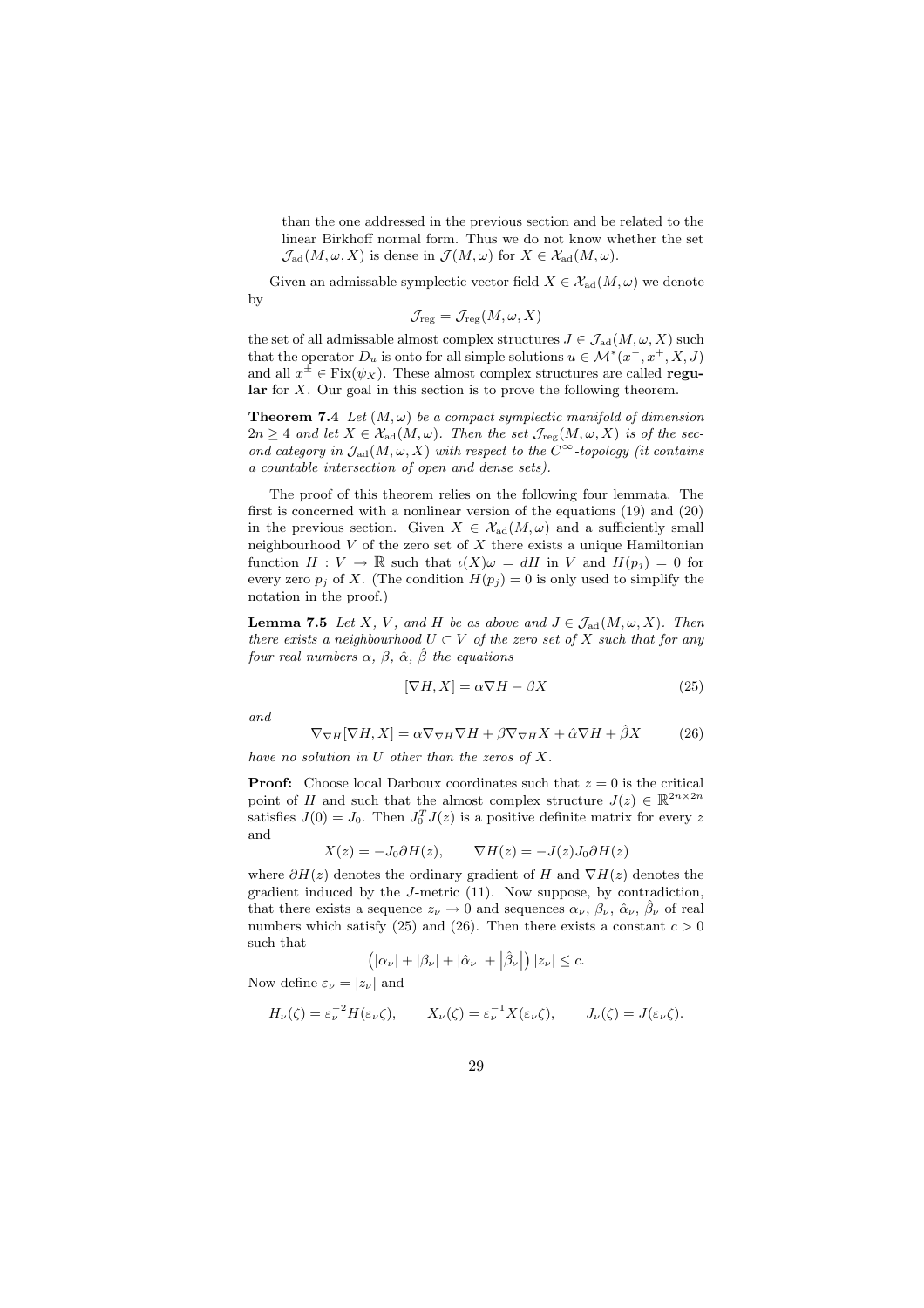than the one addressed in the previous section and be related to the linear Birkhoff normal form. Thus we do not know whether the set $\mathcal{J}_{\rm ad}(M,\omega,X)$ is dense in $\mathcal{J}(M,\omega)$ for $X\in\mathcal{X}_{\rm ad}(M,\omega)$.

Given an admissable symplectic vector field $X\in\mathcal{X}_{\rm ad}(M,\omega)$ we denote by

$$\mathcal{J}_{\rm reg}=\mathcal{J}_{\rm reg}(M,\omega,X)$$

the set of all admissable almost complex structures $J\in\mathcal{J}_{\rm ad}(M,\omega,X)$ such that the operator $D_u$ is onto for all simple solutions $u\in\mathcal{M}^*(x^-,x^+,X,J)$ and all $x^\pm\in{\rm Fix}(\psi_X)$. These almost complex structures are called **regular** for $X$. Our goal in this section is to prove the following theorem.

**Theorem 7.4** *Let $(M,\omega)$ be a compact symplectic manifold of dimension $2n\geq 4$ and let $X\in\mathcal{X}_{\rm ad}(M,\omega)$. Then the set $\mathcal{J}_{\rm reg}(M,\omega,X)$ is of the second category in $\mathcal{J}_{\rm ad}(M,\omega,X)$ with respect to the $C^\infty$-topology (it contains a countable intersection of open and dense sets).*

The proof of this theorem relies on the following four lemmata. The first is concerned with a nonlinear version of the equations (19) and (20) in the previous section. Given $X\in\mathcal{X}_{\rm ad}(M,\omega)$ and a sufficiently small neighbourhood $V$ of the zero set of $X$ there exists a unique Hamiltonian function $H:V\to\mathbb{R}$ such that $\iota(X)\omega=dH$ in $V$ and $H(p_j)=0$ for every zero $p_j$ of $X$. (The condition $H(p_j)=0$ is only used to simplify the notation in the proof.)

**Lemma 7.5** *Let $X$, $V$, and $H$ be as above and $J\in\mathcal{J}_{\rm ad}(M,\omega,X)$. Then there exists a neighbourhood $U\subset V$ of the zero set of $X$ such that for any four real numbers $\alpha$, $\beta$, $\hat\alpha$, $\hat\beta$ the equations*

$$[\nabla H,X]=\alpha\nabla H-\beta X \tag{25}$$

*and*

$$\nabla_{\nabla H}[\nabla H,X]=\alpha\nabla_{\nabla H}\nabla H+\beta\nabla_{\nabla H}X+\hat\alpha\nabla H+\hat\beta X \tag{26}$$

*have no solution in $U$ other than the zeros of $X$.*

**Proof:** Choose local Darboux coordinates such that $z=0$ is the critical point of $H$ and such that the almost complex structure $J(z)\in\mathbb{R}^{2n\times 2n}$ satisfies $J(0)=J_0$. Then $J_0^TJ(z)$ is a positive definite matrix for every $z$ and

$$X(z)=-J_0\partial H(z),\qquad \nabla H(z)=-J(z)J_0\partial H(z)$$

where $\partial H(z)$ denotes the ordinary gradient of $H$ and $\nabla H(z)$ denotes the gradient induced by the $J$-metric (11). Now suppose, by contradiction, that there exists a sequence $z_\nu\to 0$ and sequences $\alpha_\nu$, $\beta_\nu$, $\hat\alpha_\nu$, $\hat\beta_\nu$ of real numbers which satisfy (25) and (26). Then there exists a constant $c>0$ such that

$$\left(|\alpha_\nu|+|\beta_\nu|+|\hat\alpha_\nu|+\left|\hat\beta_\nu\right|\right)|z_\nu|\leq c.$$

Now define $\varepsilon_\nu=|z_\nu|$ and

$$H_\nu(\zeta)=\varepsilon_\nu^{-2}H(\varepsilon_\nu\zeta),\qquad X_\nu(\zeta)=\varepsilon_\nu^{-1}X(\varepsilon_\nu\zeta),\qquad J_\nu(\zeta)=J(\varepsilon_\nu\zeta).$$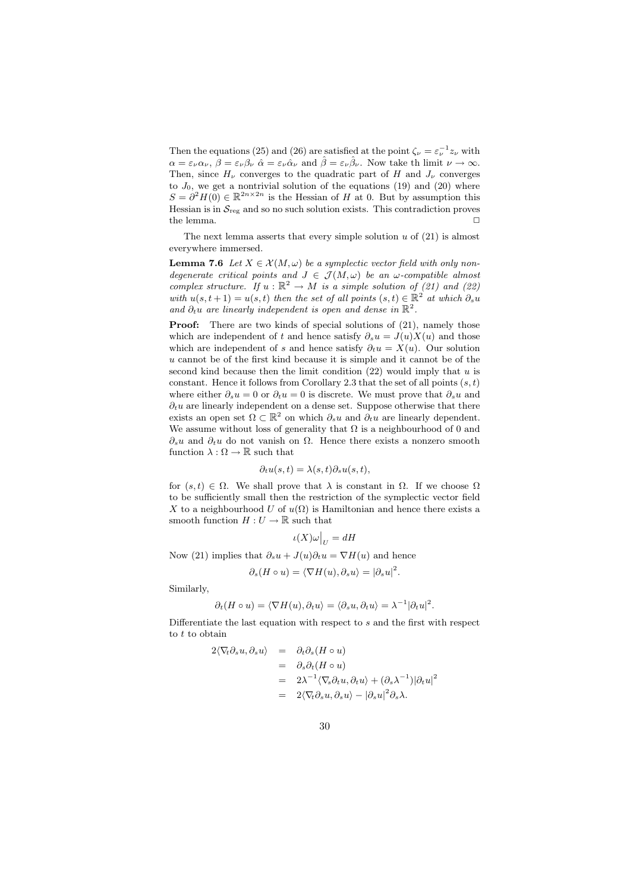Then the equations (25) and (26) are satisfied at the point $\zeta_\nu = \varepsilon_\nu^{-1} z_\nu$ with $\alpha = \varepsilon_\nu \alpha_\nu$, $\beta = \varepsilon_\nu \beta_\nu$ $\hat{\alpha} = \varepsilon_\nu \hat{\alpha}_\nu$ and $\hat{\beta} = \varepsilon_\nu \hat{\beta}_\nu$. Now take th limit $\nu \to \infty$. Then, since $H_\nu$ converges to the quadratic part of $H$ and $J_\nu$ converges to $J_0$, we get a nontrivial solution of the equations (19) and (20) where $S = \partial^2 H(0) \in \mathbb{R}^{2n \times 2n}$ is the Hessian of $H$ at 0. But by assumption this Hessian is in $\mathcal{S}_{\rm reg}$ and so no such solution exists. This contradiction proves the lemma. $\Box$

The next lemma asserts that every simple solution $u$ of (21) is almost everywhere immersed.

**Lemma 7.6** *Let $X \in \mathcal{X}(M, \omega)$ be a symplectic vector field with only nondegenerate critical points and $J \in \mathcal{J}(M, \omega)$ be an $\omega$-compatible almost complex structure. If $u : \mathbb{R}^2 \to M$ is a simple solution of (21) and (22) with $u(s, t+1) = u(s, t)$ then the set of all points $(s, t) \in \mathbb{R}^2$ at which $\partial_s u$ and $\partial_t u$ are linearly independent is open and dense in $\mathbb{R}^2$.*

**Proof:** There are two kinds of special solutions of (21), namely those which are independent of $t$ and hence satisfy $\partial_s u = J(u)X(u)$ and those which are independent of $s$ and hence satisfy $\partial_t u = X(u)$. Our solution $u$ cannot be of the first kind because it is simple and it cannot be of the second kind because then the limit condition (22) would imply that $u$ is constant. Hence it follows from Corollary 2.3 that the set of all points $(s, t)$ where either $\partial_s u = 0$ or $\partial_t u = 0$ is discrete. We must prove that $\partial_s u$ and $\partial_t u$ are linearly independent on a dense set. Suppose otherwise that there exists an open set $\Omega \subset \mathbb{R}^2$ on which $\partial_s u$ and $\partial_t u$ are linearly dependent. We assume without loss of generality that $\Omega$ is a neighbourhood of 0 and $\partial_s u$ and $\partial_t u$ do not vanish on $\Omega$. Hence there exists a nonzero smooth function $\lambda : \Omega \to \mathbb{R}$ such that

$$\partial_t u(s, t) = \lambda(s, t) \partial_s u(s, t),$$

for $(s, t) \in \Omega$. We shall prove that $\lambda$ is constant in $\Omega$. If we choose $\Omega$ to be sufficiently small then the restriction of the symplectic vector field $X$ to a neighbourhood $U$ of $u(\Omega)$ is Hamiltonian and hence there exists a smooth function $H : U \to \mathbb{R}$ such that

$$\iota(X)\omega\big|_U = dH$$

Now (21) implies that $\partial_s u + J(u)\partial_t u = \nabla H(u)$ and hence

$$\partial_s(H \circ u) = \langle \nabla H(u), \partial_s u \rangle = |\partial_s u|^2.$$

Similarly,

$$\partial_t(H \circ u) = \langle \nabla H(u), \partial_t u \rangle = \langle \partial_s u, \partial_t u \rangle = \lambda^{-1} |\partial_t u|^2.$$

Differentiate the last equation with respect to $s$ and the first with respect to $t$ to obtain

$$\begin{aligned}
2\langle \nabla_t \partial_s u, \partial_s u \rangle &= \partial_t \partial_s (H \circ u) \\
&= \partial_s \partial_t (H \circ u) \\
&= 2\lambda^{-1} \langle \nabla_s \partial_t u, \partial_t u \rangle + (\partial_s \lambda^{-1}) |\partial_t u|^2 \\
&= 2\langle \nabla_t \partial_s u, \partial_s u \rangle - |\partial_s u|^2 \partial_s \lambda.
\end{aligned}$$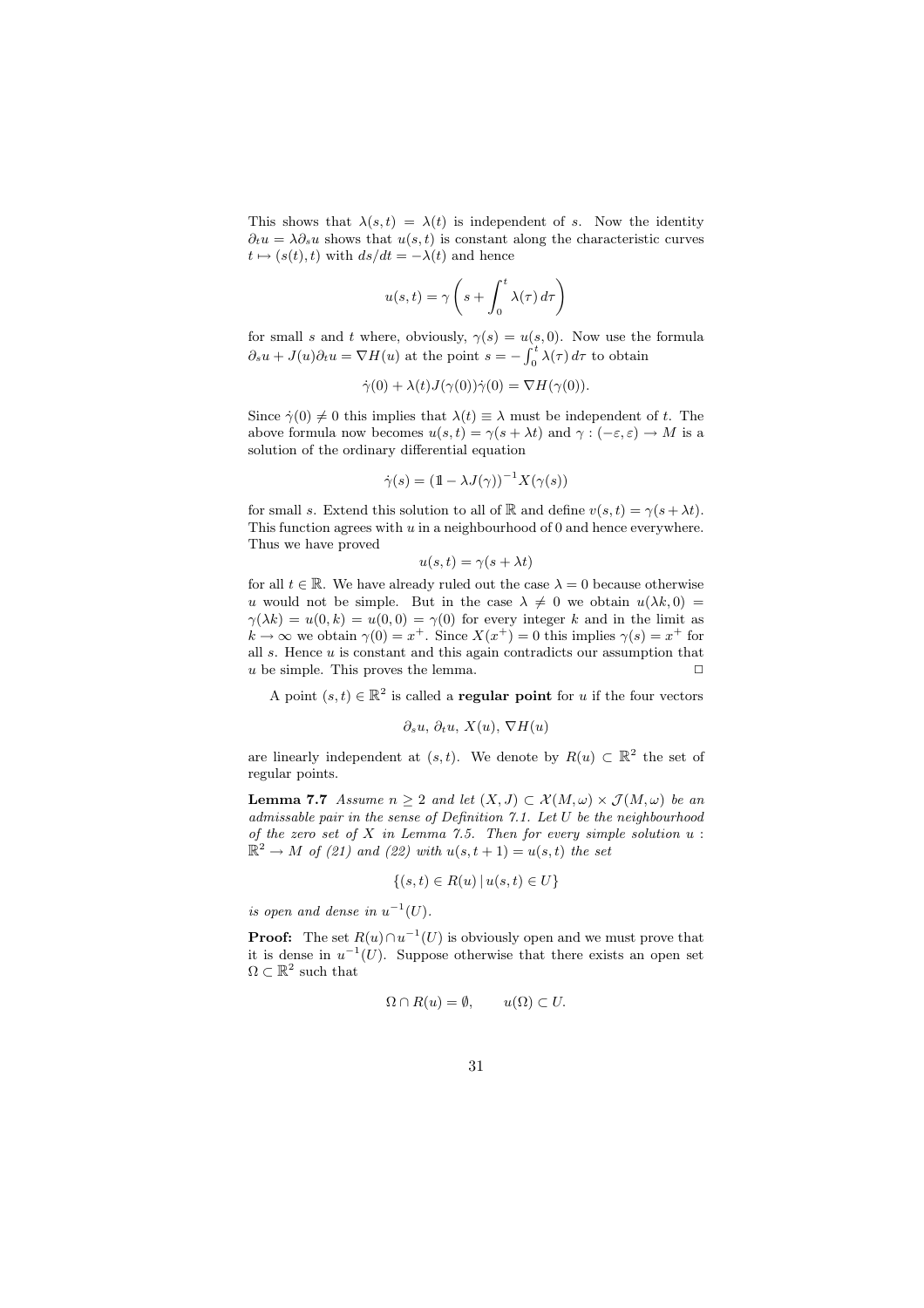This shows that $\lambda(s,t) = \lambda(t)$ is independent of $s$. Now the identity $\partial_t u = \lambda \partial_s u$ shows that $u(s,t)$ is constant along the characteristic curves $t \mapsto (s(t), t)$ with $ds/dt = -\lambda(t)$ and hence

$$u(s,t) = \gamma\left(s + \int_0^t \lambda(\tau)\, d\tau\right)$$

for small $s$ and $t$ where, obviously, $\gamma(s) = u(s,0)$. Now use the formula $\partial_s u + J(u)\partial_t u = \nabla H(u)$ at the point $s = -\int_0^t \lambda(\tau)\, d\tau$ to obtain

$$\dot\gamma(0) + \lambda(t) J(\gamma(0))\dot\gamma(0) = \nabla H(\gamma(0)).$$

Since $\dot\gamma(0) \neq 0$ this implies that $\lambda(t) \equiv \lambda$ must be independent of $t$. The above formula now becomes $u(s,t) = \gamma(s + \lambda t)$ and $\gamma : (-\varepsilon, \varepsilon) \to M$ is a solution of the ordinary differential equation

$$\dot\gamma(s) = (\mathbb{1} - \lambda J(\gamma))^{-1} X(\gamma(s))$$

for small $s$. Extend this solution to all of $\mathbb{R}$ and define $v(s,t) = \gamma(s + \lambda t)$. This function agrees with $u$ in a neighbourhood of 0 and hence everywhere. Thus we have proved

$$u(s,t) = \gamma(s + \lambda t)$$

for all $t \in \mathbb{R}$. We have already ruled out the case $\lambda = 0$ because otherwise $u$ would not be simple. But in the case $\lambda \neq 0$ we obtain $u(\lambda k, 0) = \gamma(\lambda k) = u(0,k) = u(0,0) = \gamma(0)$ for every integer $k$ and in the limit as $k \to \infty$ we obtain $\gamma(0) = x^+$. Since $X(x^+) = 0$ this implies $\gamma(s) = x^+$ for all $s$. Hence $u$ is constant and this again contradicts our assumption that $u$ be simple. This proves the lemma. □

A point $(s,t) \in \mathbb{R}^2$ is called a **regular point** for $u$ if the four vectors

$$\partial_s u,\ \partial_t u,\ X(u),\ \nabla H(u)$$

are linearly independent at $(s,t)$. We denote by $R(u) \subset \mathbb{R}^2$ the set of regular points.

**Lemma 7.7** *Assume $n \geq 2$ and let $(X, J) \subset \mathcal{X}(M,\omega) \times \mathcal{J}(M,\omega)$ be an admissable pair in the sense of Definition 7.1. Let $U$ be the neighbourhood of the zero set of $X$ in Lemma 7.5. Then for every simple solution $u : \mathbb{R}^2 \to M$ of (21) and (22) with $u(s,t+1) = u(s,t)$ the set*

$$\{(s,t) \in R(u) \,|\, u(s,t) \in U\}$$

*is open and dense in $u^{-1}(U)$.*

**Proof:** The set $R(u) \cap u^{-1}(U)$ is obviously open and we must prove that it is dense in $u^{-1}(U)$. Suppose otherwise that there exists an open set $\Omega \subset \mathbb{R}^2$ such that

$$\Omega \cap R(u) = \emptyset, \qquad u(\Omega) \subset U.$$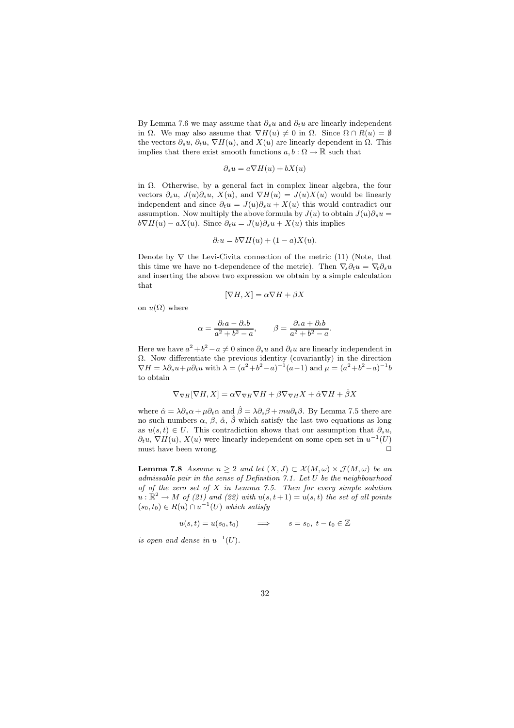By Lemma 7.6 we may assume that $\partial_s u$ and $\partial_t u$ are linearly independent in $\Omega$. We may also assume that $\nabla H(u) \neq 0$ in $\Omega$. Since $\Omega \cap R(u) = \emptyset$ the vectors $\partial_s u$, $\partial_t u$, $\nabla H(u)$, and $X(u)$ are linearly dependent in $\Omega$. This implies that there exist smooth functions $a, b : \Omega \to \mathbb{R}$ such that

$$\partial_s u = a \nabla H(u) + b X(u)$$

in $\Omega$. Otherwise, by a general fact in complex linear algebra, the four vectors $\partial_s u$, $J(u)\partial_s u$, $X(u)$, and $\nabla H(u) = J(u)X(u)$ would be linearly independent and since $\partial_t u = J(u)\partial_s u + X(u)$ this would contradict our assumption. Now multiply the above formula by $J(u)$ to obtain $J(u)\partial_s u = b\nabla H(u) - aX(u)$. Since $\partial_t u = J(u)\partial_s u + X(u)$ this implies

$$\partial_t u = b \nabla H(u) + (1-a) X(u).$$

Denote by $\nabla$ the Levi-Civita connection of the metric (11) (Note, that this time we have no t-dependence of the metric). Then $\nabla_s \partial_t u = \nabla_t \partial_s u$ and inserting the above two expression we obtain by a simple calculation that

$$[\nabla H, X] = \alpha \nabla H + \beta X$$

on $u(\Omega)$ where

$$\alpha = \frac{\partial_t a - \partial_s b}{a^2 + b^2 - a}, \qquad \beta = \frac{\partial_s a + \partial_t b}{a^2 + b^2 - a}.$$

Here we have $a^2 + b^2 - a \neq 0$ since $\partial_s u$ and $\partial_t u$ are linearly independent in $\Omega$. Now differentiate the previous identity (covariantly) in the direction $\nabla H = \lambda \partial_s u + \mu \partial_t u$ with $\lambda = (a^2+b^2-a)^{-1}(a-1)$ and $\mu = (a^2+b^2-a)^{-1}b$ to obtain

$$\nabla_{\nabla H}[\nabla H, X] = \alpha \nabla_{\nabla H} \nabla H + \beta \nabla_{\nabla H} X + \hat{\alpha} \nabla H + \hat{\beta} X$$

where $\hat{\alpha} = \lambda \partial_s \alpha + \mu \partial_t \alpha$ and $\hat{\beta} = \lambda \partial_s \beta + mu \partial_t \beta$. By Lemma 7.5 there are no such numbers $\alpha$, $\beta$, $\hat{\alpha}$, $\hat{\beta}$ which satisfy the last two equations as long as $u(s,t) \in U$. This contradiction shows that our assumption that $\partial_s u$, $\partial_t u$, $\nabla H(u)$, $X(u)$ were linearly independent on some open set in $u^{-1}(U)$ must have been wrong. □

**Lemma 7.8** *Assume $n \geq 2$ and let $(X, J) \subset \mathcal{X}(M, \omega) \times \mathcal{J}(M, \omega)$ be an admissable pair in the sense of Definition 7.1. Let $U$ be the neighbourhood of of the zero set of $X$ in Lemma 7.5. Then for every simple solution $u : \mathbb{R}^2 \to M$ of (21) and (22) with $u(s, t+1) = u(s,t)$ the set of all points $(s_0, t_0) \in R(u) \cap u^{-1}(U)$ which satisfy*

$$u(s,t) = u(s_0, t_0) \qquad \Longrightarrow \qquad s = s_0,\ t - t_0 \in \mathbb{Z}$$

*is open and dense in $u^{-1}(U)$.*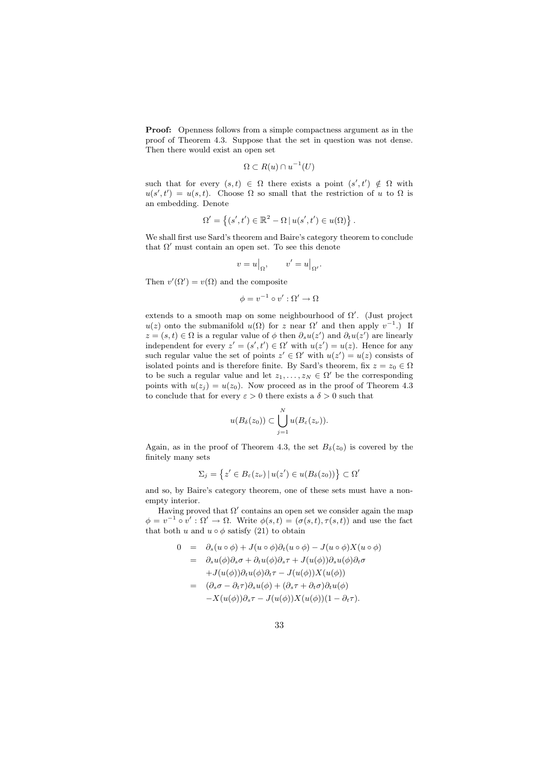**Proof:** Openness follows from a simple compactness argument as in the proof of Theorem 4.3. Suppose that the set in question was not dense. Then there would exist an open set

$$\Omega \subset R(u) \cap u^{-1}(U)$$

such that for every $(s,t) \in \Omega$ there exists a point $(s',t') \notin \Omega$ with $u(s',t') = u(s,t)$. Choose $\Omega$ so small that the restriction of $u$ to $\Omega$ is an embedding. Denote

$$\Omega' = \left\{(s',t') \in \mathbb{R}^2 - \Omega \,|\, u(s',t') \in u(\Omega)\right\}.$$

We shall first use Sard's theorem and Baire's category theorem to conclude that $\Omega'$ must contain an open set. To see this denote

$$v = u\big|_{\Omega}, \qquad v' = u\big|_{\Omega'}.$$

Then $v'(\Omega') = v(\Omega)$ and the composite

$$\phi = v^{-1} \circ v' : \Omega' \to \Omega$$

extends to a smooth map on some neighbourhood of $\Omega'$. (Just project $u(z)$ onto the submanifold $u(\Omega)$ for $z$ near $\Omega'$ and then apply $v^{-1}$.) If $z = (s,t) \in \Omega$ is a regular value of $\phi$ then $\partial_s u(z')$ and $\partial_t u(z')$ are linearly independent for every $z' = (s',t') \in \Omega'$ with $u(z') = u(z)$. Hence for any such regular value the set of points $z' \in \Omega'$ with $u(z') = u(z)$ consists of isolated points and is therefore finite. By Sard's theorem, fix $z = z_0 \in \Omega$ to be such a regular value and let $z_1, \ldots, z_N \in \Omega'$ be the corresponding points with $u(z_j) = u(z_0)$. Now proceed as in the proof of Theorem 4.3 to conclude that for every $\varepsilon > 0$ there exists a $\delta > 0$ such that

$$u(B_\delta(z_0)) \subset \bigcup_{j=1}^{N} u(B_\varepsilon(z_\nu)).$$

Again, as in the proof of Theorem 4.3, the set $B_\delta(z_0)$ is covered by the finitely many sets

$$\Sigma_j = \left\{z' \in B_\varepsilon(z_\nu) \,|\, u(z') \in u(B_\delta(z_0))\right\} \subset \Omega'$$

and so, by Baire's category theorem, one of these sets must have a nonempty interior.

Having proved that $\Omega'$ contains an open set we consider again the map $\phi = v^{-1} \circ v' : \Omega' \to \Omega$. Write $\phi(s,t) = (\sigma(s,t), \tau(s,t))$ and use the fact that both $u$ and $u \circ \phi$ satisfy (21) to obtain

$$\begin{aligned}
0 &= \partial_s(u \circ \phi) + J(u \circ \phi)\partial_t(u \circ \phi) - J(u \circ \phi)X(u \circ \phi) \\
&= \partial_s u(\phi)\partial_s \sigma + \partial_t u(\phi)\partial_s \tau + J(u(\phi))\partial_s u(\phi)\partial_t \sigma \\
&\quad + J(u(\phi))\partial_t u(\phi)\partial_t \tau - J(u(\phi))X(u(\phi)) \\
&= (\partial_s \sigma - \partial_t \tau)\partial_s u(\phi) + (\partial_s \tau + \partial_t \sigma)\partial_t u(\phi) \\
&\quad - X(u(\phi))\partial_s \tau - J(u(\phi))X(u(\phi))(1 - \partial_t \tau).
\end{aligned}$$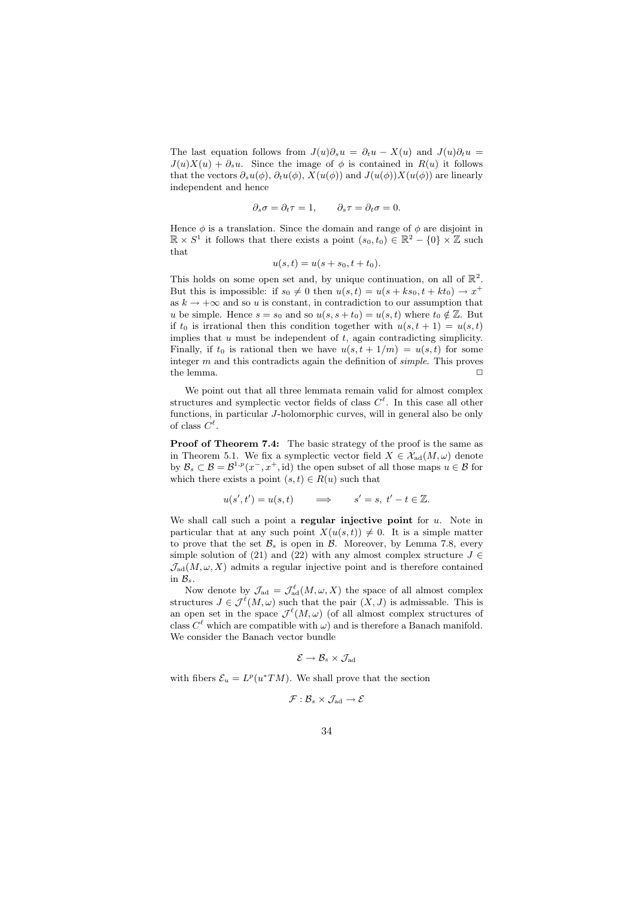The last equation follows from $J(u)\partial_s u = \partial_t u - X(u)$ and $J(u)\partial_t u = J(u)X(u) + \partial_s u$. Since the image of $\phi$ is contained in $R(u)$ it follows that the vectors $\partial_s u(\phi)$, $\partial_t u(\phi)$, $X(u(\phi))$ and $J(u(\phi))X(u(\phi))$ are linearly independent and hence

$$\partial_s \sigma = \partial_t \tau = 1, \qquad \partial_s \tau = \partial_t \sigma = 0.$$

Hence $\phi$ is a translation. Since the domain and range of $\phi$ are disjoint in $\mathbb{R} \times S^1$ it follows that there exists a point $(s_0, t_0) \in \mathbb{R}^2 - \{0\} \times \mathbb{Z}$ such that

$$u(s,t) = u(s + s_0, t + t_0).$$

This holds on some open set and, by unique continuation, on all of $\mathbb{R}^2$. But this is impossible: if $s_0 \neq 0$ then $u(s,t) = u(s + ks_0, t + kt_0) \to x^+$ as $k \to +\infty$ and so $u$ is constant, in contradiction to our assumption that $u$ be simple. Hence $s = s_0$ and so $u(s, s + t_0) = u(s,t)$ where $t_0 \notin \mathbb{Z}$. But if $t_0$ is irrational then this condition together with $u(s, t+1) = u(s,t)$ implies that $u$ must be independent of $t$, again contradicting simplicity. Finally, if $t_0$ is rational then we have $u(s, t + 1/m) = u(s,t)$ for some integer $m$ and this contradicts again the definition of *simple*. This proves the lemma. $\Box$

We point out that all three lemmata remain valid for almost complex structures and symplectic vector fields of class $C^\ell$. In this case all other functions, in particular $J$-holomorphic curves, will in general also be only of class $C^\ell$.

**Proof of Theorem 7.4:** The basic strategy of the proof is the same as in Theorem 5.1. We fix a symplectic vector field $X \in \mathcal{X}_{\mathrm{ad}}(M, \omega)$ denote by $\mathcal{B}_s \subset \mathcal{B} = \mathcal{B}^{1,p}(x^-, x^+, \mathrm{id})$ the open subset of all those maps $u \in \mathcal{B}$ for which there exists a point $(s,t) \in R(u)$ such that

$$u(s',t') = u(s,t) \qquad \Longrightarrow \qquad s' = s,\ t' - t \in \mathbb{Z}.$$

We shall call such a point a **regular injective point** for $u$. Note in particular that at any such point $X(u(s,t)) \neq 0$. It is a simple matter to prove that the set $\mathcal{B}_s$ is open in $\mathcal{B}$. Moreover, by Lemma 7.8, every simple solution of (21) and (22) with any almost complex structure $J \in \mathcal{J}_{\mathrm{ad}}(M, \omega, X)$ admits a regular injective point and is therefore contained in $\mathcal{B}_s$.

Now denote by $\mathcal{J}_{\mathrm{ad}} = \mathcal{J}^\ell_{\mathrm{ad}}(M, \omega, X)$ the space of all almost complex structures $J \in \mathcal{J}^\ell(M, \omega)$ such that the pair $(X, J)$ is admissable. This is an open set in the space $\mathcal{J}^\ell(M, \omega)$ (of all almost complex structures of class $C^\ell$ which are compatible with $\omega$) and is therefore a Banach manifold. We consider the Banach vector bundle

$$\mathcal{E} \to \mathcal{B}_s \times \mathcal{J}_{\mathrm{ad}}$$

with fibers $\mathcal{E}_u = L^p(u^*TM)$. We shall prove that the section

$$\mathcal{F} : \mathcal{B}_s \times \mathcal{J}_{\mathrm{ad}} \to \mathcal{E}$$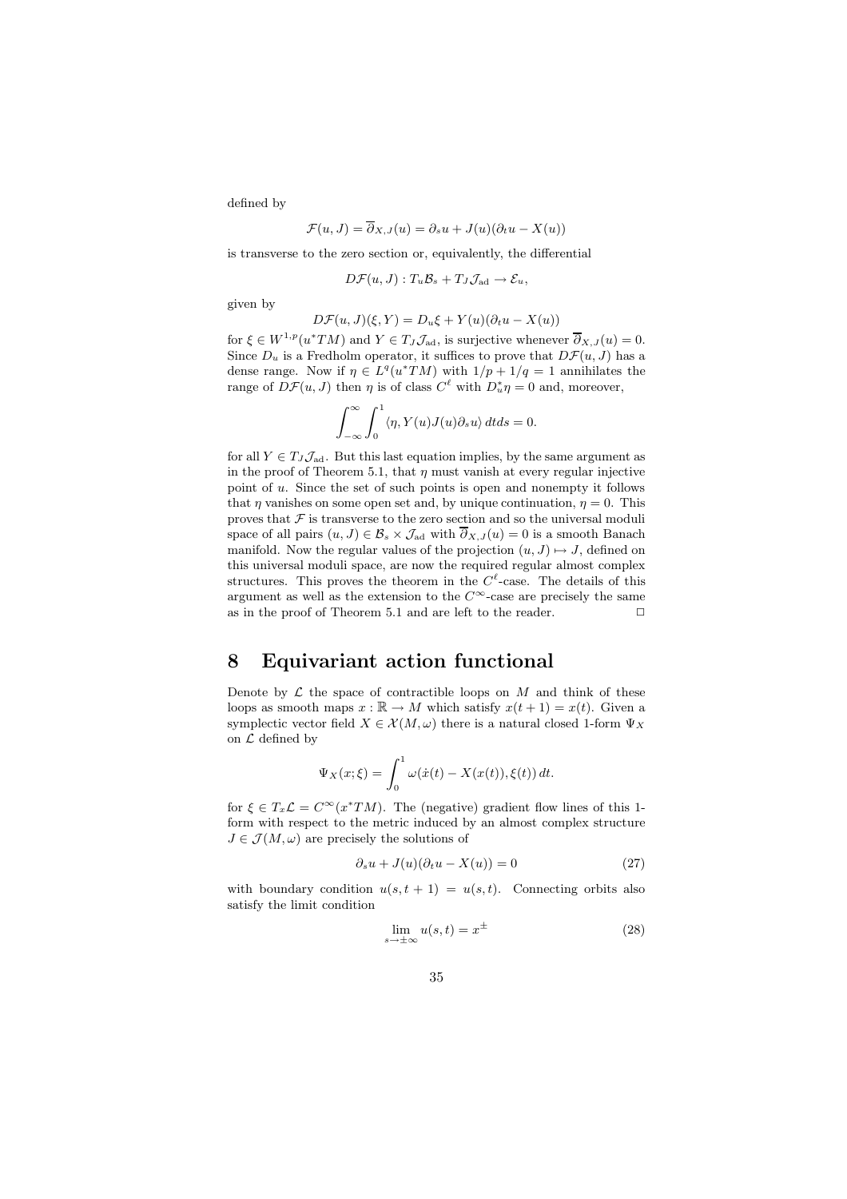defined by

$$\mathcal{F}(u,J) = \overline{\partial}_{X,J}(u) = \partial_s u + J(u)(\partial_t u - X(u))$$

is transverse to the zero section or, equivalently, the differential

$$D\mathcal{F}(u,J) : T_u\mathcal{B}_s + T_J\mathcal{J}_{\mathrm{ad}} \to \mathcal{E}_u,$$

given by

$$D\mathcal{F}(u,J)(\xi,Y) = D_u\xi + Y(u)(\partial_t u - X(u))$$

for $\xi \in W^{1,p}(u^*TM)$ and $Y \in T_J\mathcal{J}_{\mathrm{ad}}$, is surjective whenever $\overline{\partial}_{X,J}(u) = 0$. Since $D_u$ is a Fredholm operator, it suffices to prove that $D\mathcal{F}(u,J)$ has a dense range. Now if $\eta \in L^q(u^*TM)$ with $1/p + 1/q = 1$ annihilates the range of $D\mathcal{F}(u,J)$ then $\eta$ is of class $C^\ell$ with $D_u^*\eta = 0$ and, moreover,

$$\int_{-\infty}^{\infty}\int_0^1 \langle \eta, Y(u)J(u)\partial_s u\rangle \, dtds = 0.$$

for all $Y \in T_J\mathcal{J}_{\mathrm{ad}}$. But this last equation implies, by the same argument as in the proof of Theorem 5.1, that $\eta$ must vanish at every regular injective point of $u$. Since the set of such points is open and nonempty it follows that $\eta$ vanishes on some open set and, by unique continuation, $\eta = 0$. This proves that $\mathcal{F}$ is transverse to the zero section and so the universal moduli space of all pairs $(u,J) \in \mathcal{B}_s \times \mathcal{J}_{\mathrm{ad}}$ with $\overline{\partial}_{X,J}(u) = 0$ is a smooth Banach manifold. Now the regular values of the projection $(u,J) \mapsto J$, defined on this universal moduli space, are now the required regular almost complex structures. This proves the theorem in the $C^\ell$-case. The details of this argument as well as the extension to the $C^\infty$-case are precisely the same as in the proof of Theorem 5.1 and are left to the reader. □

# 8 Equivariant action functional

Denote by $\mathcal{L}$ the space of contractible loops on $M$ and think of these loops as smooth maps $x : \mathbb{R} \to M$ which satisfy $x(t+1) = x(t)$. Given a symplectic vector field $X \in \mathcal{X}(M,\omega)$ there is a natural closed 1-form $\Psi_X$ on $\mathcal{L}$ defined by

$$\Psi_X(x;\xi) = \int_0^1 \omega(\dot{x}(t) - X(x(t)), \xi(t))\, dt.$$

for $\xi \in T_x\mathcal{L} = C^\infty(x^*TM)$. The (negative) gradient flow lines of this 1-form with respect to the metric induced by an almost complex structure $J \in \mathcal{J}(M,\omega)$ are precisely the solutions of

$$\partial_s u + J(u)(\partial_t u - X(u)) = 0 \tag{27}$$

with boundary condition $u(s,t+1) = u(s,t)$. Connecting orbits also satisfy the limit condition

$$\lim_{s\to\pm\infty} u(s,t) = x^{\pm} \tag{28}$$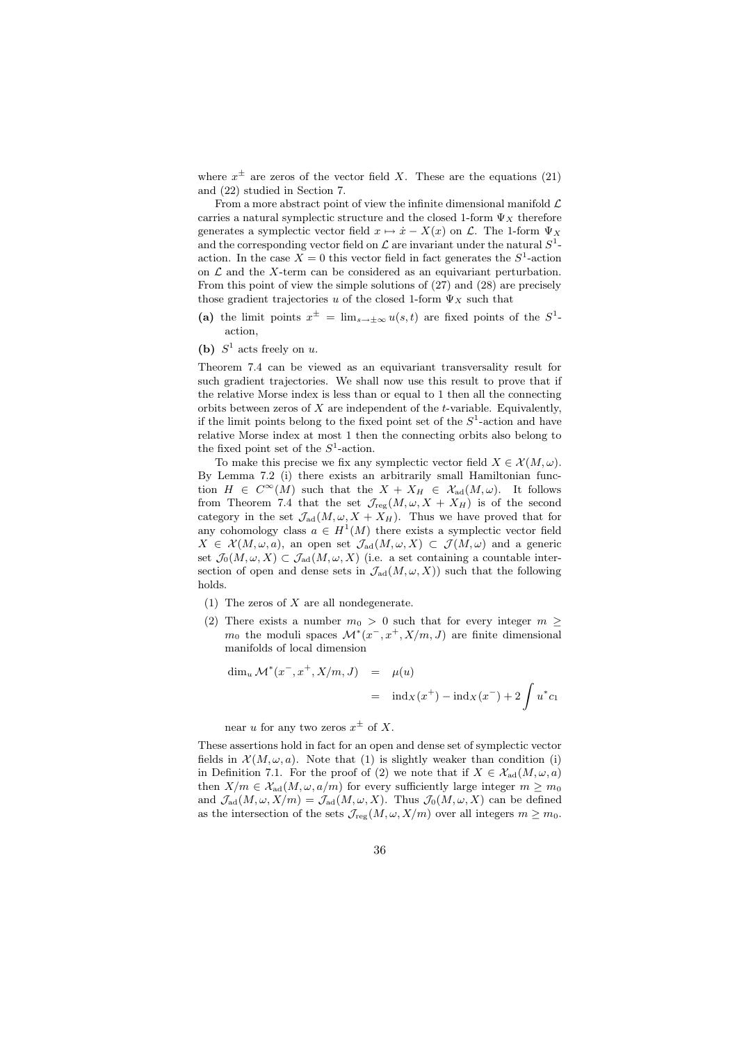where $x^{\pm}$ are zeros of the vector field $X$. These are the equations (21) and (22) studied in Section 7.

From a more abstract point of view the infinite dimensional manifold $\mathcal{L}$ carries a natural symplectic structure and the closed 1-form $\Psi_X$ therefore generates a symplectic vector field $x \mapsto \dot{x} - X(x)$ on $\mathcal{L}$. The 1-form $\Psi_X$ and the corresponding vector field on $\mathcal{L}$ are invariant under the natural $S^1$-action. In the case $X = 0$ this vector field in fact generates the $S^1$-action on $\mathcal{L}$ and the $X$-term can be considered as an equivariant perturbation. From this point of view the simple solutions of (27) and (28) are precisely those gradient trajectories $u$ of the closed 1-form $\Psi_X$ such that

**(a)** the limit points $x^{\pm} = \lim_{s\to\pm\infty} u(s,t)$ are fixed points of the $S^1$-action,

**(b)** $S^1$ acts freely on $u$.

Theorem 7.4 can be viewed as an equivariant transversality result for such gradient trajectories. We shall now use this result to prove that if the relative Morse index is less than or equal to 1 then all the connecting orbits between zeros of $X$ are independent of the $t$-variable. Equivalently, if the limit points belong to the fixed point set of the $S^1$-action and have relative Morse index at most 1 then the connecting orbits also belong to the fixed point set of the $S^1$-action.

To make this precise we fix any symplectic vector field $X \in \mathcal{X}(M,\omega)$. By Lemma 7.2 (i) there exists an arbitrarily small Hamiltonian function $H \in C^\infty(M)$ such that the $X + X_H \in \mathcal{X}_{\mathrm{ad}}(M,\omega)$. It follows from Theorem 7.4 that the set $\mathcal{J}_{\mathrm{reg}}(M,\omega,X+X_H)$ is of the second category in the set $\mathcal{J}_{\mathrm{ad}}(M,\omega,X+X_H)$. Thus we have proved that for any cohomology class $a \in H^1(M)$ there exists a symplectic vector field $X \in \mathcal{X}(M,\omega,a)$, an open set $\mathcal{J}_{\mathrm{ad}}(M,\omega,X) \subset \mathcal{J}(M,\omega)$ and a generic set $\mathcal{J}_0(M,\omega,X) \subset \mathcal{J}_{\mathrm{ad}}(M,\omega,X)$ (i.e. a set containing a countable intersection of open and dense sets in $\mathcal{J}_{\mathrm{ad}}(M,\omega,X)$) such that the following holds.

(1) The zeros of $X$ are all nondegenerate.

(2) There exists a number $m_0 > 0$ such that for every integer $m \geq m_0$ the moduli spaces $\mathcal{M}^*(x^-,x^+,X/m,J)$ are finite dimensional manifolds of local dimension

$$
\begin{aligned}
\dim_u \mathcal{M}^*(x^-,x^+,X/m,J) &= \mu(u) \\
&= \mathrm{ind}_X(x^+) - \mathrm{ind}_X(x^-) + 2\int u^* c_1
\end{aligned}
$$

near $u$ for any two zeros $x^{\pm}$ of $X$.

These assertions hold in fact for an open and dense set of symplectic vector fields in $\mathcal{X}(M,\omega,a)$. Note that (1) is slightly weaker than condition (i) in Definition 7.1. For the proof of (2) we note that if $X \in \mathcal{X}_{\mathrm{ad}}(M,\omega,a)$ then $X/m \in \mathcal{X}_{\mathrm{ad}}(M,\omega,a/m)$ for every sufficiently large integer $m \geq m_0$ and $\mathcal{J}_{\mathrm{ad}}(M,\omega,X/m) = \mathcal{J}_{\mathrm{ad}}(M,\omega,X)$. Thus $\mathcal{J}_0(M,\omega,X)$ can be defined as the intersection of the sets $\mathcal{J}_{\mathrm{reg}}(M,\omega,X/m)$ over all integers $m \geq m_0$.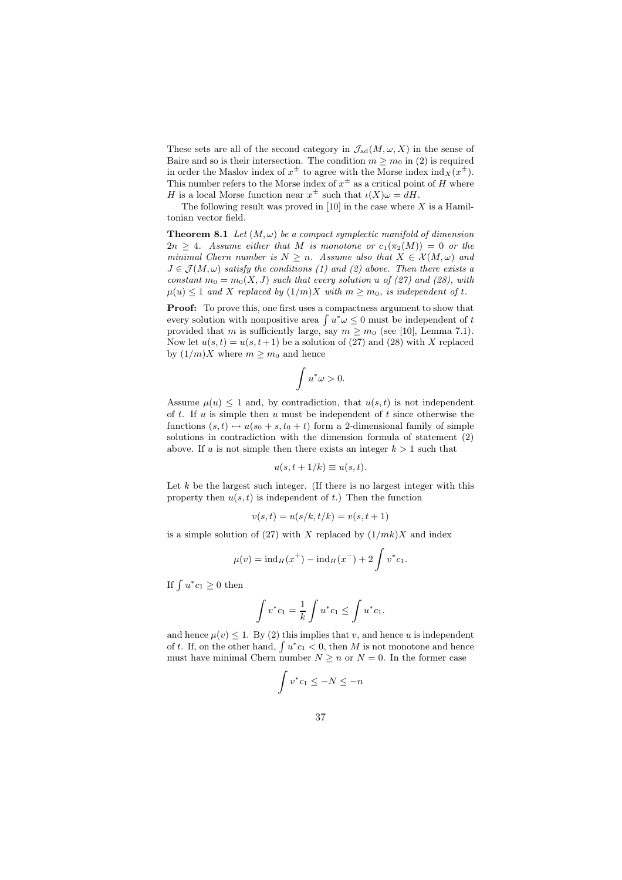These sets are all of the second category in $\mathcal{J}_{\mathrm{ad}}(M,\omega,X)$ in the sense of Baire and so is their intersection. The condition $m \ge m_0$ in (2) is required in order the Maslov index of $x^\pm$ to agree with the Morse index $\mathrm{ind}_X(x^\pm)$. This number refers to the Morse index of $x^\pm$ as a critical point of $H$ where $H$ is a local Morse function near $x^\pm$ such that $\iota(X)\omega = dH$.

The following result was proved in [10] in the case where $X$ is a Hamiltonian vector field.

**Theorem 8.1** *Let $(M,\omega)$ be a compact symplectic manifold of dimension $2n \ge 4$. Assume either that $M$ is monotone or $c_1(\pi_2(M)) = 0$ or the minimal Chern number is $N \ge n$. Assume also that $X \in \mathcal{X}(M,\omega)$ and $J \in \mathcal{J}(M,\omega)$ satisfy the conditions (1) and (2) above. Then there exists a constant $m_0 = m_0(X,J)$ such that every solution $u$ of (27) and (28), with $\mu(u) \le 1$ and $X$ replaced by $(1/m)X$ with $m \ge m_0$, is independent of $t$.*

**Proof:** To prove this, one first uses a compactness argument to show that every solution with nonpositive area $\int u^*\omega \le 0$ must be independent of $t$ provided that $m$ is sufficiently large, say $m \ge m_0$ (see [10], Lemma 7.1). Now let $u(s,t) = u(s,t+1)$ be a solution of (27) and (28) with $X$ replaced by $(1/m)X$ where $m \ge m_0$ and hence

$$\int u^*\omega > 0.$$

Assume $\mu(u) \le 1$ and, by contradiction, that $u(s,t)$ is not independent of $t$. If $u$ is simple then $u$ must be independent of $t$ since otherwise the functions $(s,t) \mapsto u(s_0+s, t_0+t)$ form a 2-dimensional family of simple solutions in contradiction with the dimension formula of statement (2) above. If $u$ is not simple then there exists an integer $k > 1$ such that

$$u(s, t+1/k) \equiv u(s,t).$$

Let $k$ be the largest such integer. (If there is no largest integer with this property then $u(s,t)$ is independent of $t$.) Then the function

$$v(s,t) = u(s/k, t/k) = v(s, t+1)$$

is a simple solution of (27) with $X$ replaced by $(1/mk)X$ and index

$$\mu(v) = \mathrm{ind}_H(x^+) - \mathrm{ind}_H(x^-) + 2\int v^*c_1.$$

If $\int u^*c_1 \ge 0$ then

$$\int v^*c_1 = \frac{1}{k}\int u^*c_1 \le \int u^*c_1.$$

and hence $\mu(v) \le 1$. By (2) this implies that $v$, and hence $u$ is independent of $t$. If, on the other hand, $\int u^*c_1 < 0$, then $M$ is not monotone and hence must have minimal Chern number $N \ge n$ or $N = 0$. In the former case

$$\int v^*c_1 \le -N \le -n$$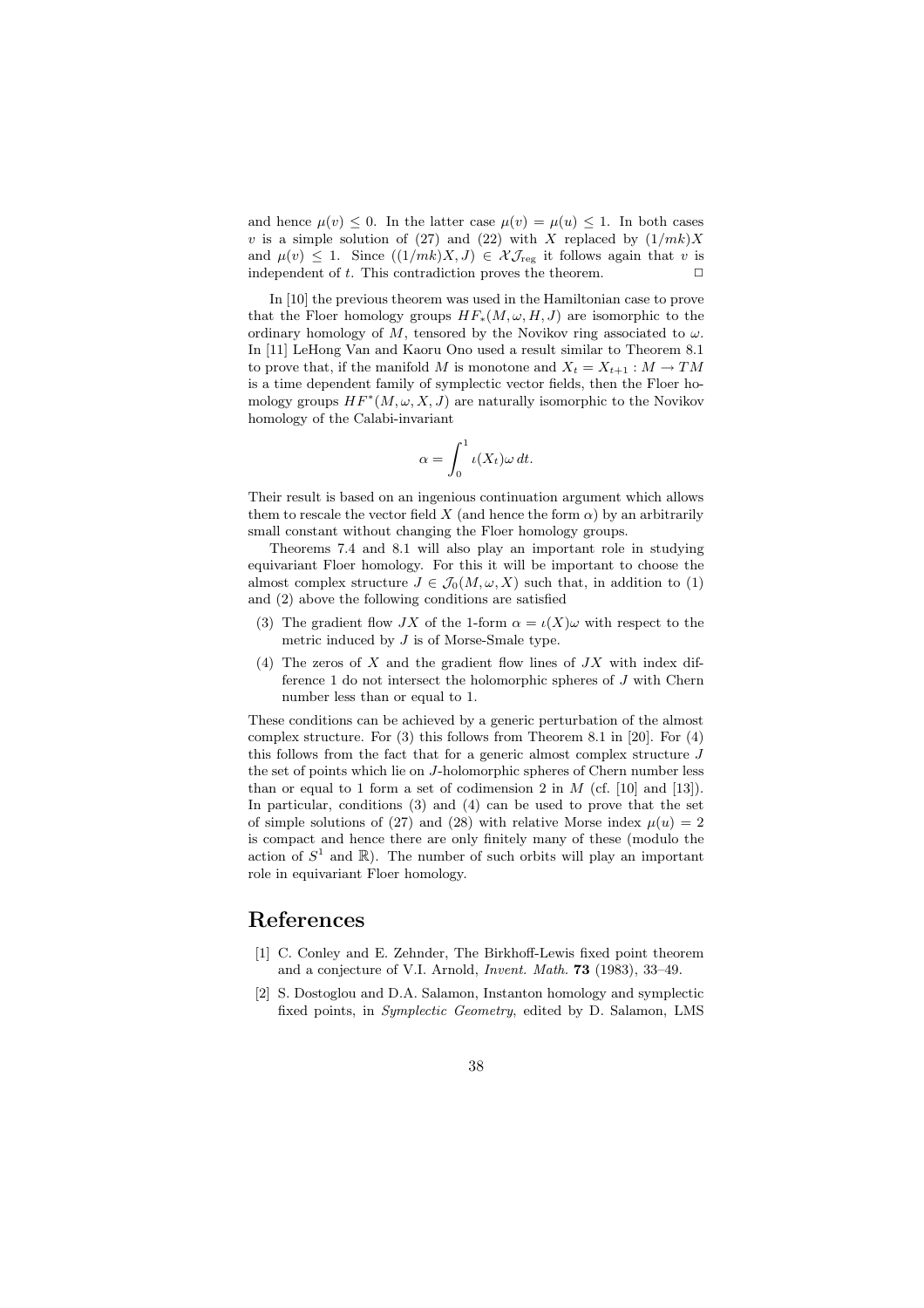and hence $\mu(v) \le 0$. In the latter case $\mu(v) = \mu(u) \le 1$. In both cases $v$ is a simple solution of (27) and (22) with $X$ replaced by $(1/mk)X$ and $\mu(v) \le 1$. Since $((1/mk)X, J) \in \mathcal{X}\mathcal{J}_{\rm reg}$ it follows again that $v$ is independent of $t$. This contradiction proves the theorem. □

In [10] the previous theorem was used in the Hamiltonian case to prove that the Floer homology groups $HF_*(M, \omega, H, J)$ are isomorphic to the ordinary homology of $M$, tensored by the Novikov ring associated to $\omega$. In [11] LeHong Van and Kaoru Ono used a result similar to Theorem 8.1 to prove that, if the manifold $M$ is monotone and $X_t = X_{t+1} : M \to TM$ is a time dependent family of symplectic vector fields, then the Floer homology groups $HF^*(M, \omega, X, J)$ are naturally isomorphic to the Novikov homology of the Calabi-invariant

$$\alpha = \int_0^1 \iota(X_t)\omega \, dt.$$

Their result is based on an ingenious continuation argument which allows them to rescale the vector field $X$ (and hence the form $\alpha$) by an arbitrarily small constant without changing the Floer homology groups.

Theorems 7.4 and 8.1 will also play an important role in studying equivariant Floer homology. For this it will be important to choose the almost complex structure $J \in \mathcal{J}_0(M, \omega, X)$ such that, in addition to (1) and (2) above the following conditions are satisfied

(3) The gradient flow $JX$ of the 1-form $\alpha = \iota(X)\omega$ with respect to the metric induced by $J$ is of Morse-Smale type.

(4) The zeros of $X$ and the gradient flow lines of $JX$ with index difference 1 do not intersect the holomorphic spheres of $J$ with Chern number less than or equal to 1.

These conditions can be achieved by a generic perturbation of the almost complex structure. For (3) this follows from Theorem 8.1 in [20]. For (4) this follows from the fact that for a generic almost complex structure $J$ the set of points which lie on $J$-holomorphic spheres of Chern number less than or equal to 1 form a set of codimension 2 in $M$ (cf. [10] and [13]). In particular, conditions (3) and (4) can be used to prove that the set of simple solutions of (27) and (28) with relative Morse index $\mu(u) = 2$ is compact and hence there are only finitely many of these (modulo the action of $S^1$ and $\mathbb{R}$). The number of such orbits will play an important role in equivariant Floer homology.

# References

[1] C. Conley and E. Zehnder, The Birkhoff-Lewis fixed point theorem and a conjecture of V.I. Arnold, *Invent. Math.* **73** (1983), 33–49.

[2] S. Dostoglou and D.A. Salamon, Instanton homology and symplectic fixed points, in *Symplectic Geometry*, edited by D. Salamon, LMS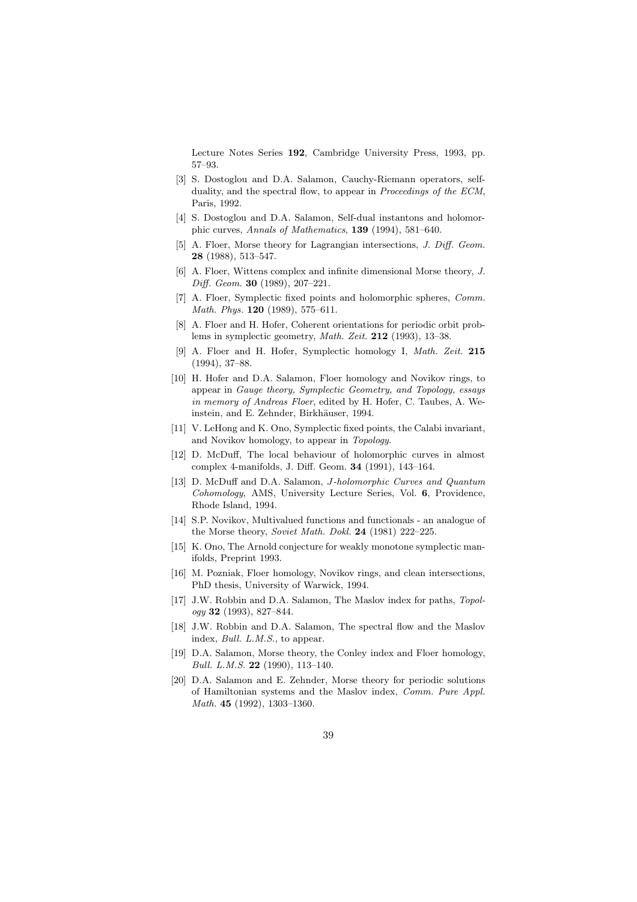Lecture Notes Series **192**, Cambridge University Press, 1993, pp. 57–93.

[3] S. Dostoglou and D.A. Salamon, Cauchy-Riemann operators, self-duality, and the spectral flow, to appear in *Proceedings of the ECM*, Paris, 1992.

[4] S. Dostoglou and D.A. Salamon, Self-dual instantons and holomorphic curves, *Annals of Mathematics*, **139** (1994), 581–640.

[5] A. Floer, Morse theory for Lagrangian intersections, *J. Diff. Geom.* **28** (1988), 513–547.

[6] A. Floer, Wittens complex and infinite dimensional Morse theory, *J. Diff. Geom.* **30** (1989), 207–221.

[7] A. Floer, Symplectic fixed points and holomorphic spheres, *Comm. Math. Phys.* **120** (1989), 575–611.

[8] A. Floer and H. Hofer, Coherent orientations for periodic orbit problems in symplectic geometry, *Math. Zeit.* **212** (1993), 13–38.

[9] A. Floer and H. Hofer, Symplectic homology I, *Math. Zeit.* **215** (1994), 37–88.

[10] H. Hofer and D.A. Salamon, Floer homology and Novikov rings, to appear in *Gauge theory, Symplectic Geometry, and Topology, essays in memory of Andreas Floer*, edited by H. Hofer, C. Taubes, A. Weinstein, and E. Zehnder, Birkhäuser, 1994.

[11] V. LeHong and K. Ono, Symplectic fixed points, the Calabi invariant, and Novikov homology, to appear in *Topology*.

[12] D. McDuff, The local behaviour of holomorphic curves in almost complex 4-manifolds, J. Diff. Geom. **34** (1991), 143–164.

[13] D. McDuff and D.A. Salamon, *J-holomorphic Curves and Quantum Cohomology*, AMS, University Lecture Series, Vol. **6**, Providence, Rhode Island, 1994.

[14] S.P. Novikov, Multivalued functions and functionals - an analogue of the Morse theory, *Soviet Math. Dokl.* **24** (1981) 222–225.

[15] K. Ono, The Arnold conjecture for weakly monotone symplectic manifolds, Preprint 1993.

[16] M. Pozniak, Floer homology, Novikov rings, and clean intersections, PhD thesis, University of Warwick, 1994.

[17] J.W. Robbin and D.A. Salamon, The Maslov index for paths, *Topology* **32** (1993), 827–844.

[18] J.W. Robbin and D.A. Salamon, The spectral flow and the Maslov index, *Bull. L.M.S.*, to appear.

[19] D.A. Salamon, Morse theory, the Conley index and Floer homology, *Bull. L.M.S.* **22** (1990), 113–140.

[20] D.A. Salamon and E. Zehnder, Morse theory for periodic solutions of Hamiltonian systems and the Maslov index, *Comm. Pure Appl. Math.* **45** (1992), 1303–1360.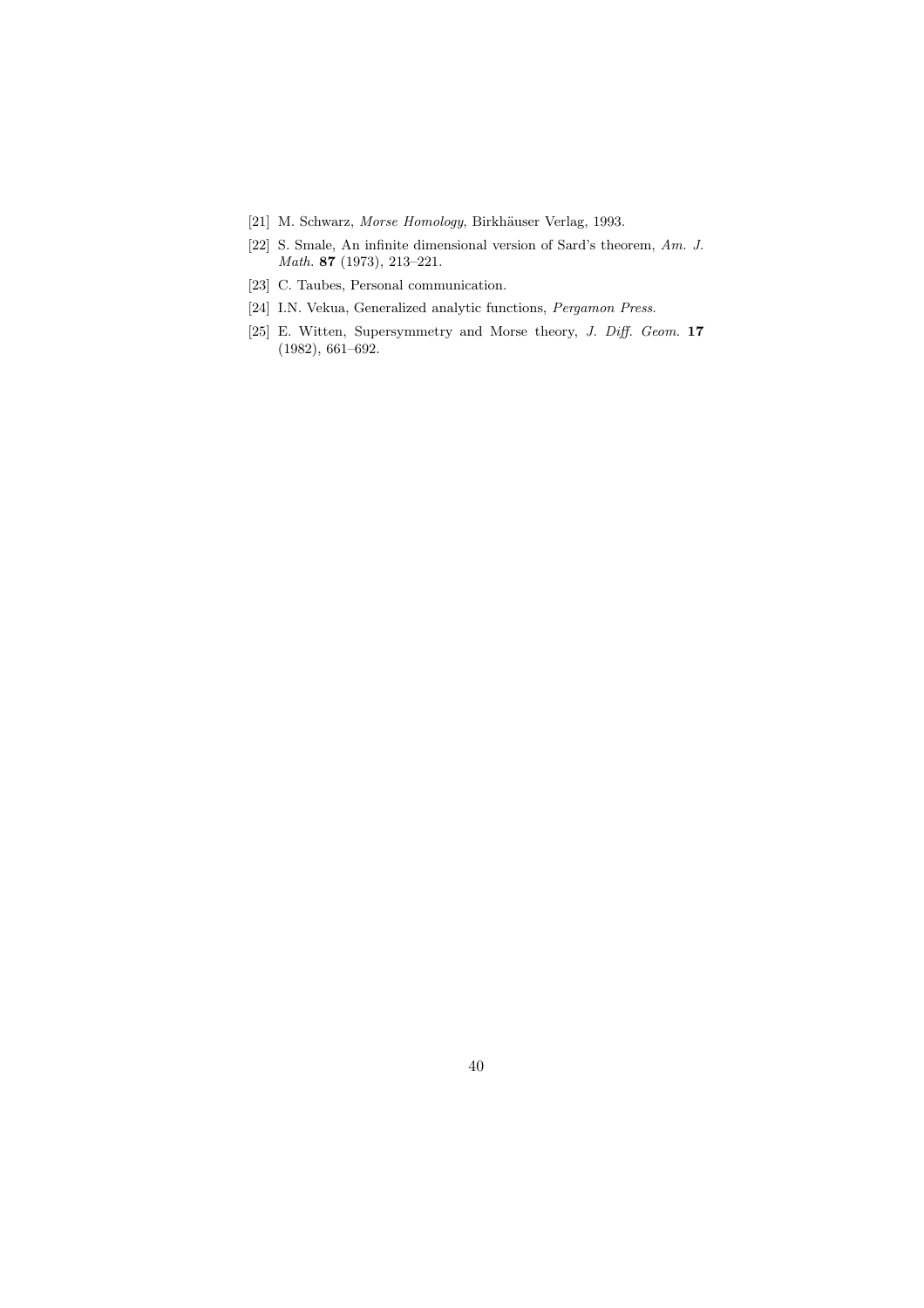[21] M. Schwarz, *Morse Homology*, Birkhäuser Verlag, 1993.

[22] S. Smale, An infinite dimensional version of Sard's theorem, *Am. J. Math.* **87** (1973), 213–221.

[23] C. Taubes, Personal communication.

[24] I.N. Vekua, Generalized analytic functions, *Pergamon Press.*

[25] E. Witten, Supersymmetry and Morse theory, *J. Diff. Geom.* **17** (1982), 661–692.